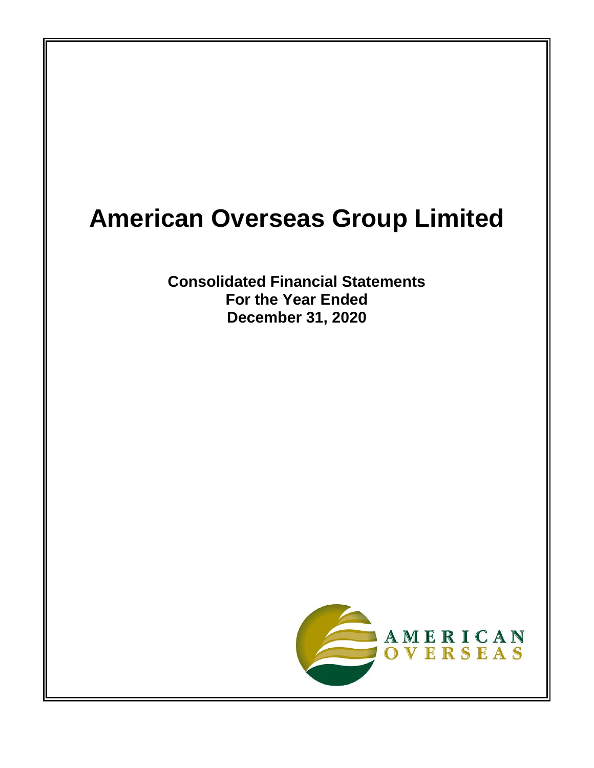# American Overseas Group Limited

**Consolidated Financial Statements**
**For the Year Ended**
**December 31, 2020**

AMERICAN
OVERSEAS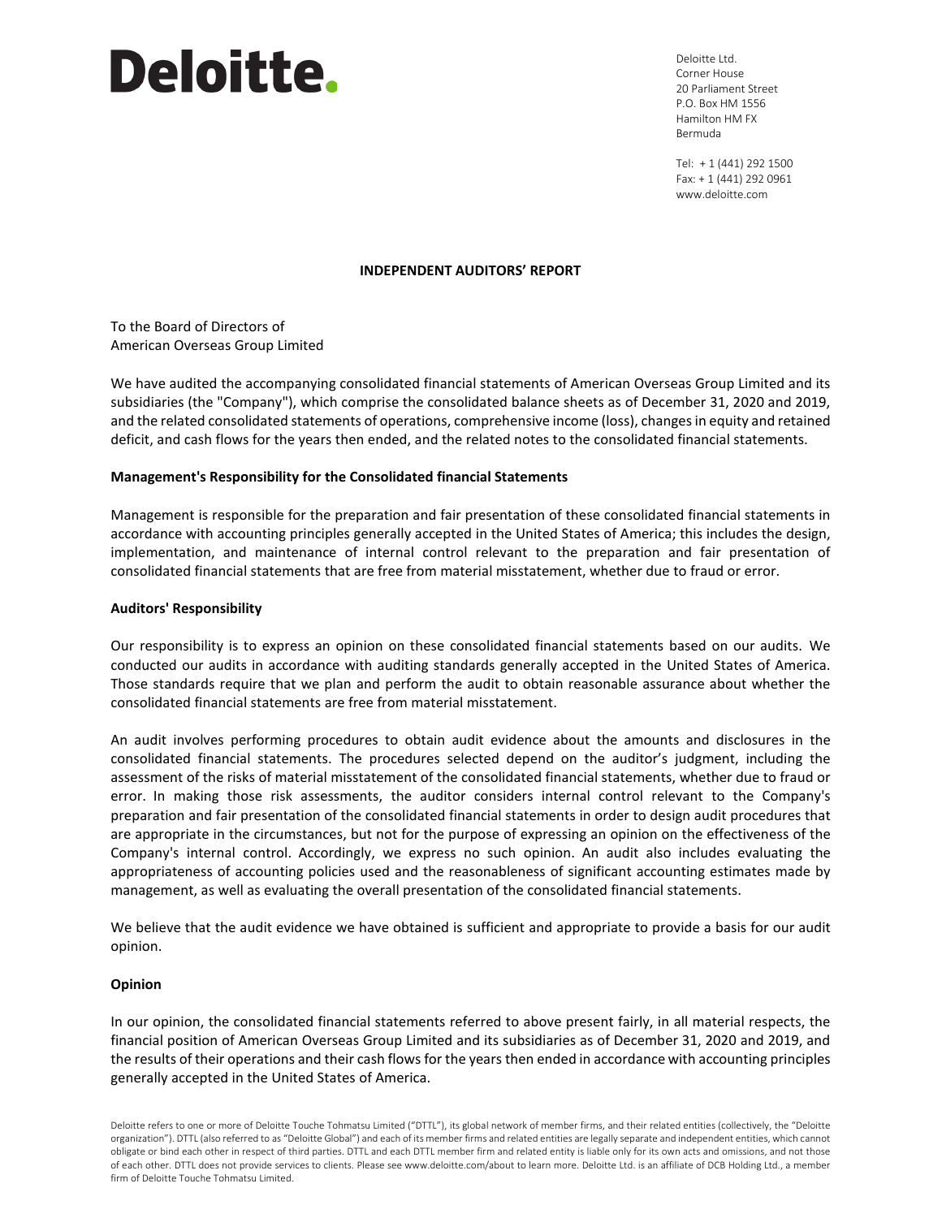**Deloitte.**

Deloitte Ltd.
Corner House
20 Parliament Street
P.O. Box HM 1556
Hamilton HM FX
Bermuda

Tel: + 1 (441) 292 1500
Fax: + 1 (441) 292 0961
www.deloitte.com

# INDEPENDENT AUDITORS' REPORT

To the Board of Directors of
American Overseas Group Limited

We have audited the accompanying consolidated financial statements of American Overseas Group Limited and its subsidiaries (the "Company"), which comprise the consolidated balance sheets as of December 31, 2020 and 2019, and the related consolidated statements of operations, comprehensive income (loss), changes in equity and retained deficit, and cash flows for the years then ended, and the related notes to the consolidated financial statements.

## Management's Responsibility for the Consolidated financial Statements

Management is responsible for the preparation and fair presentation of these consolidated financial statements in accordance with accounting principles generally accepted in the United States of America; this includes the design, implementation, and maintenance of internal control relevant to the preparation and fair presentation of consolidated financial statements that are free from material misstatement, whether due to fraud or error.

## Auditors' Responsibility

Our responsibility is to express an opinion on these consolidated financial statements based on our audits. We conducted our audits in accordance with auditing standards generally accepted in the United States of America. Those standards require that we plan and perform the audit to obtain reasonable assurance about whether the consolidated financial statements are free from material misstatement.

An audit involves performing procedures to obtain audit evidence about the amounts and disclosures in the consolidated financial statements. The procedures selected depend on the auditor's judgment, including the assessment of the risks of material misstatement of the consolidated financial statements, whether due to fraud or error. In making those risk assessments, the auditor considers internal control relevant to the Company's preparation and fair presentation of the consolidated financial statements in order to design audit procedures that are appropriate in the circumstances, but not for the purpose of expressing an opinion on the effectiveness of the Company's internal control. Accordingly, we express no such opinion. An audit also includes evaluating the appropriateness of accounting policies used and the reasonableness of significant accounting estimates made by management, as well as evaluating the overall presentation of the consolidated financial statements.

We believe that the audit evidence we have obtained is sufficient and appropriate to provide a basis for our audit opinion.

## Opinion

In our opinion, the consolidated financial statements referred to above present fairly, in all material respects, the financial position of American Overseas Group Limited and its subsidiaries as of December 31, 2020 and 2019, and the results of their operations and their cash flows for the years then ended in accordance with accounting principles generally accepted in the United States of America.

Deloitte refers to one or more of Deloitte Touche Tohmatsu Limited ("DTTL"), its global network of member firms, and their related entities (collectively, the "Deloitte organization"). DTTL (also referred to as "Deloitte Global") and each of its member firms and related entities are legally separate and independent entities, which cannot obligate or bind each other in respect of third parties. DTTL and each DTTL member firm and related entity is liable only for its own acts and omissions, and not those of each other. DTTL does not provide services to clients. Please see www.deloitte.com/about to learn more. Deloitte Ltd. is an affiliate of DCB Holding Ltd., a member firm of Deloitte Touche Tohmatsu Limited.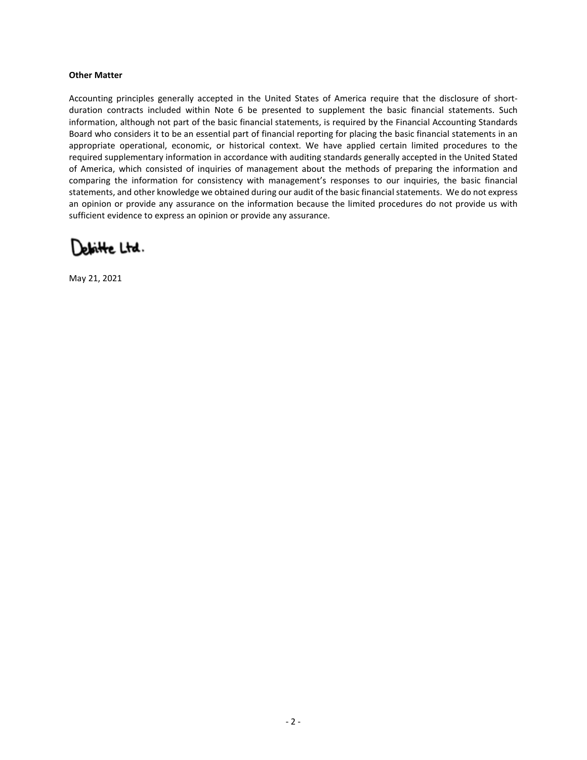**Other Matter**

Accounting principles generally accepted in the United States of America require that the disclosure of short-duration contracts included within Note 6 be presented to supplement the basic financial statements. Such information, although not part of the basic financial statements, is required by the Financial Accounting Standards Board who considers it to be an essential part of financial reporting for placing the basic financial statements in an appropriate operational, economic, or historical context. We have applied certain limited procedures to the required supplementary information in accordance with auditing standards generally accepted in the United Stated of America, which consisted of inquiries of management about the methods of preparing the information and comparing the information for consistency with management's responses to our inquiries, the basic financial statements, and other knowledge we obtained during our audit of the basic financial statements. We do not express an opinion or provide any assurance on the information because the limited procedures do not provide us with sufficient evidence to express an opinion or provide any assurance.

Deloitte Ltd.

May 21, 2021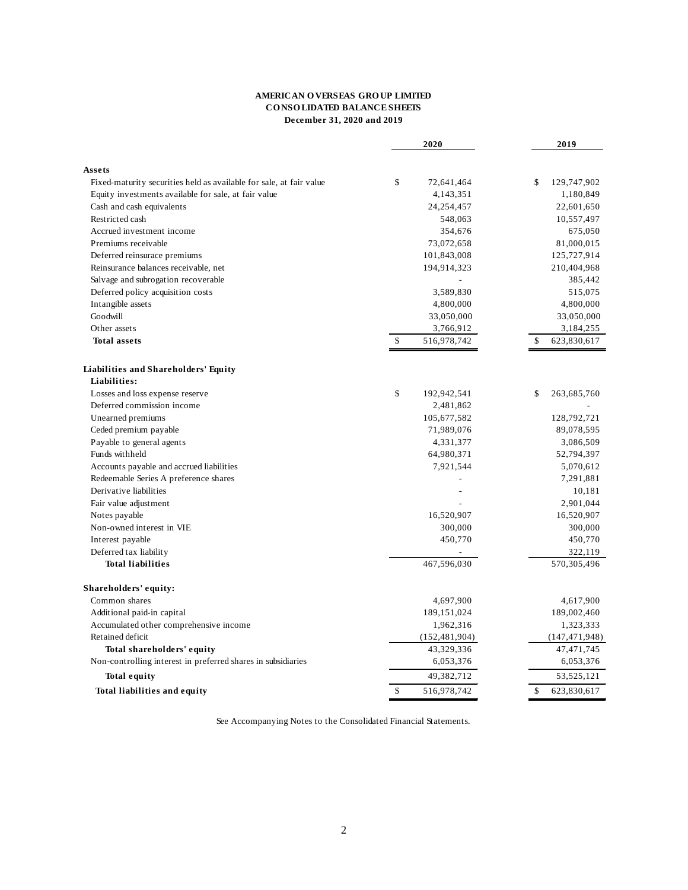**AMERICAN OVERSEAS GROUP LIMITED**
**CONSOLIDATED BALANCE SHEETS**
**December 31, 2020 and 2019**

| | 2020 | 2019 |
|---|---|---|
| **Assets** | | |
| Fixed-maturity securities held as available for sale, at fair value | $ 72,641,464 | $ 129,747,902 |
| Equity investments available for sale, at fair value | 4,143,351 | 1,180,849 |
| Cash and cash equivalents | 24,254,457 | 22,601,650 |
| Restricted cash | 548,063 | 10,557,497 |
| Accrued investment income | 354,676 | 675,050 |
| Premiums receivable | 73,072,658 | 81,000,015 |
| Deferred reinsurace premiums | 101,843,008 | 125,727,914 |
| Reinsurance balances receivable, net | 194,914,323 | 210,404,968 |
| Salvage and subrogation recoverable | - | 385,442 |
| Deferred policy acquisition costs | 3,589,830 | 515,075 |
| Intangible assets | 4,800,000 | 4,800,000 |
| Goodwill | 33,050,000 | 33,050,000 |
| Other assets | 3,766,912 | 3,184,255 |
| **Total assets** | $ 516,978,742 | $ 623,830,617 |
| | | |
| **Liabilities and Shareholders' Equity** | | |
| **Liabilities:** | | |
| Losses and loss expense reserve | $ 192,942,541 | $ 263,685,760 |
| Deferred commission income | 2,481,862 | - |
| Unearned premiums | 105,677,582 | 128,792,721 |
| Ceded premium payable | 71,989,076 | 89,078,595 |
| Payable to general agents | 4,331,377 | 3,086,509 |
| Funds withheld | 64,980,371 | 52,794,397 |
| Accounts payable and accrued liabilities | 7,921,544 | 5,070,612 |
| Redeemable Series A preference shares | - | 7,291,881 |
| Derivative liabilities | - | 10,181 |
| Fair value adjustment | - | 2,901,044 |
| Notes payable | 16,520,907 | 16,520,907 |
| Non-owned interest in VIE | 300,000 | 300,000 |
| Interest payable | 450,770 | 450,770 |
| Deferred tax liability | - | 322,119 |
| **Total liabilities** | 467,596,030 | 570,305,496 |
| | | |
| **Shareholders' equity:** | | |
| Common shares | 4,697,900 | 4,617,900 |
| Additional paid-in capital | 189,151,024 | 189,002,460 |
| Accumulated other comprehensive income | 1,962,316 | 1,323,333 |
| Retained deficit | (152,481,904) | (147,471,948) |
| **Total shareholders' equity** | 43,329,336 | 47,471,745 |
| Non-controlling interest in preferred shares in subsidiaries | 6,053,376 | 6,053,376 |
| **Total equity** | 49,382,712 | 53,525,121 |
| **Total liabilities and equity** | $ 516,978,742 | $ 623,830,617 |

See Accompanying Notes to the Consolidated Financial Statements.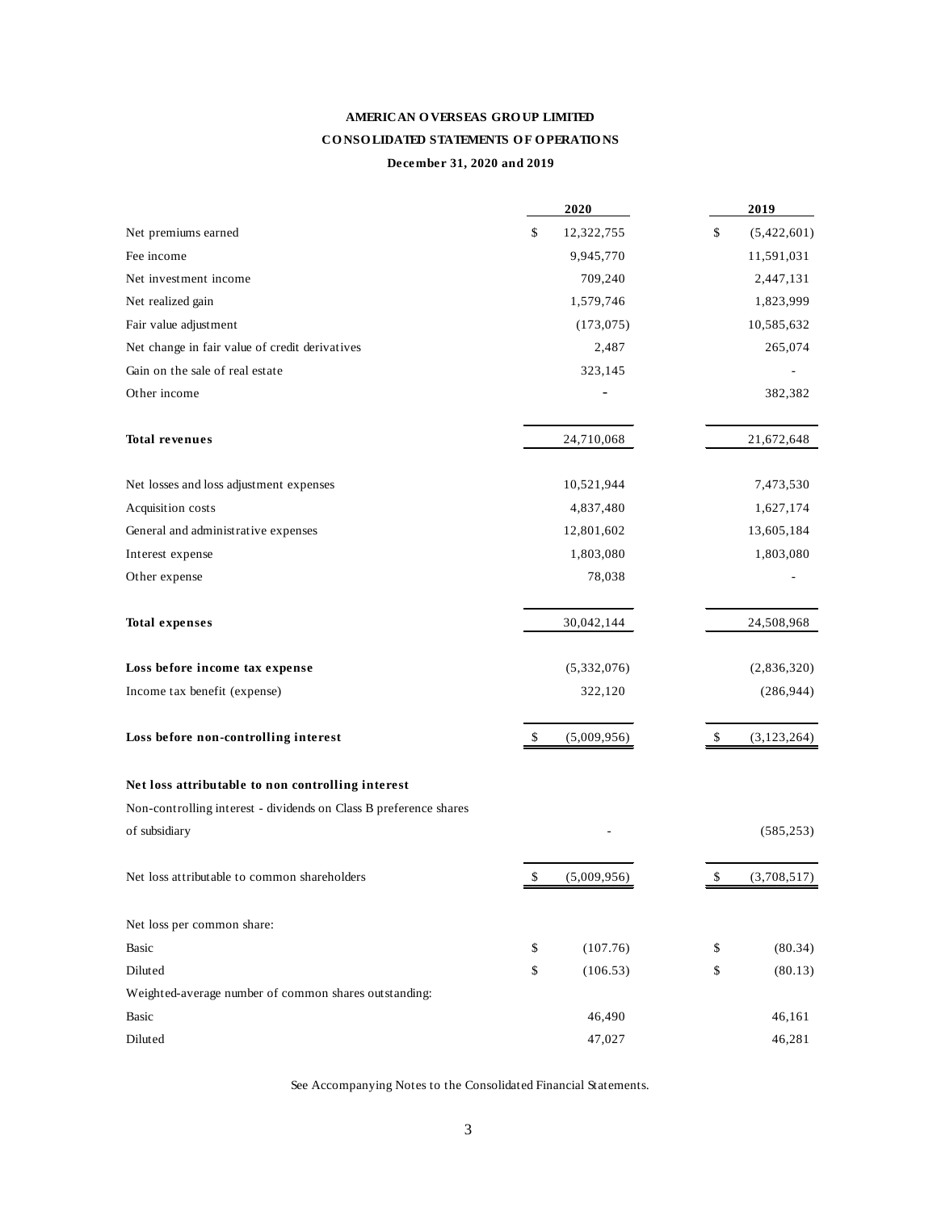# AMERICAN OVERSEAS GROUP LIMITED

## CONSOLIDATED STATEMENTS OF OPERATIONS

### December 31, 2020 and 2019

| | 2020 | 2019 |
|---|---|---|
| Net premiums earned | $ 12,322,755 | $ (5,422,601) |
| Fee income | 9,945,770 | 11,591,031 |
| Net investment income | 709,240 | 2,447,131 |
| Net realized gain | 1,579,746 | 1,823,999 |
| Fair value adjustment | (173,075) | 10,585,632 |
| Net change in fair value of credit derivatives | 2,487 | 265,074 |
| Gain on the sale of real estate | 323,145 | - |
| Other income | - | 382,382 |
| **Total revenues** | 24,710,068 | 21,672,648 |
| Net losses and loss adjustment expenses | 10,521,944 | 7,473,530 |
| Acquisition costs | 4,837,480 | 1,627,174 |
| General and administrative expenses | 12,801,602 | 13,605,184 |
| Interest expense | 1,803,080 | 1,803,080 |
| Other expense | 78,038 | - |
| **Total expenses** | 30,042,144 | 24,508,968 |
| **Loss before income tax expense** | (5,332,076) | (2,836,320) |
| Income tax benefit (expense) | 322,120 | (286,944) |
| **Loss before non-controlling interest** | $ (5,009,956) | $ (3,123,264) |
| **Net loss attributable to non controlling interest** | | |
| Non-controlling interest - dividends on Class B preference shares of subsidiary | - | (585,253) |
| Net loss attributable to common shareholders | $ (5,009,956) | $ (3,708,517) |
| Net loss per common share: | | |
| Basic | $ (107.76) | $ (80.34) |
| Diluted | $ (106.53) | $ (80.13) |
| Weighted-average number of common shares outstanding: | | |
| Basic | 46,490 | 46,161 |
| Diluted | 47,027 | 46,281 |

See Accompanying Notes to the Consolidated Financial Statements.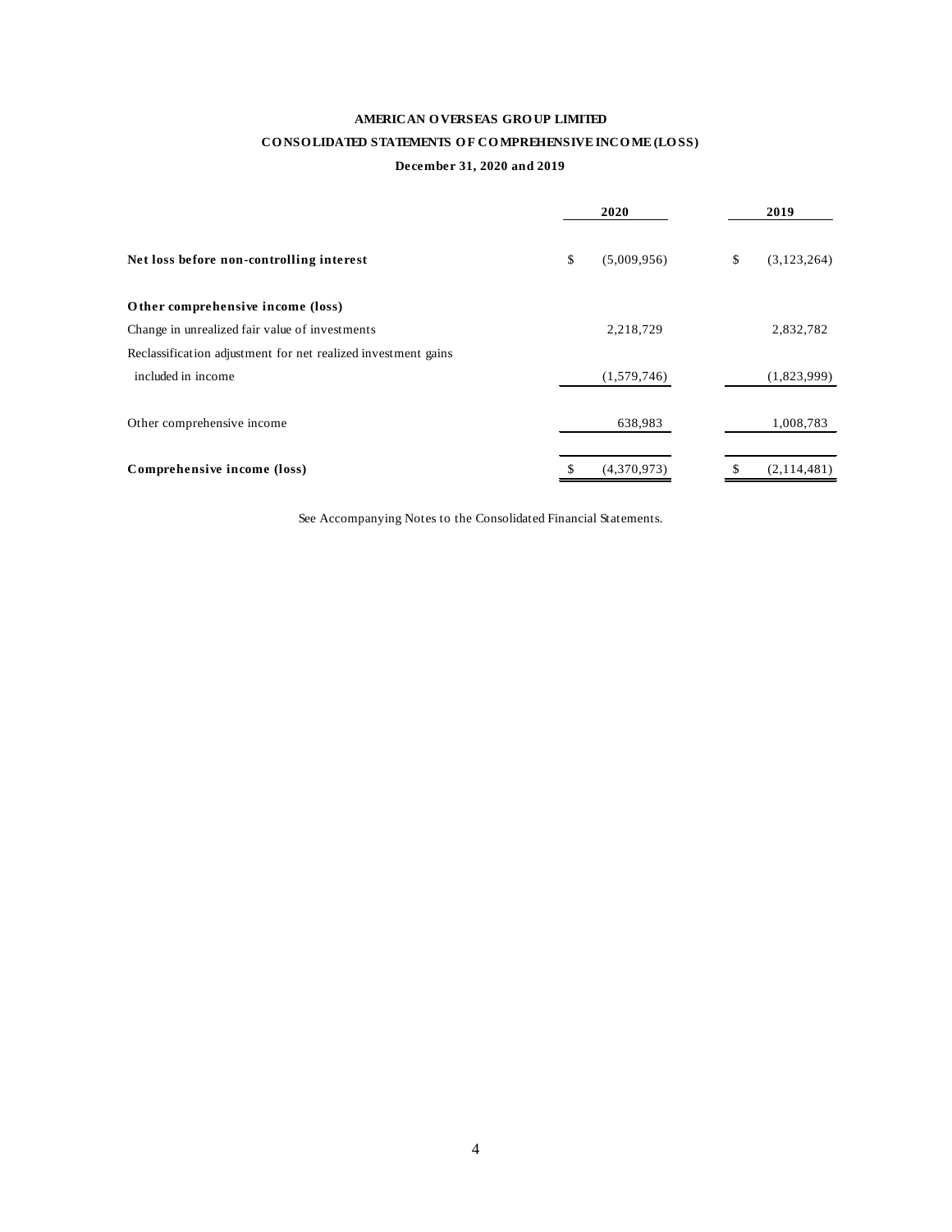# AMERICAN OVERSEAS GROUP LIMITED

## CONSOLIDATED STATEMENTS OF COMPREHENSIVE INCOME (LOSS)

### December 31, 2020 and 2019

| | 2020 | 2019 |
|---|---|---|
| **Net loss before non-controlling interest** | $ (5,009,956) | $ (3,123,264) |
| **Other comprehensive income (loss)** | | |
| Change in unrealized fair value of investments | 2,218,729 | 2,832,782 |
| Reclassification adjustment for net realized investment gains included in income | (1,579,746) | (1,823,999) |
| Other comprehensive income | 638,983 | 1,008,783 |
| **Comprehensive income (loss)** | $ (4,370,973) | $ (2,114,481) |

See Accompanying Notes to the Consolidated Financial Statements.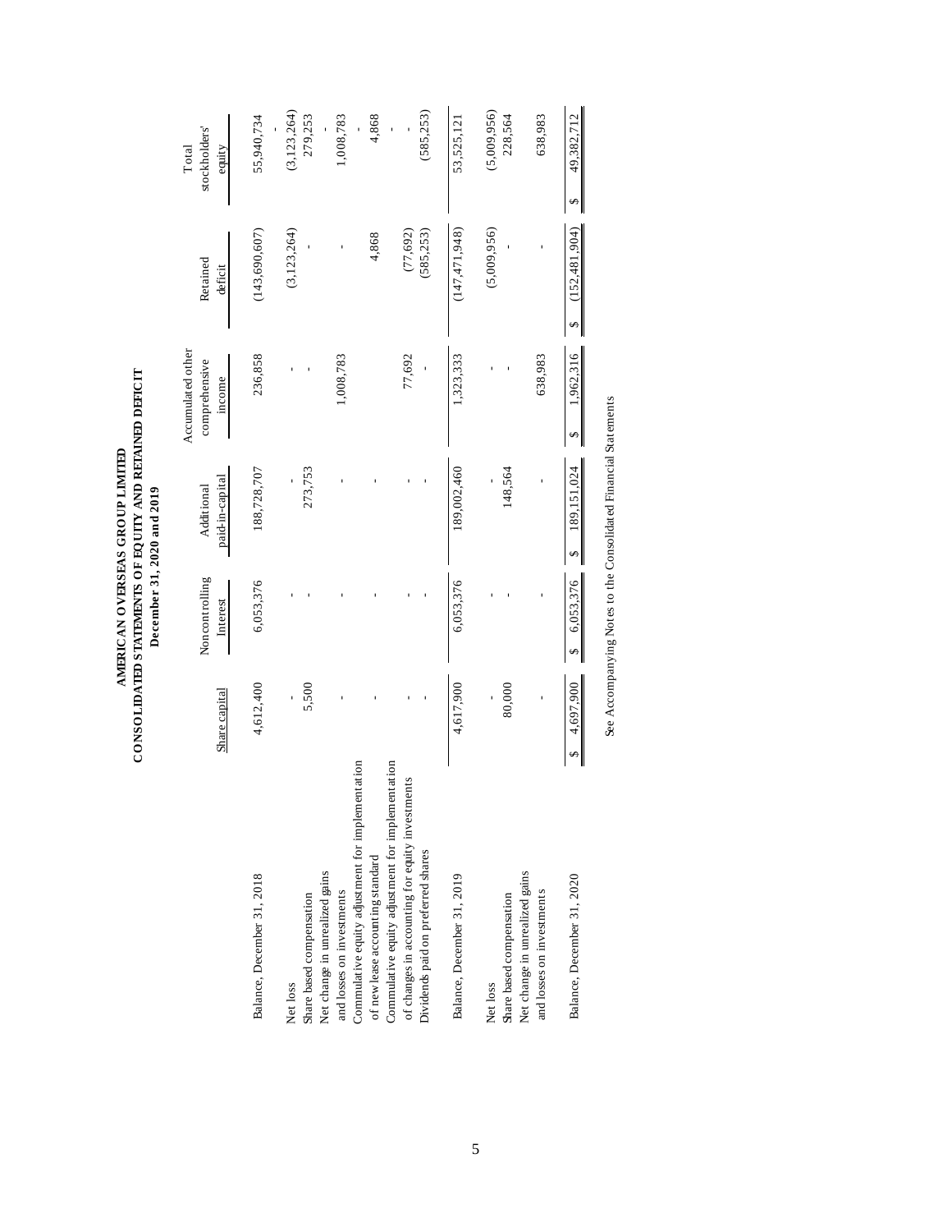# AMERICAN OVERSEAS GROUP LIMITED

## CONSOLIDATED STATEMENTS OF EQUITY AND RETAINED DEFICIT

### December 31, 2020 and 2019

| | Share capital | Noncontrolling Interest | Additional paid-in-capital | Accumulated other comprehensive income | Retained deficit | Total stockholders' equity |
|---|---|---|---|---|---|---|
| Balance, December 31, 2018 | 4,612,400 | 6,053,376 | 188,728,707 | 236,858 | (143,690,607) | 55,940,734 |
| | | | | | | - |
| Net loss | - | - | - | - | (3,123,264) | (3,123,264) |
| Share based compensation | 5,500 | - | 273,753 | - | - | 279,253 |
| Net change in unrealized gains and losses on investments | - | - | - | 1,008,783 | - | 1,008,783 |
| Commulative equity adjustment for implementation of new lease accounting standard | - | - | - | | 4,868 | 4,868 |
| Commulative equity adjustment for implementation of changes in accounting for equity investments | - | - | - | 77,692 | (77,692) | - |
| Dividends paid on preferred shares | - | - | - | - | (585,253) | (585,253) |
| Balance, December 31, 2019 | 4,617,900 | 6,053,376 | 189,002,460 | 1,323,333 | (147,471,948) | 53,525,121 |
| Net loss | - | - | - | - | (5,009,956) | (5,009,956) |
| Share based compensation | 80,000 | - | 148,564 | - | - | 228,564 |
| Net change in unrealized gains and losses on investments | - | - | - | 638,983 | - | 638,983 |
| Balance, December 31, 2020 | $ 4,697,900 | $ 6,053,376 | $ 189,151,024 | $ 1,962,316 | $ (152,481,904) | $ 49,382,712 |

See Accompanying Notes to the Consolidated Financial Statements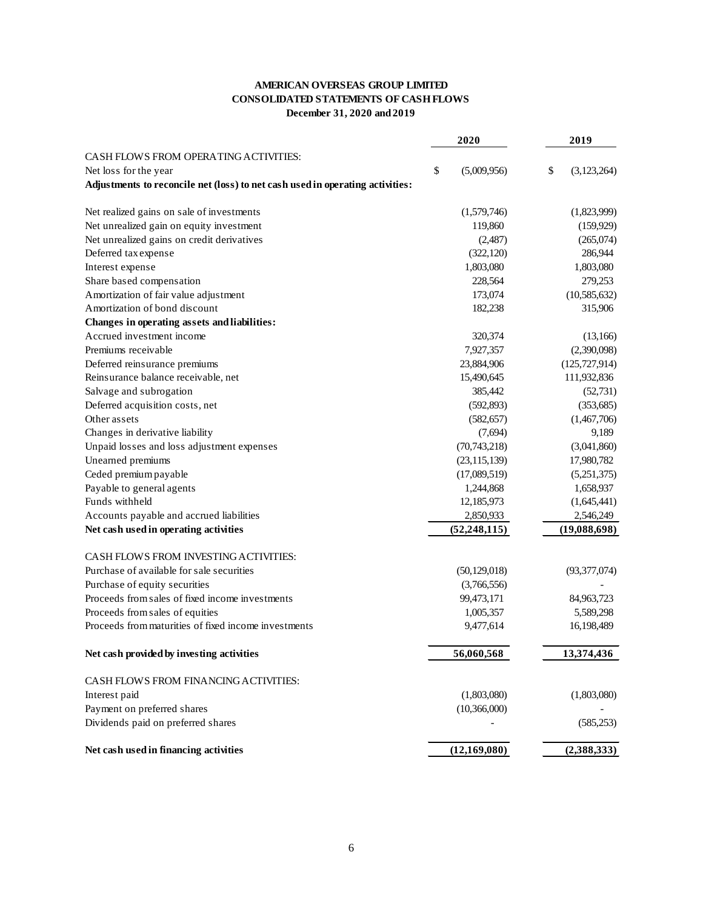# AMERICAN OVERSEAS GROUP LIMITED
## CONSOLIDATED STATEMENTS OF CASH FLOWS
### December 31, 2020 and 2019

| | 2020 | 2019 |
|---|---|---|
| CASH FLOWS FROM OPERATING ACTIVITIES: | | |
| Net loss for the year | $ (5,009,956) | $ (3,123,264) |
| **Adjustments to reconcile net (loss) to net cash used in operating activities:** | | |
| Net realized gains on sale of investments | (1,579,746) | (1,823,999) |
| Net unrealized gain on equity investment | 119,860 | (159,929) |
| Net unrealized gains on credit derivatives | (2,487) | (265,074) |
| Deferred tax expense | (322,120) | 286,944 |
| Interest expense | 1,803,080 | 1,803,080 |
| Share based compensation | 228,564 | 279,253 |
| Amortization of fair value adjustment | 173,074 | (10,585,632) |
| Amortization of bond discount | 182,238 | 315,906 |
| **Changes in operating assets and liabilities:** | | |
| Accrued investment income | 320,374 | (13,166) |
| Premiums receivable | 7,927,357 | (2,390,098) |
| Deferred reinsurance premiums | 23,884,906 | (125,727,914) |
| Reinsurance balance receivable, net | 15,490,645 | 111,932,836 |
| Salvage and subrogation | 385,442 | (52,731) |
| Deferred acquisition costs, net | (592,893) | (353,685) |
| Other assets | (582,657) | (1,467,706) |
| Changes in derivative liability | (7,694) | 9,189 |
| Unpaid losses and loss adjustment expenses | (70,743,218) | (3,041,860) |
| Unearned premiums | (23,115,139) | 17,980,782 |
| Ceded premium payable | (17,089,519) | (5,251,375) |
| Payable to general agents | 1,244,868 | 1,658,937 |
| Funds withheld | 12,185,973 | (1,645,441) |
| Accounts payable and accrued liabilities | 2,850,933 | 2,546,249 |
| **Net cash used in operating activities** | **(52,248,115)** | **(19,088,698)** |
| CASH FLOWS FROM INVESTING ACTIVITIES: | | |
| Purchase of available for sale securities | (50,129,018) | (93,377,074) |
| Purchase of equity securities | (3,766,556) | - |
| Proceeds from sales of fixed income investments | 99,473,171 | 84,963,723 |
| Proceeds from sales of equities | 1,005,357 | 5,589,298 |
| Proceeds from maturities of fixed income investments | 9,477,614 | 16,198,489 |
| **Net cash provided by investing activities** | **56,060,568** | **13,374,436** |
| CASH FLOWS FROM FINANCING ACTIVITIES: | | |
| Interest paid | (1,803,080) | (1,803,080) |
| Payment on preferred shares | (10,366,000) | - |
| Dividends paid on preferred shares | - | (585,253) |
| **Net cash used in financing activities** | **(12,169,080)** | **(2,388,333)** |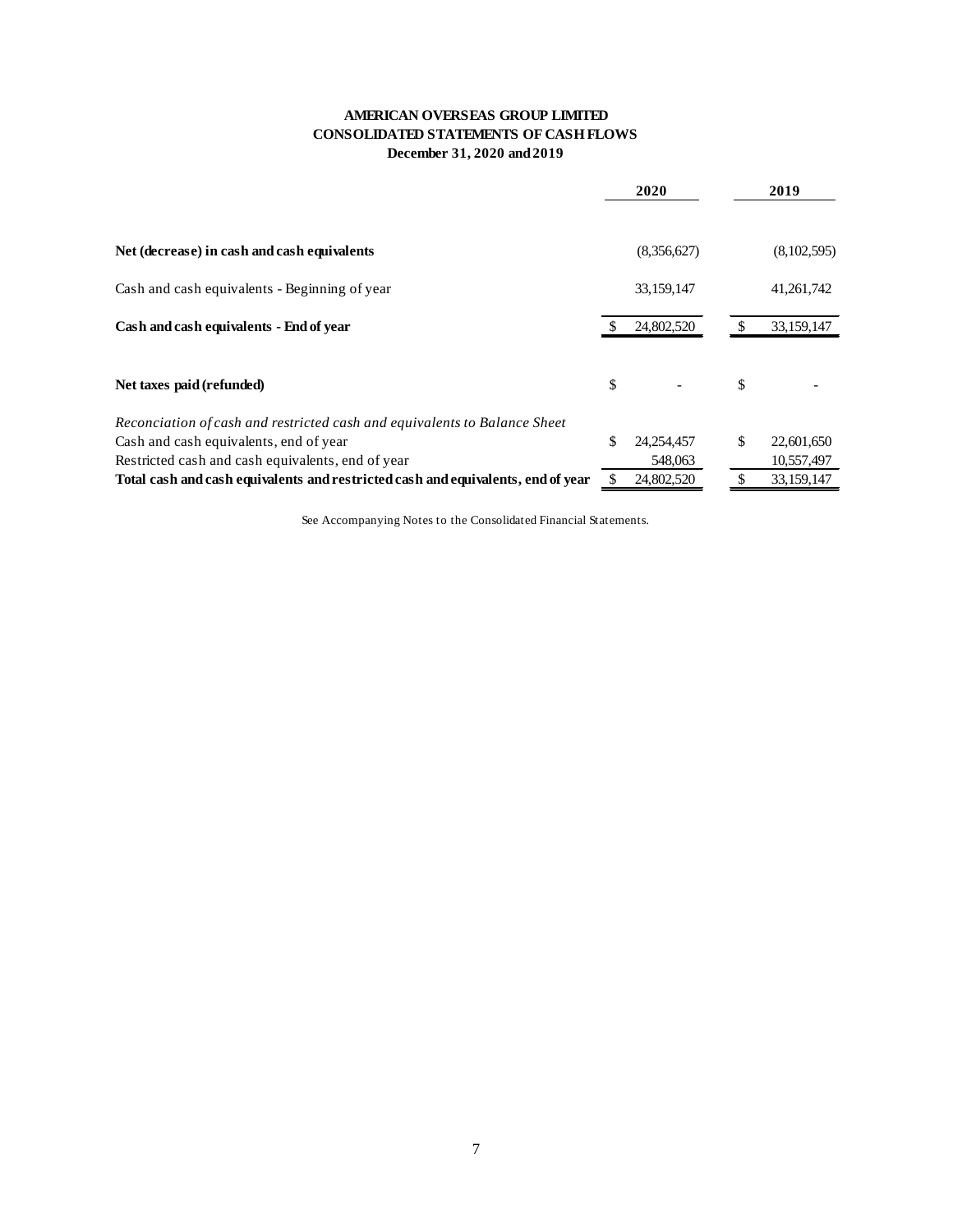**AMERICAN OVERSEAS GROUP LIMITED**
**CONSOLIDATED STATEMENTS OF CASH FLOWS**
**December 31, 2020 and 2019**

| | 2020 | 2019 |
|---|---|---|
| **Net (decrease) in cash and cash equivalents** | (8,356,627) | (8,102,595) |
| Cash and cash equivalents - Beginning of year | 33,159,147 | 41,261,742 |
| **Cash and cash equivalents - End of year** | $ 24,802,520 | $ 33,159,147 |
| | | |
| **Net taxes paid (refunded)** | $ - | $ - |
| *Reconciliation of cash and restricted cash and equivalents to Balance Sheet* | | |
| Cash and cash equivalents, end of year | $ 24,254,457 | $ 22,601,650 |
| Restricted cash and cash equivalents, end of year | 548,063 | 10,557,497 |
| **Total cash and cash equivalents and restricted cash and equivalents, end of year** | $ 24,802,520 | $ 33,159,147 |

See Accompanying Notes to the Consolidated Financial Statements.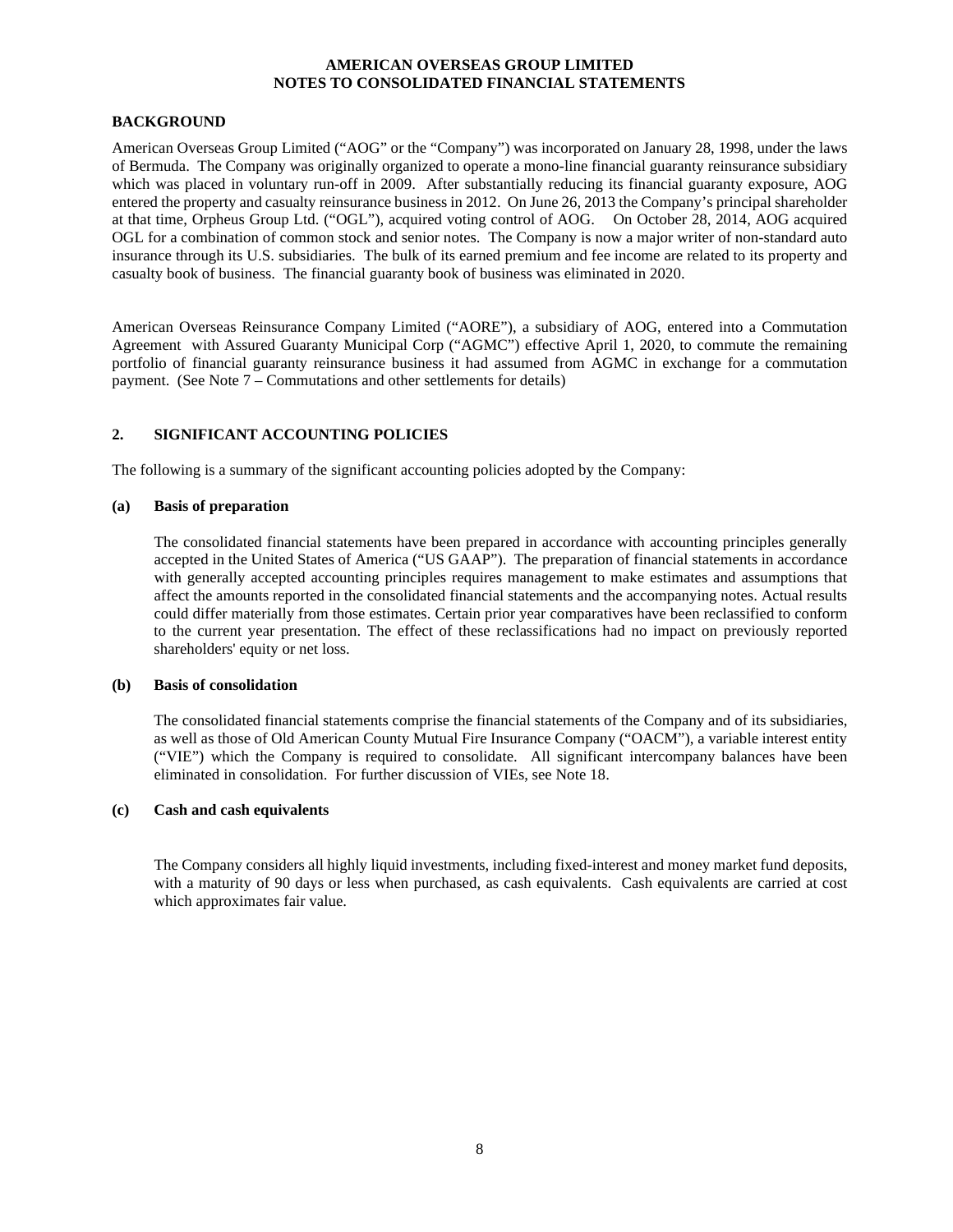## BACKGROUND

American Overseas Group Limited ("AOG" or the "Company") was incorporated on January 28, 1998, under the laws of Bermuda. The Company was originally organized to operate a mono-line financial guaranty reinsurance subsidiary which was placed in voluntary run-off in 2009. After substantially reducing its financial guaranty exposure, AOG entered the property and casualty reinsurance business in 2012. On June 26, 2013 the Company's principal shareholder at that time, Orpheus Group Ltd. ("OGL"), acquired voting control of AOG. On October 28, 2014, AOG acquired OGL for a combination of common stock and senior notes. The Company is now a major writer of non-standard auto insurance through its U.S. subsidiaries. The bulk of its earned premium and fee income are related to its property and casualty book of business. The financial guaranty book of business was eliminated in 2020.

American Overseas Reinsurance Company Limited ("AORE"), a subsidiary of AOG, entered into a Commutation Agreement with Assured Guaranty Municipal Corp ("AGMC") effective April 1, 2020, to commute the remaining portfolio of financial guaranty reinsurance business it had assumed from AGMC in exchange for a commutation payment. (See Note 7 – Commutations and other settlements for details)

## 2. SIGNIFICANT ACCOUNTING POLICIES

The following is a summary of the significant accounting policies adopted by the Company:

### (a) Basis of preparation

The consolidated financial statements have been prepared in accordance with accounting principles generally accepted in the United States of America ("US GAAP"). The preparation of financial statements in accordance with generally accepted accounting principles requires management to make estimates and assumptions that affect the amounts reported in the consolidated financial statements and the accompanying notes. Actual results could differ materially from those estimates. Certain prior year comparatives have been reclassified to conform to the current year presentation. The effect of these reclassifications had no impact on previously reported shareholders' equity or net loss.

### (b) Basis of consolidation

The consolidated financial statements comprise the financial statements of the Company and of its subsidiaries, as well as those of Old American County Mutual Fire Insurance Company ("OACM"), a variable interest entity ("VIE") which the Company is required to consolidate. All significant intercompany balances have been eliminated in consolidation. For further discussion of VIEs, see Note 18.

### (c) Cash and cash equivalents

The Company considers all highly liquid investments, including fixed-interest and money market fund deposits, with a maturity of 90 days or less when purchased, as cash equivalents. Cash equivalents are carried at cost which approximates fair value.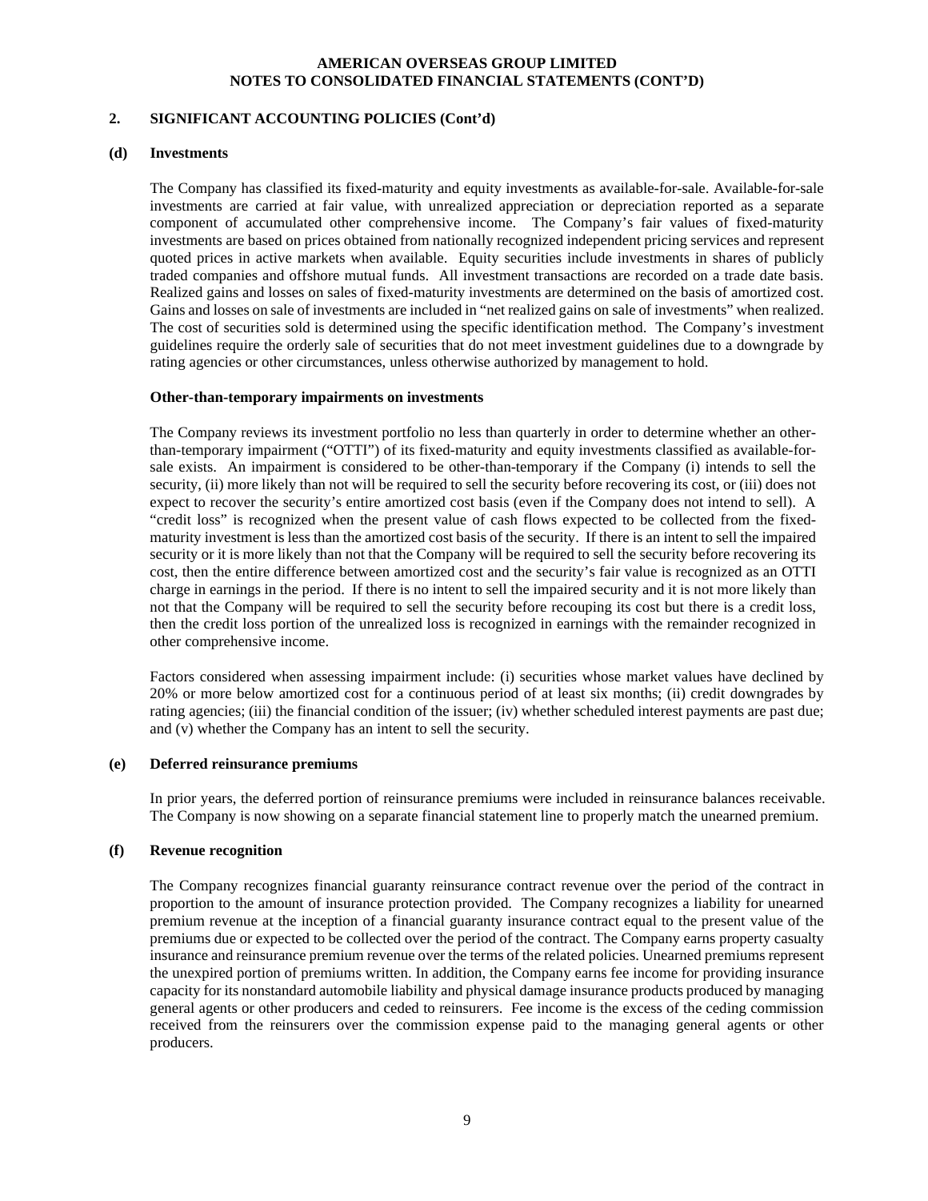**AMERICAN OVERSEAS GROUP LIMITED**
**NOTES TO CONSOLIDATED FINANCIAL STATEMENTS (CONT'D)**

## 2. SIGNIFICANT ACCOUNTING POLICIES (Cont'd)

### (d) Investments

The Company has classified its fixed-maturity and equity investments as available-for-sale. Available-for-sale investments are carried at fair value, with unrealized appreciation or depreciation reported as a separate component of accumulated other comprehensive income. The Company's fair values of fixed-maturity investments are based on prices obtained from nationally recognized independent pricing services and represent quoted prices in active markets when available. Equity securities include investments in shares of publicly traded companies and offshore mutual funds. All investment transactions are recorded on a trade date basis. Realized gains and losses on sales of fixed-maturity investments are determined on the basis of amortized cost. Gains and losses on sale of investments are included in "net realized gains on sale of investments" when realized. The cost of securities sold is determined using the specific identification method. The Company's investment guidelines require the orderly sale of securities that do not meet investment guidelines due to a downgrade by rating agencies or other circumstances, unless otherwise authorized by management to hold.

**Other-than-temporary impairments on investments**

The Company reviews its investment portfolio no less than quarterly in order to determine whether an other-than-temporary impairment ("OTTI") of its fixed-maturity and equity investments classified as available-for-sale exists. An impairment is considered to be other-than-temporary if the Company (i) intends to sell the security, (ii) more likely than not will be required to sell the security before recovering its cost, or (iii) does not expect to recover the security's entire amortized cost basis (even if the Company does not intend to sell). A "credit loss" is recognized when the present value of cash flows expected to be collected from the fixed-maturity investment is less than the amortized cost basis of the security. If there is an intent to sell the impaired security or it is more likely than not that the Company will be required to sell the security before recovering its cost, then the entire difference between amortized cost and the security's fair value is recognized as an OTTI charge in earnings in the period. If there is no intent to sell the impaired security and it is not more likely than not that the Company will be required to sell the security before recouping its cost but there is a credit loss, then the credit loss portion of the unrealized loss is recognized in earnings with the remainder recognized in other comprehensive income.

Factors considered when assessing impairment include: (i) securities whose market values have declined by 20% or more below amortized cost for a continuous period of at least six months; (ii) credit downgrades by rating agencies; (iii) the financial condition of the issuer; (iv) whether scheduled interest payments are past due; and (v) whether the Company has an intent to sell the security.

### (e) Deferred reinsurance premiums

In prior years, the deferred portion of reinsurance premiums were included in reinsurance balances receivable. The Company is now showing on a separate financial statement line to properly match the unearned premium.

### (f) Revenue recognition

The Company recognizes financial guaranty reinsurance contract revenue over the period of the contract in proportion to the amount of insurance protection provided. The Company recognizes a liability for unearned premium revenue at the inception of a financial guaranty insurance contract equal to the present value of the premiums due or expected to be collected over the period of the contract. The Company earns property casualty insurance and reinsurance premium revenue over the terms of the related policies. Unearned premiums represent the unexpired portion of premiums written. In addition, the Company earns fee income for providing insurance capacity for its nonstandard automobile liability and physical damage insurance products produced by managing general agents or other producers and ceded to reinsurers. Fee income is the excess of the ceding commission received from the reinsurers over the commission expense paid to the managing general agents or other producers.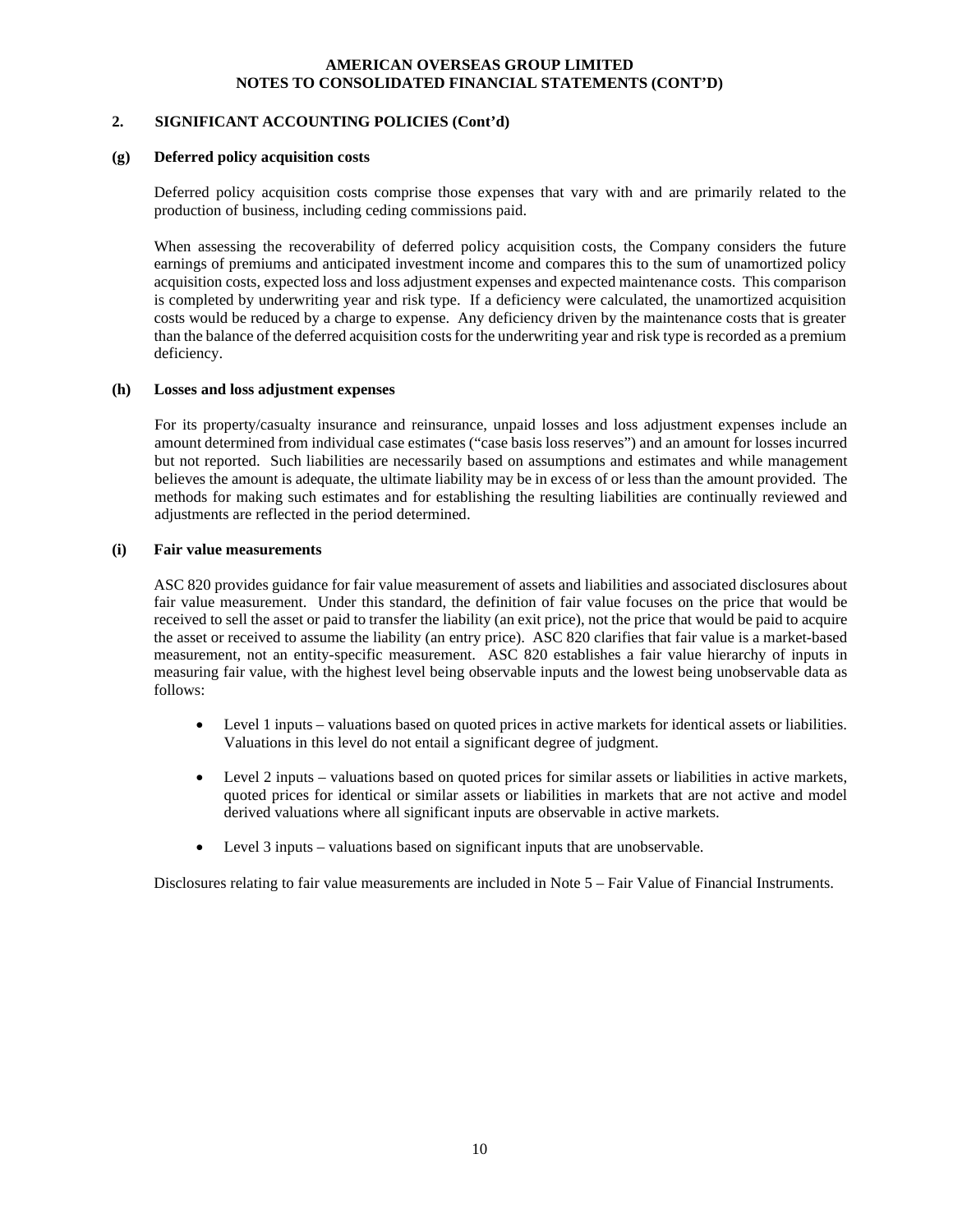**AMERICAN OVERSEAS GROUP LIMITED**
**NOTES TO CONSOLIDATED FINANCIAL STATEMENTS (CONT'D)**

## 2. SIGNIFICANT ACCOUNTING POLICIES (Cont'd)

### (g) Deferred policy acquisition costs

Deferred policy acquisition costs comprise those expenses that vary with and are primarily related to the production of business, including ceding commissions paid.

When assessing the recoverability of deferred policy acquisition costs, the Company considers the future earnings of premiums and anticipated investment income and compares this to the sum of unamortized policy acquisition costs, expected loss and loss adjustment expenses and expected maintenance costs. This comparison is completed by underwriting year and risk type. If a deficiency were calculated, the unamortized acquisition costs would be reduced by a charge to expense. Any deficiency driven by the maintenance costs that is greater than the balance of the deferred acquisition costs for the underwriting year and risk type is recorded as a premium deficiency.

### (h) Losses and loss adjustment expenses

For its property/casualty insurance and reinsurance, unpaid losses and loss adjustment expenses include an amount determined from individual case estimates ("case basis loss reserves") and an amount for losses incurred but not reported. Such liabilities are necessarily based on assumptions and estimates and while management believes the amount is adequate, the ultimate liability may be in excess of or less than the amount provided. The methods for making such estimates and for establishing the resulting liabilities are continually reviewed and adjustments are reflected in the period determined.

### (i) Fair value measurements

ASC 820 provides guidance for fair value measurement of assets and liabilities and associated disclosures about fair value measurement. Under this standard, the definition of fair value focuses on the price that would be received to sell the asset or paid to transfer the liability (an exit price), not the price that would be paid to acquire the asset or received to assume the liability (an entry price). ASC 820 clarifies that fair value is a market-based measurement, not an entity-specific measurement. ASC 820 establishes a fair value hierarchy of inputs in measuring fair value, with the highest level being observable inputs and the lowest being unobservable data as follows:

- Level 1 inputs – valuations based on quoted prices in active markets for identical assets or liabilities. Valuations in this level do not entail a significant degree of judgment.
- Level 2 inputs – valuations based on quoted prices for similar assets or liabilities in active markets, quoted prices for identical or similar assets or liabilities in markets that are not active and model derived valuations where all significant inputs are observable in active markets.
- Level 3 inputs – valuations based on significant inputs that are unobservable.

Disclosures relating to fair value measurements are included in Note 5 – Fair Value of Financial Instruments.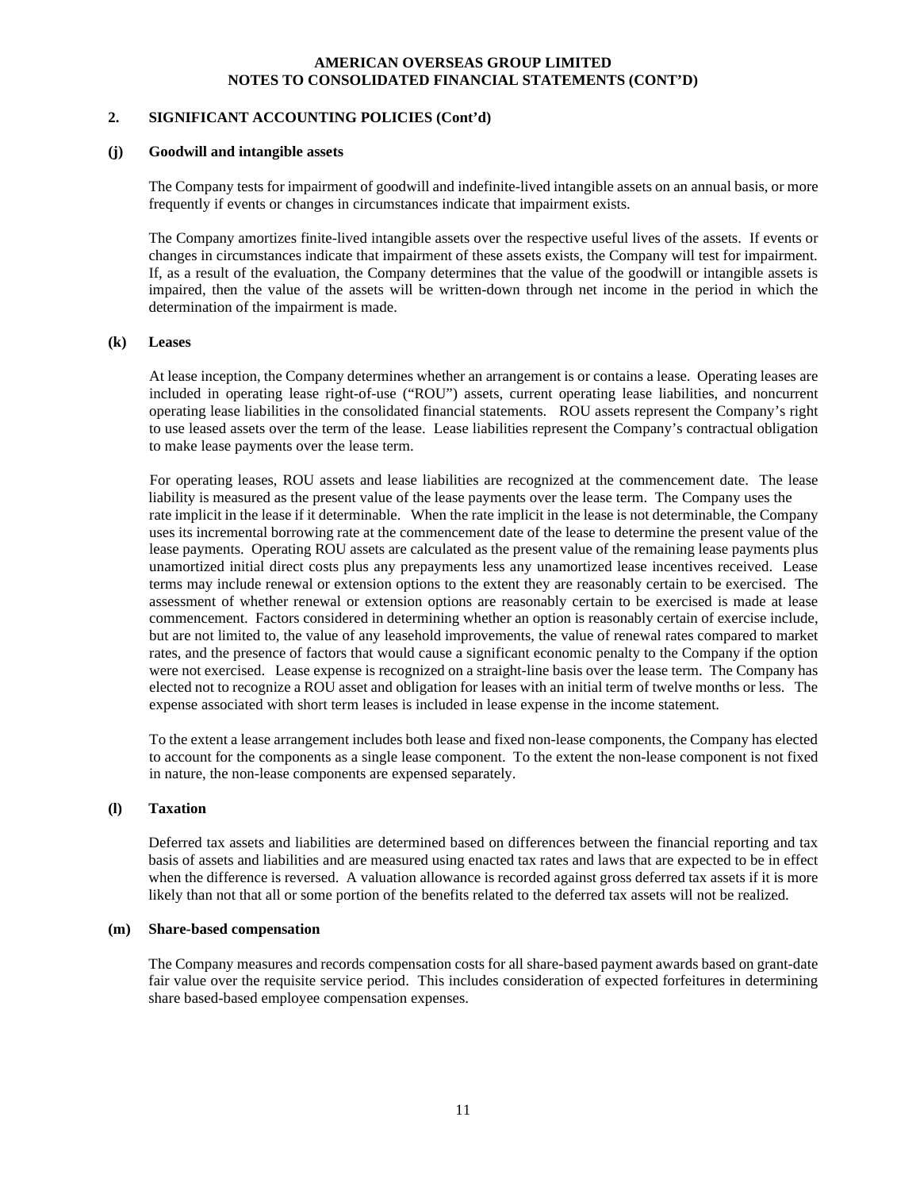## 2. SIGNIFICANT ACCOUNTING POLICIES (Cont'd)

### (j) Goodwill and intangible assets

The Company tests for impairment of goodwill and indefinite-lived intangible assets on an annual basis, or more frequently if events or changes in circumstances indicate that impairment exists.

The Company amortizes finite-lived intangible assets over the respective useful lives of the assets. If events or changes in circumstances indicate that impairment of these assets exists, the Company will test for impairment. If, as a result of the evaluation, the Company determines that the value of the goodwill or intangible assets is impaired, then the value of the assets will be written-down through net income in the period in which the determination of the impairment is made.

### (k) Leases

At lease inception, the Company determines whether an arrangement is or contains a lease. Operating leases are included in operating lease right-of-use ("ROU") assets, current operating lease liabilities, and noncurrent operating lease liabilities in the consolidated financial statements. ROU assets represent the Company's right to use leased assets over the term of the lease. Lease liabilities represent the Company's contractual obligation to make lease payments over the lease term.

For operating leases, ROU assets and lease liabilities are recognized at the commencement date. The lease liability is measured as the present value of the lease payments over the lease term. The Company uses the rate implicit in the lease if it determinable. When the rate implicit in the lease is not determinable, the Company uses its incremental borrowing rate at the commencement date of the lease to determine the present value of the lease payments. Operating ROU assets are calculated as the present value of the remaining lease payments plus unamortized initial direct costs plus any prepayments less any unamortized lease incentives received. Lease terms may include renewal or extension options to the extent they are reasonably certain to be exercised. The assessment of whether renewal or extension options are reasonably certain to be exercised is made at lease commencement. Factors considered in determining whether an option is reasonably certain of exercise include, but are not limited to, the value of any leasehold improvements, the value of renewal rates compared to market rates, and the presence of factors that would cause a significant economic penalty to the Company if the option were not exercised. Lease expense is recognized on a straight-line basis over the lease term. The Company has elected not to recognize a ROU asset and obligation for leases with an initial term of twelve months or less. The expense associated with short term leases is included in lease expense in the income statement.

To the extent a lease arrangement includes both lease and fixed non-lease components, the Company has elected to account for the components as a single lease component. To the extent the non-lease component is not fixed in nature, the non-lease components are expensed separately.

### (l) Taxation

Deferred tax assets and liabilities are determined based on differences between the financial reporting and tax basis of assets and liabilities and are measured using enacted tax rates and laws that are expected to be in effect when the difference is reversed. A valuation allowance is recorded against gross deferred tax assets if it is more likely than not that all or some portion of the benefits related to the deferred tax assets will not be realized.

### (m) Share-based compensation

The Company measures and records compensation costs for all share-based payment awards based on grant-date fair value over the requisite service period. This includes consideration of expected forfeitures in determining share based-based employee compensation expenses.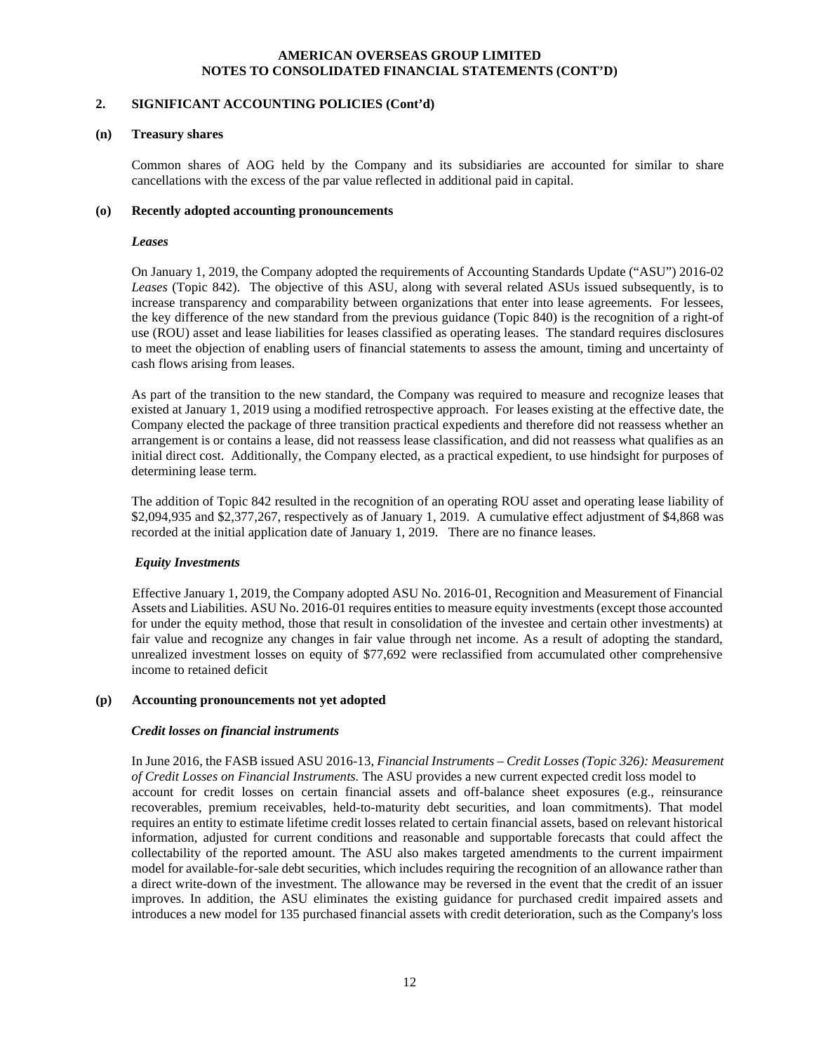## 2. SIGNIFICANT ACCOUNTING POLICIES (Cont'd)

### (n) Treasury shares

Common shares of AOG held by the Company and its subsidiaries are accounted for similar to share cancellations with the excess of the par value reflected in additional paid in capital.

### (o) Recently adopted accounting pronouncements

***Leases***

On January 1, 2019, the Company adopted the requirements of Accounting Standards Update ("ASU") 2016-02 *Leases* (Topic 842). The objective of this ASU, along with several related ASUs issued subsequently, is to increase transparency and comparability between organizations that enter into lease agreements. For lessees, the key difference of the new standard from the previous guidance (Topic 840) is the recognition of a right-of use (ROU) asset and lease liabilities for leases classified as operating leases. The standard requires disclosures to meet the objection of enabling users of financial statements to assess the amount, timing and uncertainty of cash flows arising from leases.

As part of the transition to the new standard, the Company was required to measure and recognize leases that existed at January 1, 2019 using a modified retrospective approach. For leases existing at the effective date, the Company elected the package of three transition practical expedients and therefore did not reassess whether an arrangement is or contains a lease, did not reassess lease classification, and did not reassess what qualifies as an initial direct cost. Additionally, the Company elected, as a practical expedient, to use hindsight for purposes of determining lease term.

The addition of Topic 842 resulted in the recognition of an operating ROU asset and operating lease liability of $2,094,935 and $2,377,267, respectively as of January 1, 2019. A cumulative effect adjustment of $4,868 was recorded at the initial application date of January 1, 2019. There are no finance leases.

***Equity Investments***

Effective January 1, 2019, the Company adopted ASU No. 2016-01, Recognition and Measurement of Financial Assets and Liabilities. ASU No. 2016-01 requires entities to measure equity investments (except those accounted for under the equity method, those that result in consolidation of the investee and certain other investments) at fair value and recognize any changes in fair value through net income. As a result of adopting the standard, unrealized investment losses on equity of $77,692 were reclassified from accumulated other comprehensive income to retained deficit

### (p) Accounting pronouncements not yet adopted

***Credit losses on financial instruments***

In June 2016, the FASB issued ASU 2016-13, *Financial Instruments – Credit Losses (Topic 326): Measurement of Credit Losses on Financial Instruments.* The ASU provides a new current expected credit loss model to account for credit losses on certain financial assets and off-balance sheet exposures (e.g., reinsurance recoverables, premium receivables, held-to-maturity debt securities, and loan commitments). That model requires an entity to estimate lifetime credit losses related to certain financial assets, based on relevant historical information, adjusted for current conditions and reasonable and supportable forecasts that could affect the collectability of the reported amount. The ASU also makes targeted amendments to the current impairment model for available-for-sale debt securities, which includes requiring the recognition of an allowance rather than a direct write-down of the investment. The allowance may be reversed in the event that the credit of an issuer improves. In addition, the ASU eliminates the existing guidance for purchased credit impaired assets and introduces a new model for 135 purchased financial assets with credit deterioration, such as the Company's loss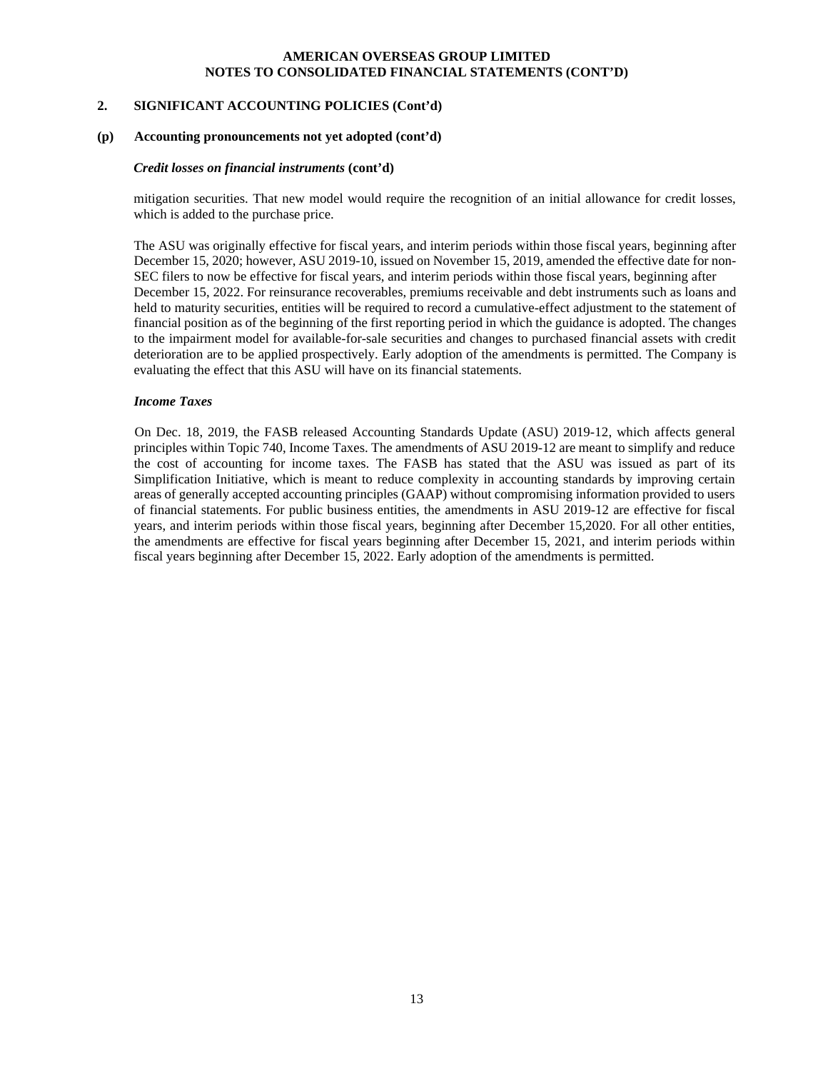## 2. SIGNIFICANT ACCOUNTING POLICIES (Cont'd)

### (p) Accounting pronouncements not yet adopted (cont'd)

***Credit losses on financial instruments* (cont'd)**

mitigation securities. That new model would require the recognition of an initial allowance for credit losses, which is added to the purchase price.

The ASU was originally effective for fiscal years, and interim periods within those fiscal years, beginning after December 15, 2020; however, ASU 2019-10, issued on November 15, 2019, amended the effective date for non-SEC filers to now be effective for fiscal years, and interim periods within those fiscal years, beginning after December 15, 2022. For reinsurance recoverables, premiums receivable and debt instruments such as loans and held to maturity securities, entities will be required to record a cumulative-effect adjustment to the statement of financial position as of the beginning of the first reporting period in which the guidance is adopted. The changes to the impairment model for available-for-sale securities and changes to purchased financial assets with credit deterioration are to be applied prospectively. Early adoption of the amendments is permitted. The Company is evaluating the effect that this ASU will have on its financial statements.

***Income Taxes***

On Dec. 18, 2019, the FASB released Accounting Standards Update (ASU) 2019-12, which affects general principles within Topic 740, Income Taxes. The amendments of ASU 2019-12 are meant to simplify and reduce the cost of accounting for income taxes. The FASB has stated that the ASU was issued as part of its Simplification Initiative, which is meant to reduce complexity in accounting standards by improving certain areas of generally accepted accounting principles (GAAP) without compromising information provided to users of financial statements. For public business entities, the amendments in ASU 2019-12 are effective for fiscal years, and interim periods within those fiscal years, beginning after December 15,2020. For all other entities, the amendments are effective for fiscal years beginning after December 15, 2021, and interim periods within fiscal years beginning after December 15, 2022. Early adoption of the amendments is permitted.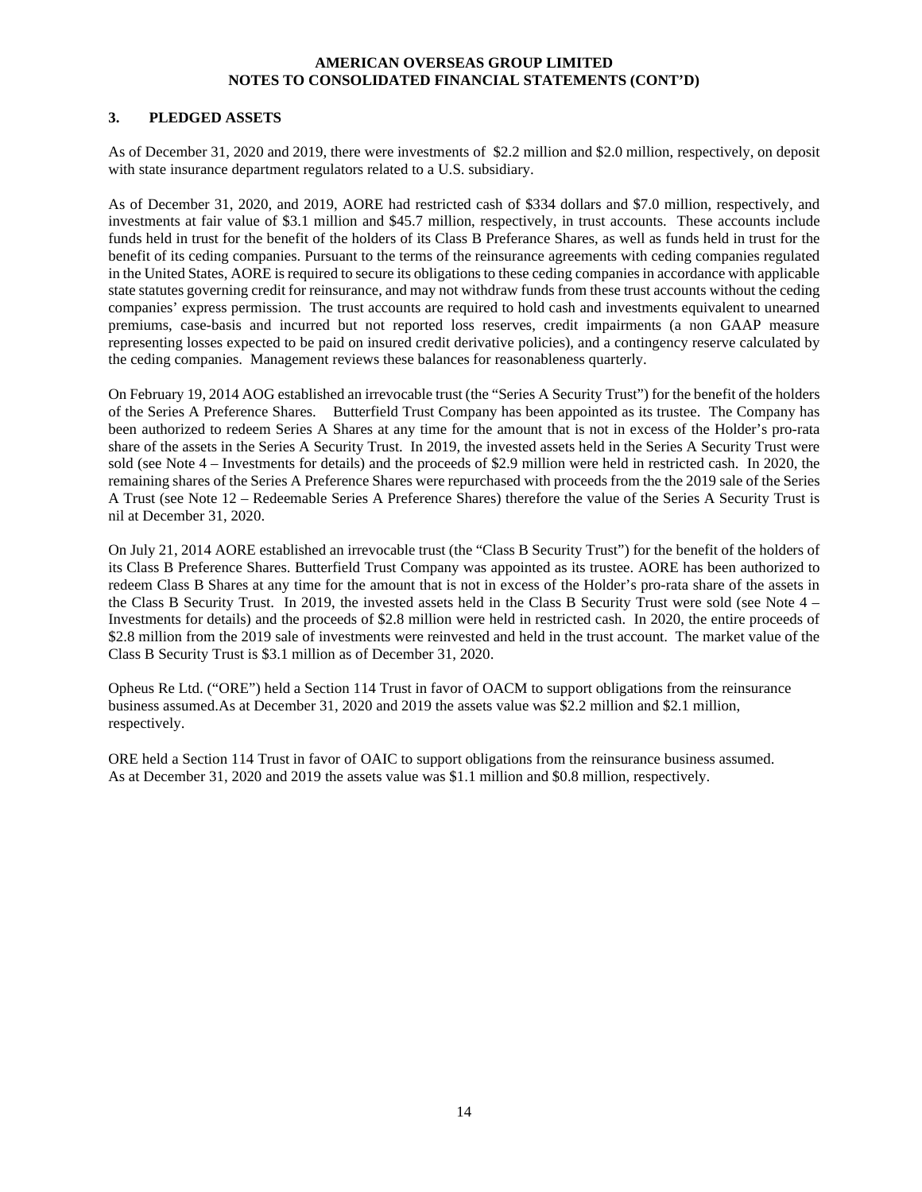## 3. PLEDGED ASSETS

As of December 31, 2020 and 2019, there were investments of $2.2 million and $2.0 million, respectively, on deposit with state insurance department regulators related to a U.S. subsidiary.

As of December 31, 2020, and 2019, AORE had restricted cash of $334 dollars and $7.0 million, respectively, and investments at fair value of $3.1 million and $45.7 million, respectively, in trust accounts. These accounts include funds held in trust for the benefit of the holders of its Class B Preferance Shares, as well as funds held in trust for the benefit of its ceding companies. Pursuant to the terms of the reinsurance agreements with ceding companies regulated in the United States, AORE is required to secure its obligations to these ceding companies in accordance with applicable state statutes governing credit for reinsurance, and may not withdraw funds from these trust accounts without the ceding companies' express permission. The trust accounts are required to hold cash and investments equivalent to unearned premiums, case-basis and incurred but not reported loss reserves, credit impairments (a non GAAP measure representing losses expected to be paid on insured credit derivative policies), and a contingency reserve calculated by the ceding companies. Management reviews these balances for reasonableness quarterly.

On February 19, 2014 AOG established an irrevocable trust (the "Series A Security Trust") for the benefit of the holders of the Series A Preference Shares. Butterfield Trust Company has been appointed as its trustee. The Company has been authorized to redeem Series A Shares at any time for the amount that is not in excess of the Holder's pro-rata share of the assets in the Series A Security Trust. In 2019, the invested assets held in the Series A Security Trust were sold (see Note 4 – Investments for details) and the proceeds of $2.9 million were held in restricted cash. In 2020, the remaining shares of the Series A Preference Shares were repurchased with proceeds from the the 2019 sale of the Series A Trust (see Note 12 – Redeemable Series A Preference Shares) therefore the value of the Series A Security Trust is nil at December 31, 2020.

On July 21, 2014 AORE established an irrevocable trust (the "Class B Security Trust") for the benefit of the holders of its Class B Preference Shares. Butterfield Trust Company was appointed as its trustee. AORE has been authorized to redeem Class B Shares at any time for the amount that is not in excess of the Holder's pro-rata share of the assets in the Class B Security Trust. In 2019, the invested assets held in the Class B Security Trust were sold (see Note 4 – Investments for details) and the proceeds of $2.8 million were held in restricted cash. In 2020, the entire proceeds of $2.8 million from the 2019 sale of investments were reinvested and held in the trust account. The market value of the Class B Security Trust is $3.1 million as of December 31, 2020.

Opheus Re Ltd. ("ORE") held a Section 114 Trust in favor of OACM to support obligations from the reinsurance business assumed.As at December 31, 2020 and 2019 the assets value was $2.2 million and $2.1 million, respectively.

ORE held a Section 114 Trust in favor of OAIC to support obligations from the reinsurance business assumed. As at December 31, 2020 and 2019 the assets value was $1.1 million and $0.8 million, respectively.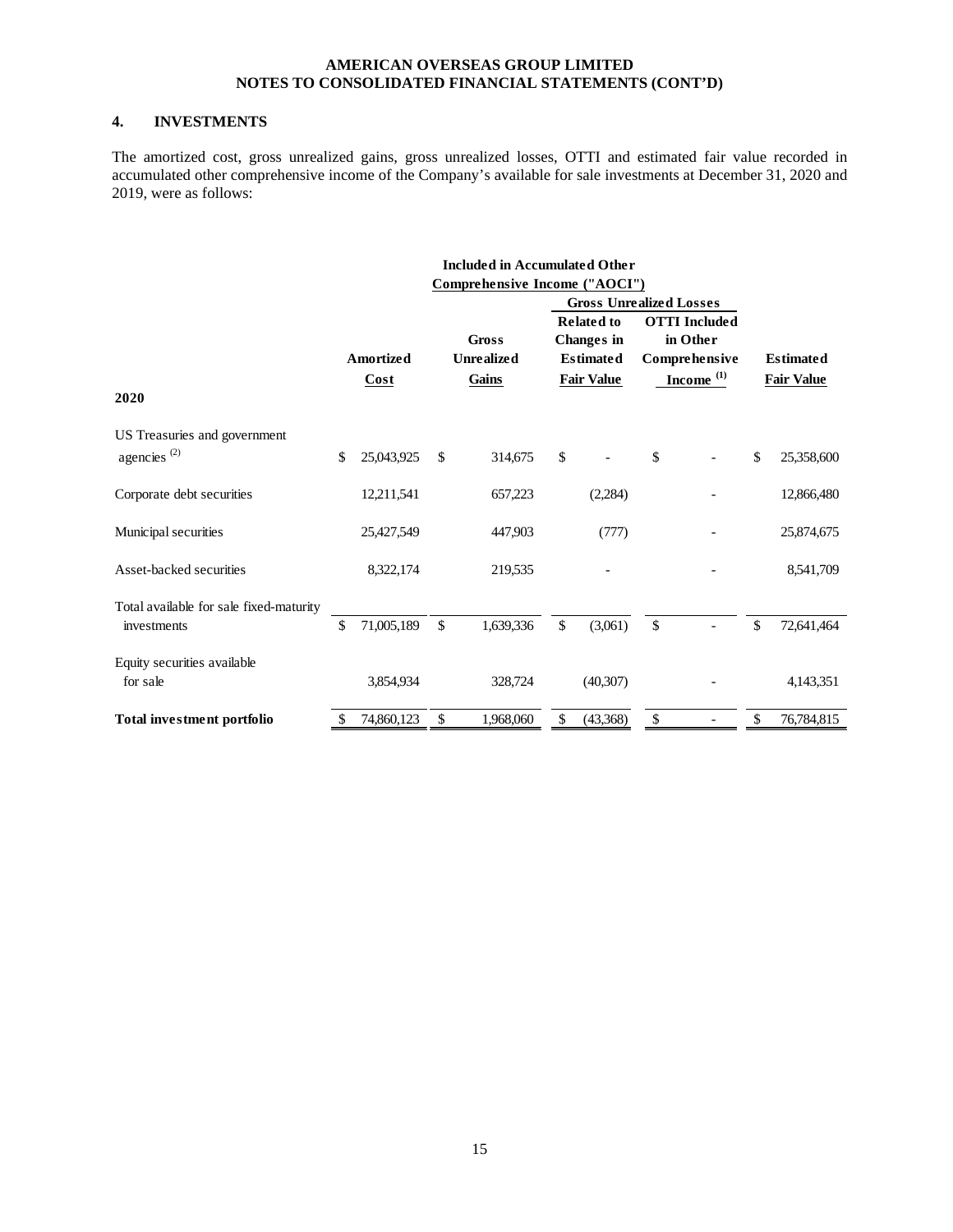AMERICAN OVERSEAS GROUP LIMITED
NOTES TO CONSOLIDATED FINANCIAL STATEMENTS (CONT'D)

## 4. INVESTMENTS

The amortized cost, gross unrealized gains, gross unrealized losses, OTTI and estimated fair value recorded in accumulated other comprehensive income of the Company's available for sale investments at December 31, 2020 and 2019, were as follows:

| | | Included in Accumulated Other Comprehensive Income ("AOCI") | | | |
|---|---|---|---|---|---|
| | | | Gross Unrealized Losses | | |
| **2020** | Amortized Cost | Gross Unrealized Gains | Related to Changes in Estimated Fair Value | OTTI Included in Other Comprehensive Income [(1)] | Estimated Fair Value |
| US Treasuries and government agencies [(2)] | $ 25,043,925 | $ 314,675 | $ - | $ - | $ 25,358,600 |
| Corporate debt securities | 12,211,541 | 657,223 | (2,284) | - | 12,866,480 |
| Municipal securities | 25,427,549 | 447,903 | (777) | - | 25,874,675 |
| Asset-backed securities | 8,322,174 | 219,535 | - | - | 8,541,709 |
| Total available for sale fixed-maturity investments | $ 71,005,189 | $ 1,639,336 | $ (3,061) | $ - | $ 72,641,464 |
| Equity securities available for sale | 3,854,934 | 328,724 | (40,307) | - | 4,143,351 |
| **Total investment portfolio** | $ 74,860,123 | $ 1,968,060 | $ (43,368) | $ - | $ 76,784,815 |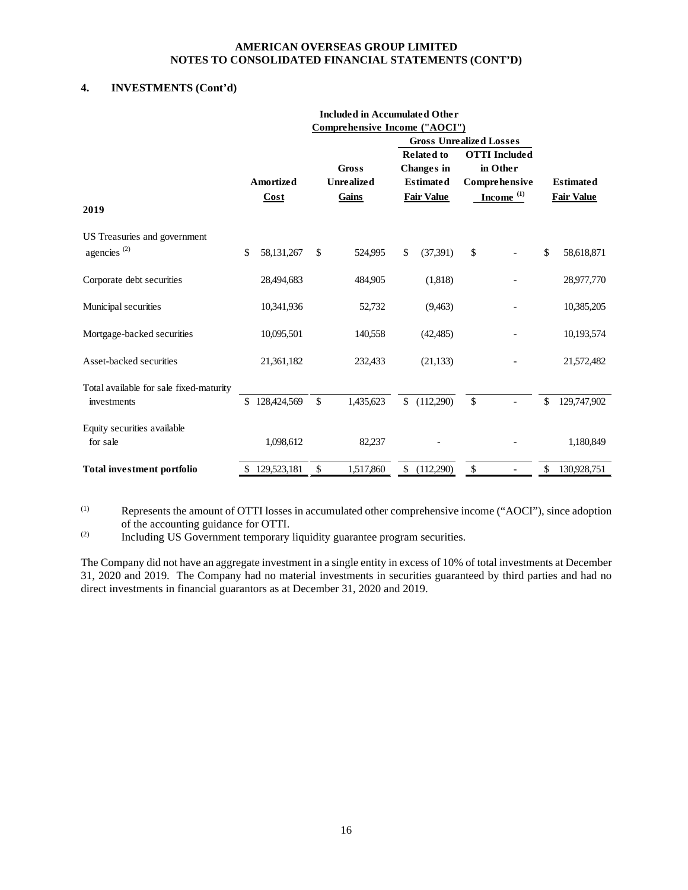**AMERICAN OVERSEAS GROUP LIMITED**
**NOTES TO CONSOLIDATED FINANCIAL STATEMENTS (CONT'D)**

## 4. INVESTMENTS (Cont'd)

| 2019 | Amortized Cost | Included in Accumulated Other Comprehensive Income ("AOCI") Gross Unrealized Gains | Gross Unrealized Losses: Related to Changes in Estimated Fair Value | Gross Unrealized Losses: OTTI Included in Other Comprehensive Income [(1)] | Estimated Fair Value |
|---|---|---|---|---|---|
| US Treasuries and government agencies [(2)] | $ 58,131,267 | $ 524,995 | $ (37,391) | $ - | $ 58,618,871 |
| Corporate debt securities | 28,494,683 | 484,905 | (1,818) | - | 28,977,770 |
| Municipal securities | 10,341,936 | 52,732 | (9,463) | - | 10,385,205 |
| Mortgage-backed securities | 10,095,501 | 140,558 | (42,485) | - | 10,193,574 |
| Asset-backed securities | 21,361,182 | 232,433 | (21,133) | - | 21,572,482 |
| Total available for sale fixed-maturity investments | $ 128,424,569 | $ 1,435,623 | $ (112,290) | $ - | $ 129,747,902 |
| Equity securities available for sale | 1,098,612 | 82,237 | - | - | 1,180,849 |
| **Total investment portfolio** | $ 129,523,181 | $ 1,517,860 | $ (112,290) | $ - | $ 130,928,751 |

(1) Represents the amount of OTTI losses in accumulated other comprehensive income ("AOCI"), since adoption of the accounting guidance for OTTI.

(2) Including US Government temporary liquidity guarantee program securities.

The Company did not have an aggregate investment in a single entity in excess of 10% of total investments at December 31, 2020 and 2019. The Company had no material investments in securities guaranteed by third parties and had no direct investments in financial guarantors as at December 31, 2020 and 2019.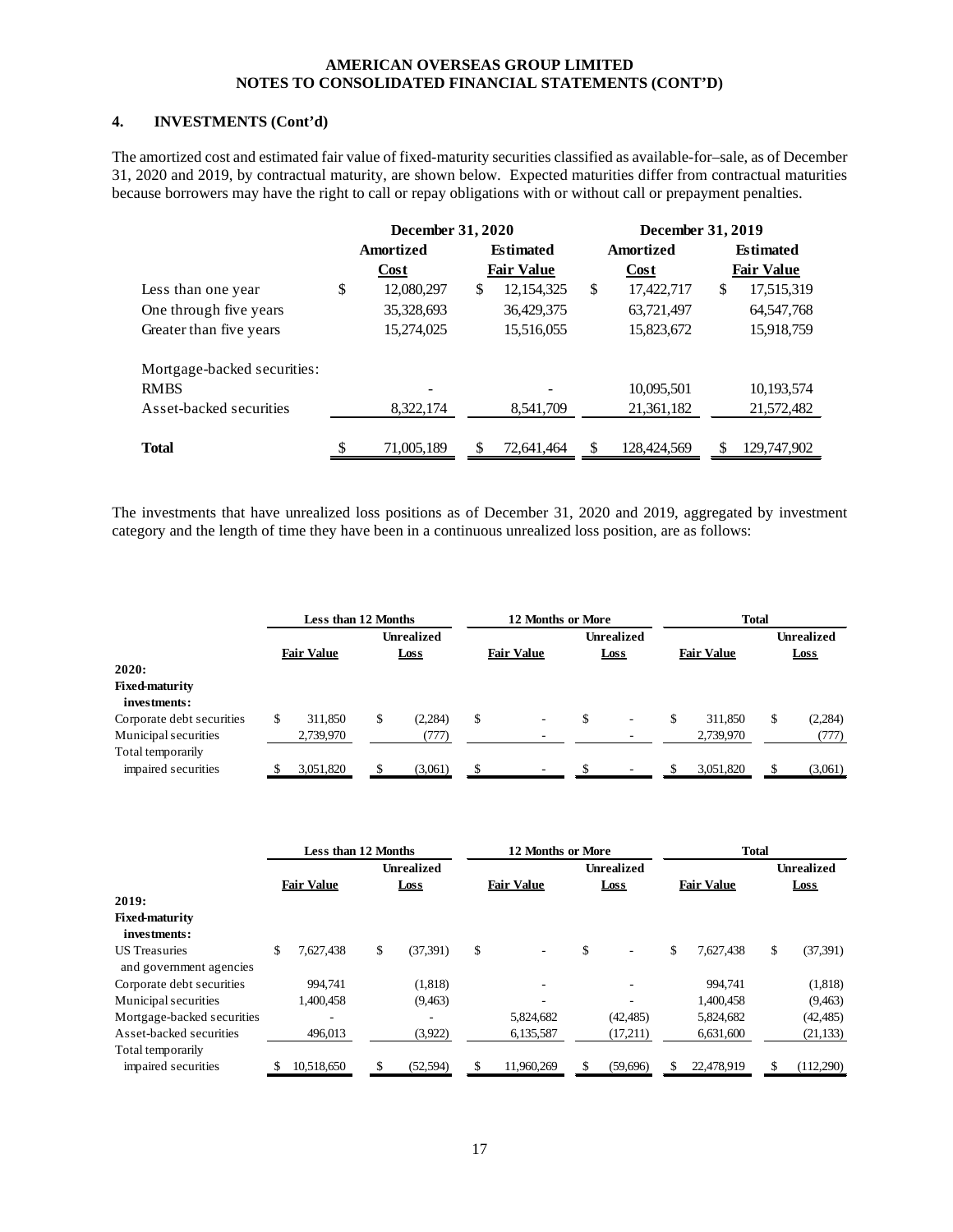**AMERICAN OVERSEAS GROUP LIMITED**
**NOTES TO CONSOLIDATED FINANCIAL STATEMENTS (CONT'D)**

## 4. INVESTMENTS (Cont'd)

The amortized cost and estimated fair value of fixed-maturity securities classified as available-for–sale, as of December 31, 2020 and 2019, by contractual maturity, are shown below. Expected maturities differ from contractual maturities because borrowers may have the right to call or repay obligations with or without call or prepayment penalties.

| | December 31, 2020 | | December 31, 2019 | |
|---|---|---|---|---|
| | Amortized Cost | Estimated Fair Value | Amortized Cost | Estimated Fair Value |
| Less than one year | $ 12,080,297 | $ 12,154,325 | $ 17,422,717 | $ 17,515,319 |
| One through five years | 35,328,693 | 36,429,375 | 63,721,497 | 64,547,768 |
| Greater than five years | 15,274,025 | 15,516,055 | 15,823,672 | 15,918,759 |
| Mortgage-backed securities: | | | | |
| RMBS | - | - | 10,095,501 | 10,193,574 |
| Asset-backed securities | 8,322,174 | 8,541,709 | 21,361,182 | 21,572,482 |
| **Total** | $ 71,005,189 | $ 72,641,464 | $ 128,424,569 | $ 129,747,902 |

The investments that have unrealized loss positions as of December 31, 2020 and 2019, aggregated by investment category and the length of time they have been in a continuous unrealized loss position, are as follows:

| | Less than 12 Months | | 12 Months or More | | Total | |
|---|---|---|---|---|---|---|
| | Fair Value | Unrealized Loss | Fair Value | Unrealized Loss | Fair Value | Unrealized Loss |
| **2020:** | | | | | | |
| **Fixed-maturity investments:** | | | | | | |
| Corporate debt securities | $ 311,850 | $ (2,284) | $ - | $ - | $ 311,850 | $ (2,284) |
| Municipal securities | 2,739,970 | (777) | - | - | 2,739,970 | (777) |
| Total temporarily impaired securities | $ 3,051,820 | $ (3,061) | $ - | $ - | $ 3,051,820 | $ (3,061) |

| | Less than 12 Months | | 12 Months or More | | Total | |
|---|---|---|---|---|---|---|
| | Fair Value | Unrealized Loss | Fair Value | Unrealized Loss | Fair Value | Unrealized Loss |
| **2019:** | | | | | | |
| **Fixed-maturity investments:** | | | | | | |
| US Treasuries and government agencies | $ 7,627,438 | $ (37,391) | $ - | $ - | $ 7,627,438 | $ (37,391) |
| Corporate debt securities | 994,741 | (1,818) | - | - | 994,741 | (1,818) |
| Municipal securities | 1,400,458 | (9,463) | - | - | 1,400,458 | (9,463) |
| Mortgage-backed securities | - | - | 5,824,682 | (42,485) | 5,824,682 | (42,485) |
| Asset-backed securities | 496,013 | (3,922) | 6,135,587 | (17,211) | 6,631,600 | (21,133) |
| Total temporarily impaired securities | $ 10,518,650 | $ (52,594) | $ 11,960,269 | $ (59,696) | $ 22,478,919 | $ (112,290) |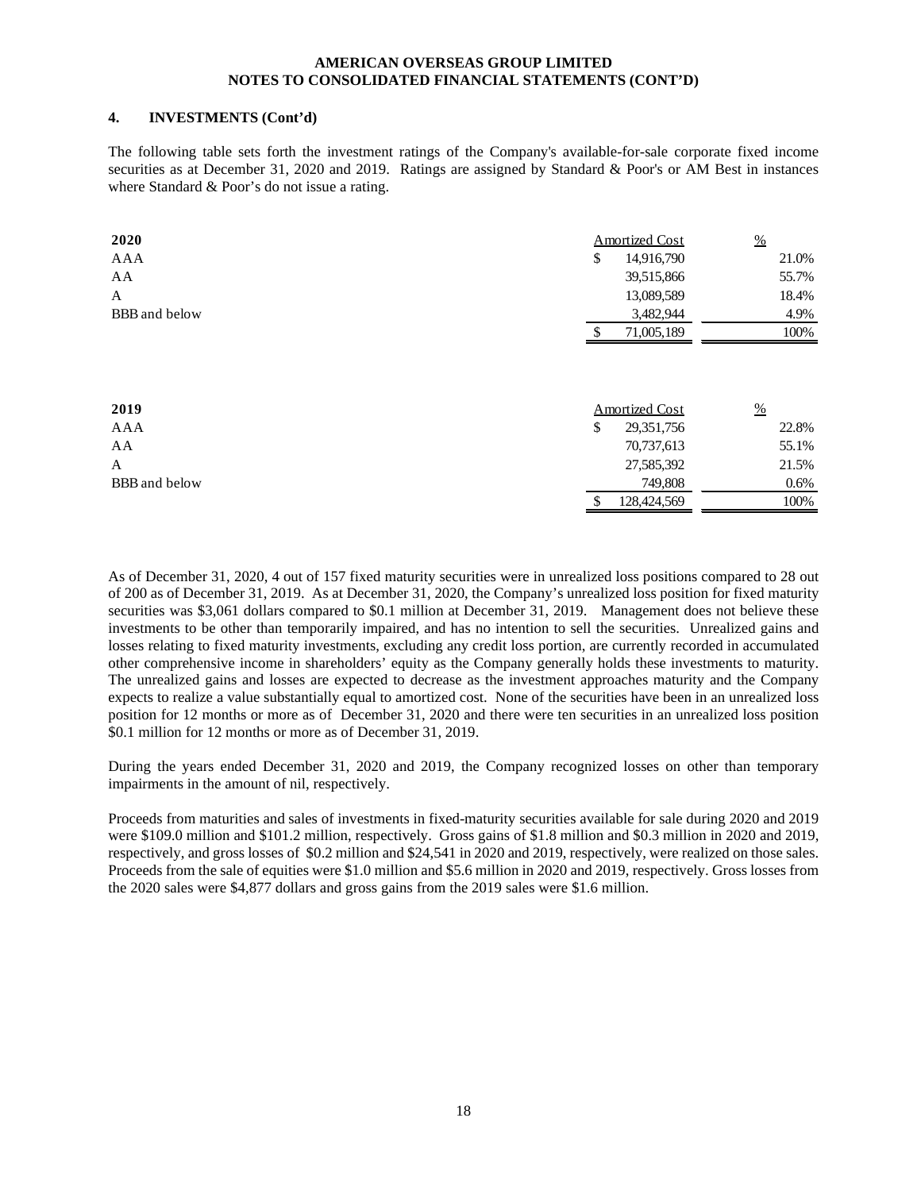**AMERICAN OVERSEAS GROUP LIMITED**
**NOTES TO CONSOLIDATED FINANCIAL STATEMENTS (CONT'D)**

## 4. INVESTMENTS (Cont'd)

The following table sets forth the investment ratings of the Company's available-for-sale corporate fixed income securities as at December 31, 2020 and 2019. Ratings are assigned by Standard & Poor's or AM Best in instances where Standard & Poor's do not issue a rating.

| 2020 | Amortized Cost | % |
|---|---|---|
| AAA | $ 14,916,790 | 21.0% |
| AA | 39,515,866 | 55.7% |
| A | 13,089,589 | 18.4% |
| BBB and below | 3,482,944 | 4.9% |
| | $ 71,005,189 | 100% |

| 2019 | Amortized Cost | % |
|---|---|---|
| AAA | $ 29,351,756 | 22.8% |
| AA | 70,737,613 | 55.1% |
| A | 27,585,392 | 21.5% |
| BBB and below | 749,808 | 0.6% |
| | $ 128,424,569 | 100% |

As of December 31, 2020, 4 out of 157 fixed maturity securities were in unrealized loss positions compared to 28 out of 200 as of December 31, 2019. As at December 31, 2020, the Company's unrealized loss position for fixed maturity securities was $3,061 dollars compared to $0.1 million at December 31, 2019. Management does not believe these investments to be other than temporarily impaired, and has no intention to sell the securities. Unrealized gains and losses relating to fixed maturity investments, excluding any credit loss portion, are currently recorded in accumulated other comprehensive income in shareholders' equity as the Company generally holds these investments to maturity. The unrealized gains and losses are expected to decrease as the investment approaches maturity and the Company expects to realize a value substantially equal to amortized cost. None of the securities have been in an unrealized loss position for 12 months or more as of December 31, 2020 and there were ten securities in an unrealized loss position $0.1 million for 12 months or more as of December 31, 2019.

During the years ended December 31, 2020 and 2019, the Company recognized losses on other than temporary impairments in the amount of nil, respectively.

Proceeds from maturities and sales of investments in fixed-maturity securities available for sale during 2020 and 2019 were $109.0 million and $101.2 million, respectively. Gross gains of $1.8 million and $0.3 million in 2020 and 2019, respectively, and gross losses of $0.2 million and $24,541 in 2020 and 2019, respectively, were realized on those sales. Proceeds from the sale of equities were $1.0 million and $5.6 million in 2020 and 2019, respectively. Gross losses from the 2020 sales were $4,877 dollars and gross gains from the 2019 sales were $1.6 million.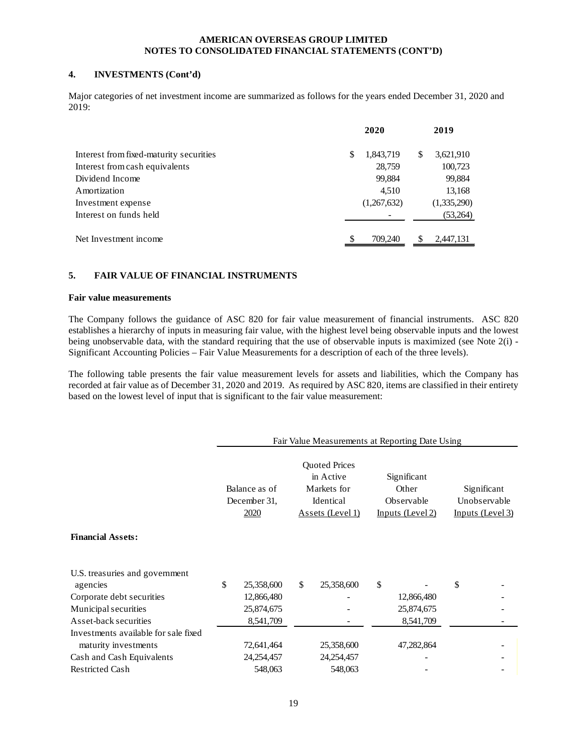**AMERICAN OVERSEAS GROUP LIMITED**
**NOTES TO CONSOLIDATED FINANCIAL STATEMENTS (CONT'D)**

## 4. INVESTMENTS (Cont'd)

Major categories of net investment income are summarized as follows for the years ended December 31, 2020 and 2019:

| | 2020 | 2019 |
|---|---|---|
| Interest from fixed-maturity securities | $ 1,843,719 | $ 3,621,910 |
| Interest from cash equivalents | 28,759 | 100,723 |
| Dividend Income | 99,884 | 99,884 |
| Amortization | 4,510 | 13,168 |
| Investment expense | (1,267,632) | (1,335,290) |
| Interest on funds held | - | (53,264) |
| Net Investment income | $ 709,240 | $ 2,447,131 |

## 5. FAIR VALUE OF FINANCIAL INSTRUMENTS

### Fair value measurements

The Company follows the guidance of ASC 820 for fair value measurement of financial instruments. ASC 820 establishes a hierarchy of inputs in measuring fair value, with the highest level being observable inputs and the lowest being unobservable data, with the standard requiring that the use of observable inputs is maximized (see Note 2(i) - Significant Accounting Policies – Fair Value Measurements for a description of each of the three levels).

The following table presents the fair value measurement levels for assets and liabilities, which the Company has recorded at fair value as of December 31, 2020 and 2019. As required by ASC 820, items are classified in their entirety based on the lowest level of input that is significant to the fair value measurement:

| | | Fair Value Measurements at Reporting Date Using | | |
|---|---|---|---|---|
| | Balance as of December 31, 2020 | Quoted Prices in Active Markets for Identical Assets (Level 1) | Significant Other Observable Inputs (Level 2) | Significant Unobservable Inputs (Level 3) |
| **Financial Assets:** | | | | |
| U.S. treasuries and government agencies | $ 25,358,600 | $ 25,358,600 | $ - | $ - |
| Corporate debt securities | 12,866,480 | - | 12,866,480 | - |
| Municipal securities | 25,874,675 | - | 25,874,675 | - |
| Asset-back securities | 8,541,709 | - | 8,541,709 | - |
| Investments available for sale fixed maturity investments | 72,641,464 | 25,358,600 | 47,282,864 | - |
| Cash and Cash Equivalents | 24,254,457 | 24,254,457 | - | - |
| Restricted Cash | 548,063 | 548,063 | - | - |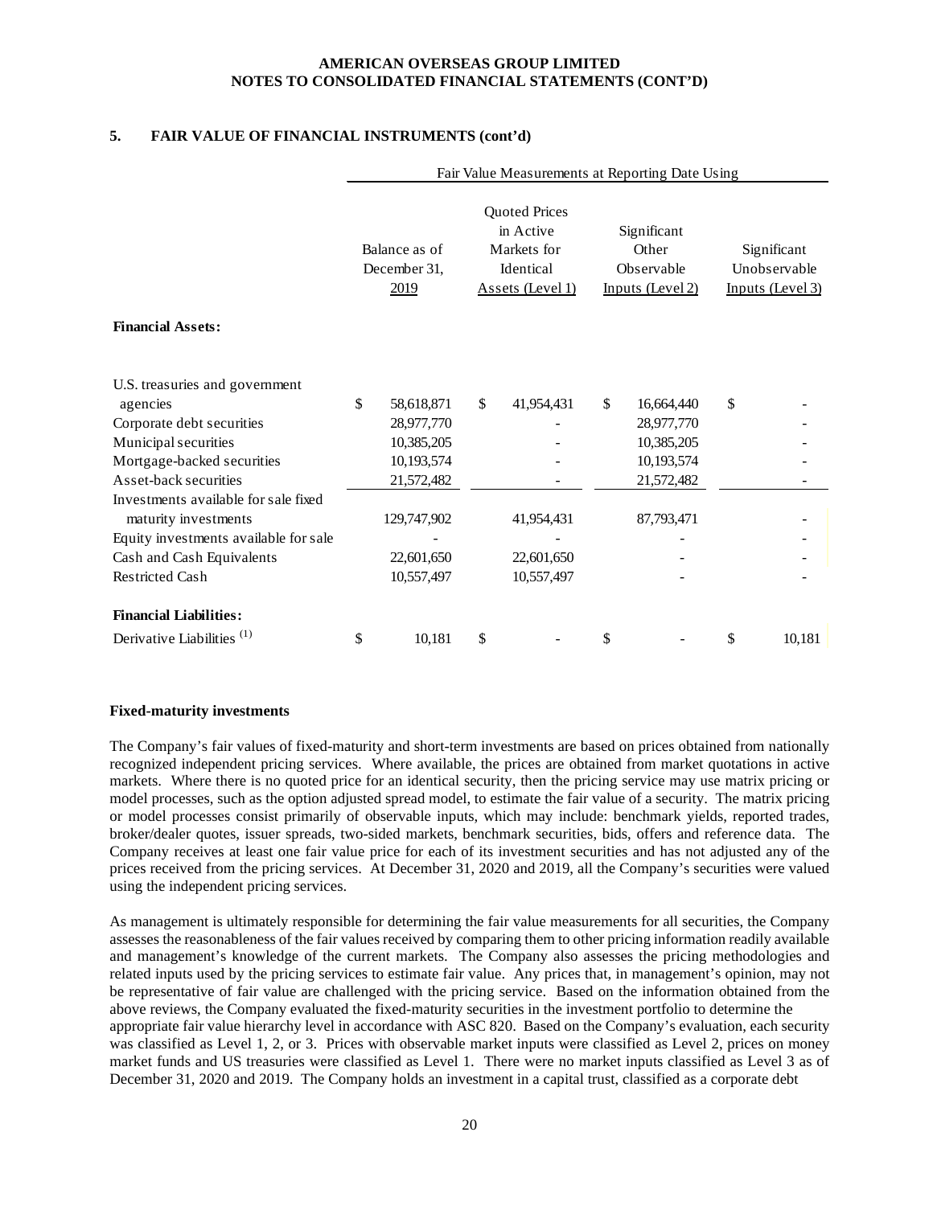## 5. FAIR VALUE OF FINANCIAL INSTRUMENTS (cont'd)

| | Fair Value Measurements at Reporting Date Using | | | |
|---|---|---|---|---|
| | Balance as of December 31, 2019 | Quoted Prices in Active Markets for Identical Assets (Level 1) | Significant Other Observable Inputs (Level 2) | Significant Unobservable Inputs (Level 3) |
| **Financial Assets:** | | | | |
| U.S. treasuries and government agencies | $ 58,618,871 | $ 41,954,431 | $ 16,664,440 | $ - |
| Corporate debt securities | 28,977,770 | - | 28,977,770 | - |
| Municipal securities | 10,385,205 | - | 10,385,205 | - |
| Mortgage-backed securities | 10,193,574 | - | 10,193,574 | - |
| Asset-back securities | 21,572,482 | - | 21,572,482 | - |
| Investments available for sale fixed maturity investments | 129,747,902 | 41,954,431 | 87,793,471 | - |
| Equity investments available for sale | - | - | - | - |
| Cash and Cash Equivalents | 22,601,650 | 22,601,650 | - | - |
| Restricted Cash | 10,557,497 | 10,557,497 | - | - |
| **Financial Liabilities:** | | | | |
| Derivative Liabilities [(1)] | $ 10,181 | $ - | $ - | $ 10,181 |

**Fixed-maturity investments**

The Company's fair values of fixed-maturity and short-term investments are based on prices obtained from nationally recognized independent pricing services. Where available, the prices are obtained from market quotations in active markets. Where there is no quoted price for an identical security, then the pricing service may use matrix pricing or model processes, such as the option adjusted spread model, to estimate the fair value of a security. The matrix pricing or model processes consist primarily of observable inputs, which may include: benchmark yields, reported trades, broker/dealer quotes, issuer spreads, two-sided markets, benchmark securities, bids, offers and reference data. The Company receives at least one fair value price for each of its investment securities and has not adjusted any of the prices received from the pricing services. At December 31, 2020 and 2019, all the Company's securities were valued using the independent pricing services.

As management is ultimately responsible for determining the fair value measurements for all securities, the Company assesses the reasonableness of the fair values received by comparing them to other pricing information readily available and management's knowledge of the current markets. The Company also assesses the pricing methodologies and related inputs used by the pricing services to estimate fair value. Any prices that, in management's opinion, may not be representative of fair value are challenged with the pricing service. Based on the information obtained from the above reviews, the Company evaluated the fixed-maturity securities in the investment portfolio to determine the appropriate fair value hierarchy level in accordance with ASC 820. Based on the Company's evaluation, each security was classified as Level 1, 2, or 3. Prices with observable market inputs were classified as Level 2, prices on money market funds and US treasuries were classified as Level 1. There were no market inputs classified as Level 3 as of December 31, 2020 and 2019. The Company holds an investment in a capital trust, classified as a corporate debt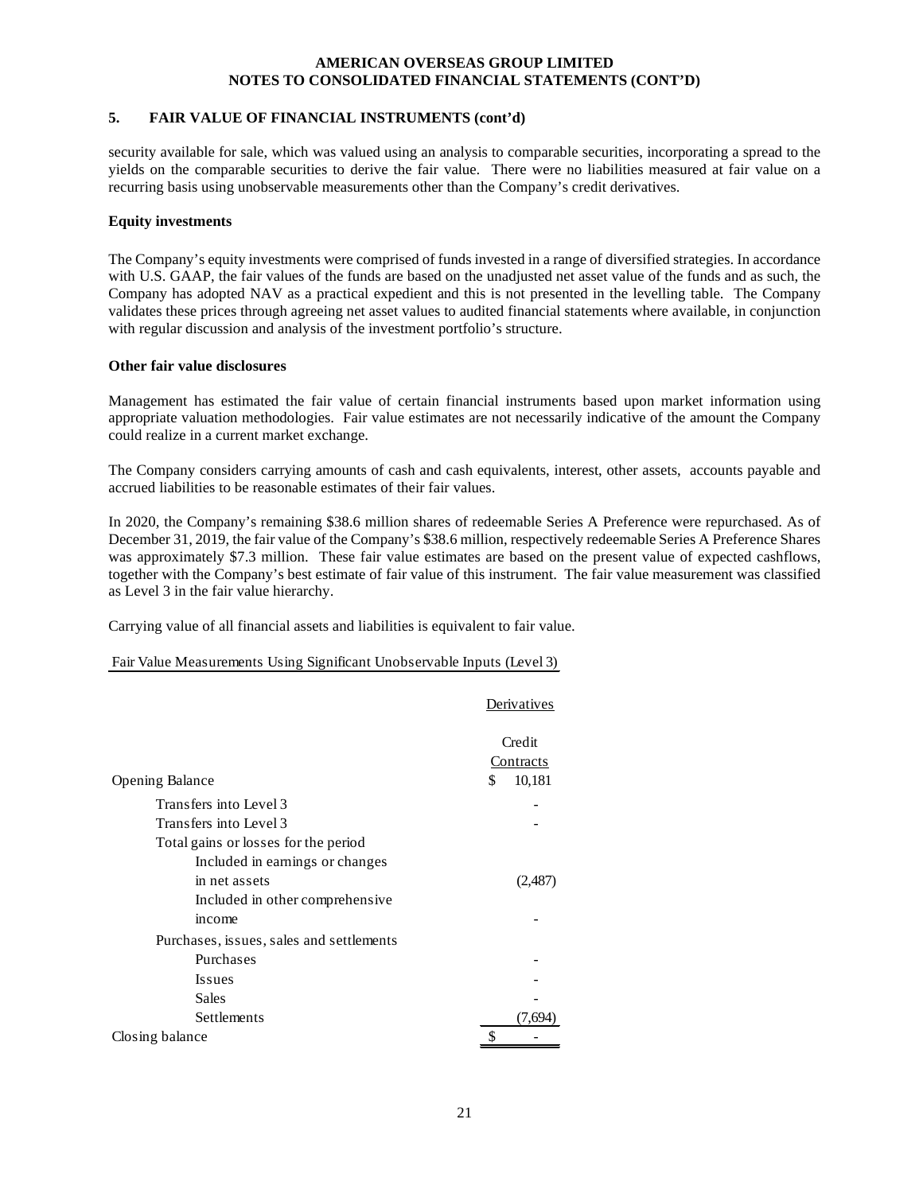## 5. FAIR VALUE OF FINANCIAL INSTRUMENTS (cont'd)

security available for sale, which was valued using an analysis to comparable securities, incorporating a spread to the yields on the comparable securities to derive the fair value. There were no liabilities measured at fair value on a recurring basis using unobservable measurements other than the Company's credit derivatives.

**Equity investments**

The Company's equity investments were comprised of funds invested in a range of diversified strategies. In accordance with U.S. GAAP, the fair values of the funds are based on the unadjusted net asset value of the funds and as such, the Company has adopted NAV as a practical expedient and this is not presented in the levelling table. The Company validates these prices through agreeing net asset values to audited financial statements where available, in conjunction with regular discussion and analysis of the investment portfolio's structure.

**Other fair value disclosures**

Management has estimated the fair value of certain financial instruments based upon market information using appropriate valuation methodologies. Fair value estimates are not necessarily indicative of the amount the Company could realize in a current market exchange.

The Company considers carrying amounts of cash and cash equivalents, interest, other assets, accounts payable and accrued liabilities to be reasonable estimates of their fair values.

In 2020, the Company's remaining \$38.6 million shares of redeemable Series A Preference were repurchased. As of December 31, 2019, the fair value of the Company's \$38.6 million, respectively redeemable Series A Preference Shares was approximately \$7.3 million. These fair value estimates are based on the present value of expected cashflows, together with the Company's best estimate of fair value of this instrument. The fair value measurement was classified as Level 3 in the fair value hierarchy.

Carrying value of all financial assets and liabilities is equivalent to fair value.

Fair Value Measurements Using Significant Unobservable Inputs (Level 3)

| | Derivatives |
|---|---|
| | Credit Contracts |
| Opening Balance | $ 10,181 |
| Transfers into Level 3 | - |
| Transfers into Level 3 | - |
| Total gains or losses for the period | |
| Included in earnings or changes in net assets | (2,487) |
| Included in other comprehensive income | - |
| Purchases, issues, sales and settlements | |
| Purchases | - |
| Issues | - |
| Sales | - |
| Settlements | (7,694) |
| Closing balance | $ - |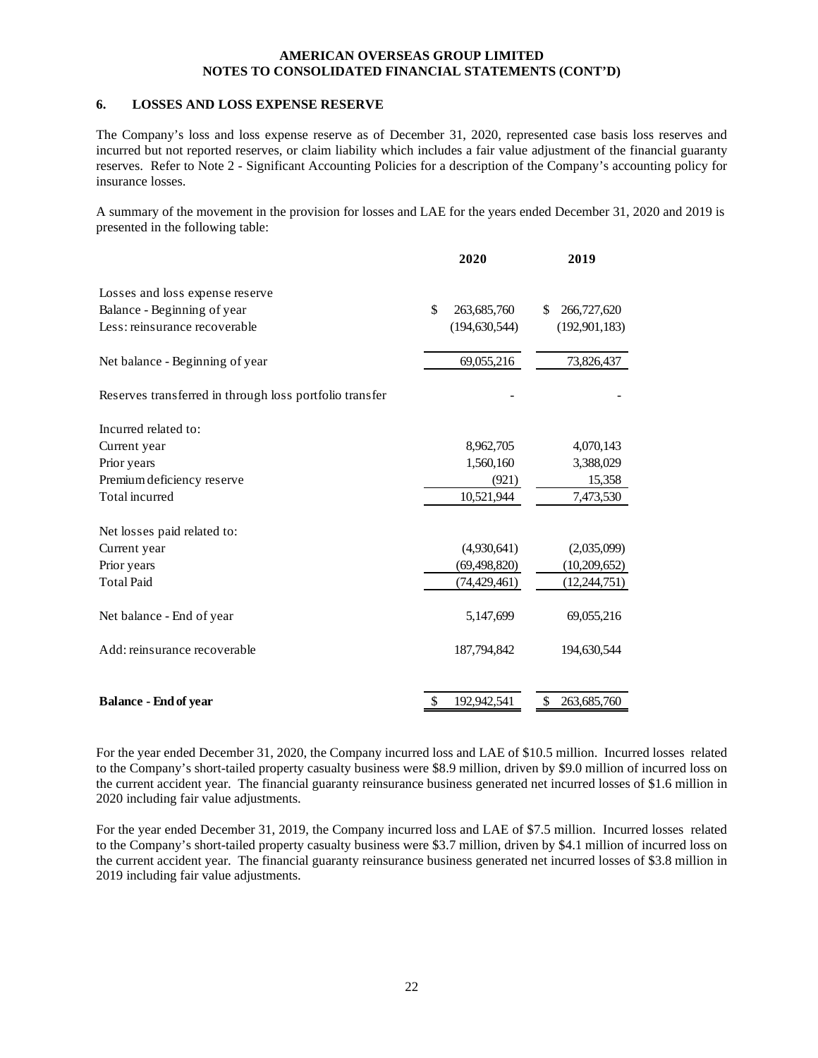**AMERICAN OVERSEAS GROUP LIMITED**
**NOTES TO CONSOLIDATED FINANCIAL STATEMENTS (CONT'D)**

## 6. LOSSES AND LOSS EXPENSE RESERVE

The Company's loss and loss expense reserve as of December 31, 2020, represented case basis loss reserves and incurred but not reported reserves, or claim liability which includes a fair value adjustment of the financial guaranty reserves. Refer to Note 2 - Significant Accounting Policies for a description of the Company's accounting policy for insurance losses.

A summary of the movement in the provision for losses and LAE for the years ended December 31, 2020 and 2019 is presented in the following table:

| | 2020 | 2019 |
|---|---|---|
| Losses and loss expense reserve | | |
| Balance - Beginning of year | $ 263,685,760 | $ 266,727,620 |
| Less: reinsurance recoverable | (194,630,544) | (192,901,183) |
| Net balance - Beginning of year | 69,055,216 | 73,826,437 |
| Reserves transferred in through loss portfolio transfer | - | - |
| Incurred related to: | | |
| Current year | 8,962,705 | 4,070,143 |
| Prior years | 1,560,160 | 3,388,029 |
| Premium deficiency reserve | (921) | 15,358 |
| Total incurred | 10,521,944 | 7,473,530 |
| Net losses paid related to: | | |
| Current year | (4,930,641) | (2,035,099) |
| Prior years | (69,498,820) | (10,209,652) |
| Total Paid | (74,429,461) | (12,244,751) |
| Net balance - End of year | 5,147,699 | 69,055,216 |
| Add: reinsurance recoverable | 187,794,842 | 194,630,544 |
| **Balance - End of year** | $ 192,942,541 | $ 263,685,760 |

For the year ended December 31, 2020, the Company incurred loss and LAE of $10.5 million. Incurred losses related to the Company's short-tailed property casualty business were $8.9 million, driven by $9.0 million of incurred loss on the current accident year. The financial guaranty reinsurance business generated net incurred losses of $1.6 million in 2020 including fair value adjustments.

For the year ended December 31, 2019, the Company incurred loss and LAE of $7.5 million. Incurred losses related to the Company's short-tailed property casualty business were $3.7 million, driven by $4.1 million of incurred loss on the current accident year. The financial guaranty reinsurance business generated net incurred losses of $3.8 million in 2019 including fair value adjustments.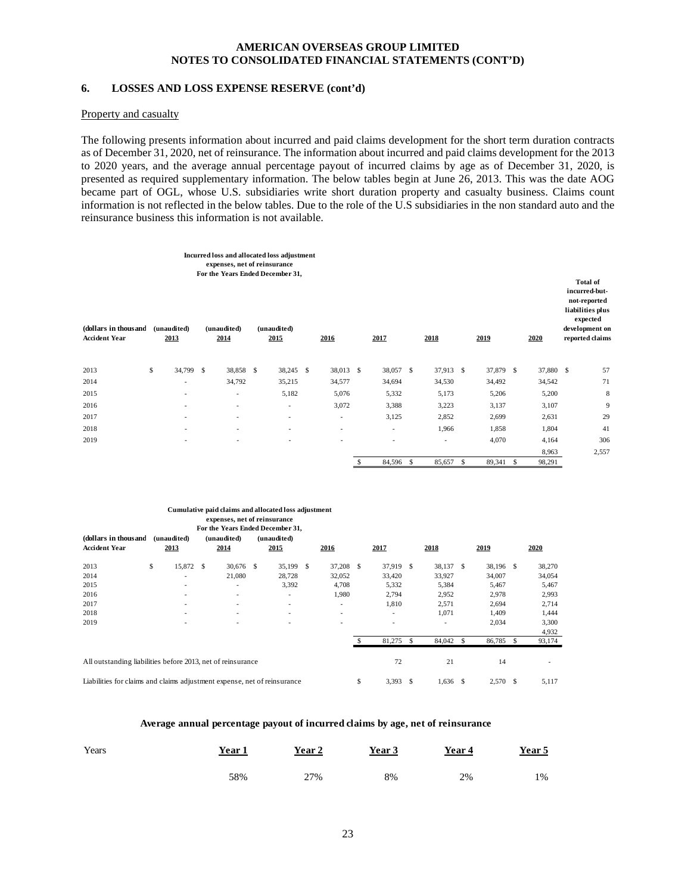# AMERICAN OVERSEAS GROUP LIMITED
# NOTES TO CONSOLIDATED FINANCIAL STATEMENTS (CONT'D)

## 6. LOSSES AND LOSS EXPENSE RESERVE (cont'd)

Property and casualty

The following presents information about incurred and paid claims development for the short term duration contracts as of December 31, 2020, net of reinsurance. The information about incurred and paid claims development for the 2013 to 2020 years, and the average annual percentage payout of incurred claims by age as of December 31, 2020, is presented as required supplementary information. The below tables begin at June 26, 2013. This was the date AOG became part of OGL, whose U.S. subsidiaries write short duration property and casualty business. Claims count information is not reflected in the below tables. Due to the role of the U.S subsidiaries in the non standard auto and the reinsurance business this information is not available.

**Incurred loss and allocated loss adjustment expenses, net of reinsurance For the Years Ended December 31,**

| (dollars in thousand Accident Year | (unaudited) 2013 | (unaudited) 2014 | (unaudited) 2015 | 2016 | 2017 | 2018 | 2019 | 2020 | Total of incurred-but-not-reported liabilities plus expected development on reported claims |
|---|---|---|---|---|---|---|---|---|---|
| 2013 | $ 34,799 | $ 38,858 | $ 38,245 | $ 38,013 | $ 38,057 | $ 37,913 | $ 37,879 | $ 37,880 | $ 57 |
| 2014 | - | 34,792 | 35,215 | 34,577 | 34,694 | 34,530 | 34,492 | 34,542 | 71 |
| 2015 | - | - | 5,182 | 5,076 | 5,332 | 5,173 | 5,206 | 5,200 | 8 |
| 2016 | - | - | - | 3,072 | 3,388 | 3,223 | 3,137 | 3,107 | 9 |
| 2017 | - | - | - | - | 3,125 | 2,852 | 2,699 | 2,631 | 29 |
| 2018 | - | - | - | - | - | 1,966 | 1,858 | 1,804 | 41 |
| 2019 | - | - | - | - | - | - | 4,070 | 4,164 | 306 |
| | | | | | | | | 8,963 | 2,557 |
| | | | | | $ 84,596 | $ 85,657 | $ 89,341 | $ 98,291 | |

**Cumulative paid claims and allocated loss adjustment expenses, net of reinsurance For the Years Ended December 31,**

| (dollars in thousand Accident Year | (unaudited) 2013 | (unaudited) 2014 | (unaudited) 2015 | 2016 | 2017 | 2018 | 2019 | 2020 |
|---|---|---|---|---|---|---|---|---|
| 2013 | $ 15,872 | $ 30,676 | $ 35,199 | $ 37,208 | $ 37,919 | $ 38,137 | $ 38,196 | $ 38,270 |
| 2014 | - | 21,080 | 28,728 | 32,052 | 33,420 | 33,927 | 34,007 | 34,054 |
| 2015 | - | - | 3,392 | 4,708 | 5,332 | 5,384 | 5,467 | 5,467 |
| 2016 | - | - | - | 1,980 | 2,794 | 2,952 | 2,978 | 2,993 |
| 2017 | - | - | - | - | 1,810 | 2,571 | 2,694 | 2,714 |
| 2018 | - | - | - | - | - | 1,071 | 1,409 | 1,444 |
| 2019 | - | - | - | - | - | - | 2,034 | 3,300 |
| | | | | | | | | 4,932 |
| | | | | | $ 81,275 | $ 84,042 | $ 86,785 | $ 93,174 |
| All outstanding liabilities before 2013, net of reinsurance | | | | | 72 | 21 | 14 | - |
| Liabilities for claims and claims adjustment expense, net of reinsurance | | | | | $ 3,393 | $ 1,636 | $ 2,570 | $ 5,117 |

**Average annual percentage payout of incurred claims by age, net of reinsurance**

| Years | Year 1 | Year 2 | Year 3 | Year 4 | Year 5 |
|---|---|---|---|---|---|
| | 58% | 27% | 8% | 2% | 1% |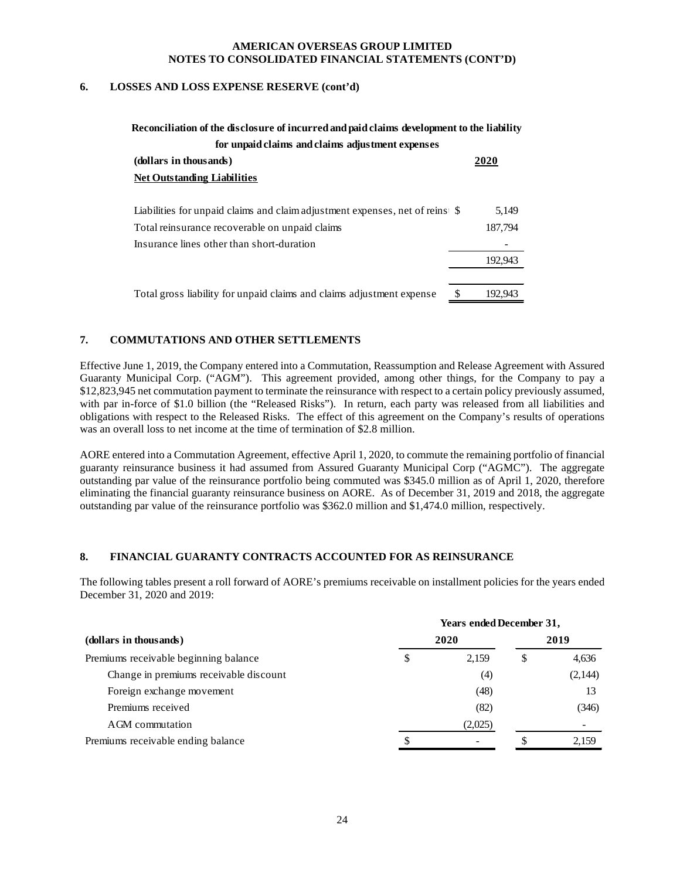## 6. LOSSES AND LOSS EXPENSE RESERVE (cont'd)

**Reconciliation of the disclosure of incurred and paid claims development to the liability for unpaid claims and claims adjustment expenses**

| (dollars in thousands) | 2020 |
|---|---|
| **Net Outstanding Liabilities** | |
| Liabilities for unpaid claims and claim adjustment expenses, net of reinsi | $ 5,149 |
| Total reinsurance recoverable on unpaid claims | 187,794 |
| Insurance lines other than short-duration | - |
| | 192,943 |
| Total gross liability for unpaid claims and claims adjustment expense | $ 192,943 |

## 7. COMMUTATIONS AND OTHER SETTLEMENTS

Effective June 1, 2019, the Company entered into a Commutation, Reassumption and Release Agreement with Assured Guaranty Municipal Corp. ("AGM"). This agreement provided, among other things, for the Company to pay a $12,823,945 net commutation payment to terminate the reinsurance with respect to a certain policy previously assumed, with par in-force of $1.0 billion (the "Released Risks"). In return, each party was released from all liabilities and obligations with respect to the Released Risks. The effect of this agreement on the Company's results of operations was an overall loss to net income at the time of termination of $2.8 million.

AORE entered into a Commutation Agreement, effective April 1, 2020, to commute the remaining portfolio of financial guaranty reinsurance business it had assumed from Assured Guaranty Municipal Corp ("AGMC"). The aggregate outstanding par value of the reinsurance portfolio being commuted was $345.0 million as of April 1, 2020, therefore eliminating the financial guaranty reinsurance business on AORE. As of December 31, 2019 and 2018, the aggregate outstanding par value of the reinsurance portfolio was $362.0 million and $1,474.0 million, respectively.

## 8. FINANCIAL GUARANTY CONTRACTS ACCOUNTED FOR AS REINSURANCE

The following tables present a roll forward of AORE's premiums receivable on installment policies for the years ended December 31, 2020 and 2019:

| (dollars in thousands) | Years ended December 31, 2020 | 2019 |
|---|---|---|
| Premiums receivable beginning balance | $ 2,159 | $ 4,636 |
| Change in premiums receivable discount | (4) | (2,144) |
| Foreign exchange movement | (48) | 13 |
| Premiums received | (82) | (346) |
| AGM commutation | (2,025) | - |
| Premiums receivable ending balance | $ - | $ 2,159 |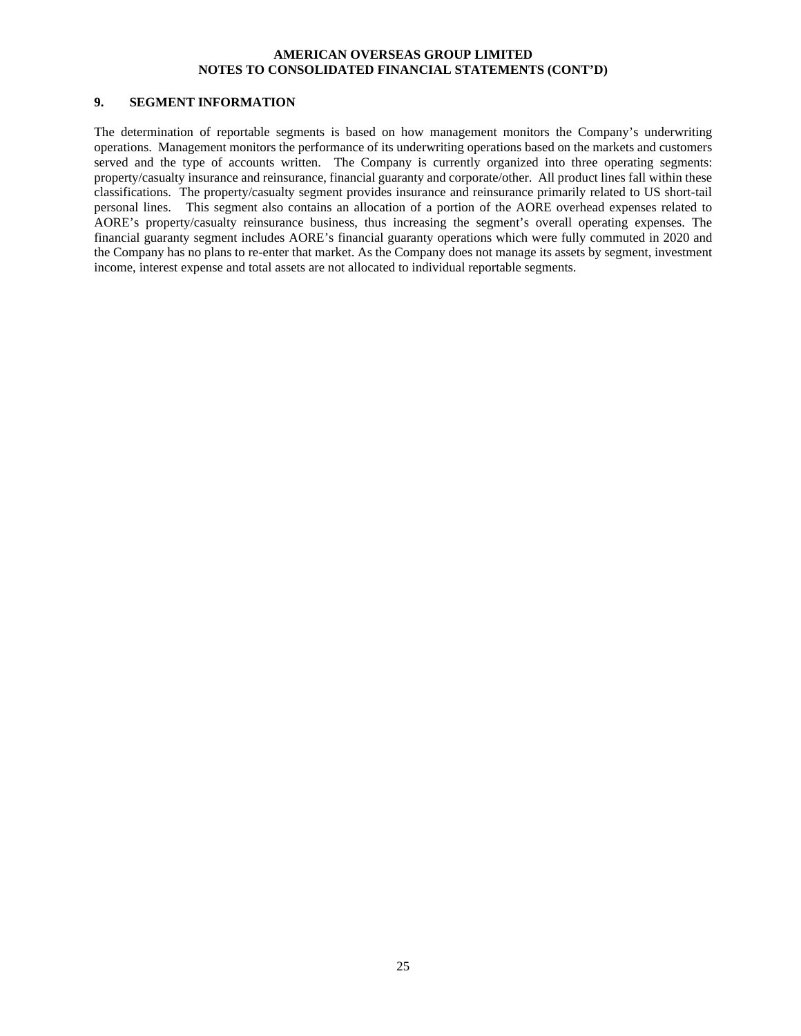## 9. SEGMENT INFORMATION

The determination of reportable segments is based on how management monitors the Company's underwriting operations. Management monitors the performance of its underwriting operations based on the markets and customers served and the type of accounts written. The Company is currently organized into three operating segments: property/casualty insurance and reinsurance, financial guaranty and corporate/other. All product lines fall within these classifications. The property/casualty segment provides insurance and reinsurance primarily related to US short-tail personal lines. This segment also contains an allocation of a portion of the AORE overhead expenses related to AORE's property/casualty reinsurance business, thus increasing the segment's overall operating expenses. The financial guaranty segment includes AORE's financial guaranty operations which were fully commuted in 2020 and the Company has no plans to re-enter that market. As the Company does not manage its assets by segment, investment income, interest expense and total assets are not allocated to individual reportable segments.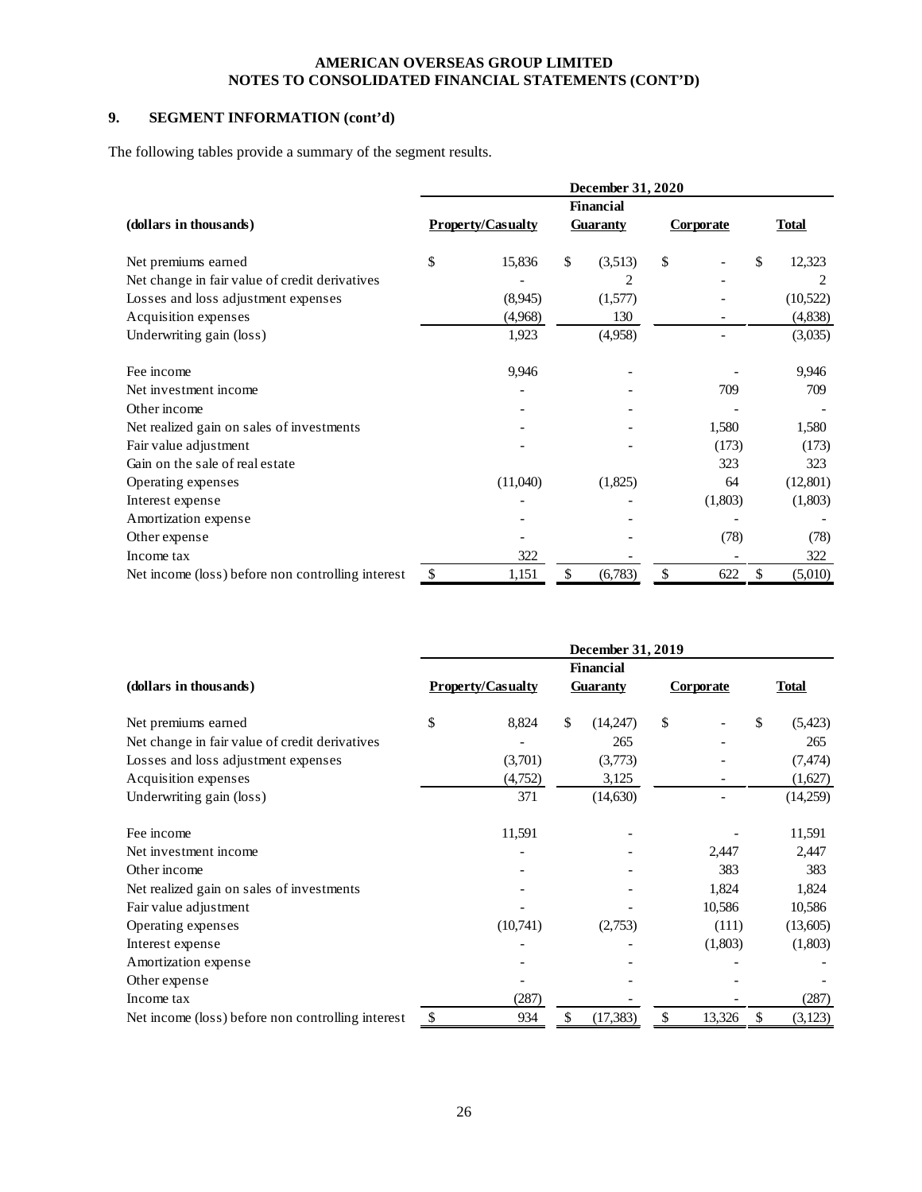**AMERICAN OVERSEAS GROUP LIMITED**
**NOTES TO CONSOLIDATED FINANCIAL STATEMENTS (CONT'D)**

## 9. SEGMENT INFORMATION (cont'd)

The following tables provide a summary of the segment results.

| (dollars in thousands) | December 31, 2020 Property/Casualty | Financial Guaranty | Corporate | Total |
|---|---|---|---|---|
| Net premiums earned | $ 15,836 | $ (3,513) | $ - | $ 12,323 |
| Net change in fair value of credit derivatives | - | 2 | - | 2 |
| Losses and loss adjustment expenses | (8,945) | (1,577) | - | (10,522) |
| Acquisition expenses | (4,968) | 130 | - | (4,838) |
| Underwriting gain (loss) | 1,923 | (4,958) | - | (3,035) |
| Fee income | 9,946 | - | - | 9,946 |
| Net investment income | - | - | 709 | 709 |
| Other income | - | - | - | - |
| Net realized gain on sales of investments | - | - | 1,580 | 1,580 |
| Fair value adjustment | - | - | (173) | (173) |
| Gain on the sale of real estate | | | 323 | 323 |
| Operating expenses | (11,040) | (1,825) | 64 | (12,801) |
| Interest expense | - | - | (1,803) | (1,803) |
| Amortization expense | - | - | - | - |
| Other expense | - | - | (78) | (78) |
| Income tax | 322 | - | - | 322 |
| Net income (loss) before non controlling interest | $ 1,151 | $ (6,783) | $ 622 | $ (5,010) |

| (dollars in thousands) | December 31, 2019 Property/Casualty | Financial Guaranty | Corporate | Total |
|---|---|---|---|---|
| Net premiums earned | $ 8,824 | $ (14,247) | $ - | $ (5,423) |
| Net change in fair value of credit derivatives | - | 265 | - | 265 |
| Losses and loss adjustment expenses | (3,701) | (3,773) | - | (7,474) |
| Acquisition expenses | (4,752) | 3,125 | - | (1,627) |
| Underwriting gain (loss) | 371 | (14,630) | - | (14,259) |
| Fee income | 11,591 | - | - | 11,591 |
| Net investment income | - | - | 2,447 | 2,447 |
| Other income | - | - | 383 | 383 |
| Net realized gain on sales of investments | - | - | 1,824 | 1,824 |
| Fair value adjustment | - | - | 10,586 | 10,586 |
| Operating expenses | (10,741) | (2,753) | (111) | (13,605) |
| Interest expense | - | - | (1,803) | (1,803) |
| Amortization expense | - | - | - | - |
| Other expense | - | - | - | - |
| Income tax | (287) | - | - | (287) |
| Net income (loss) before non controlling interest | $ 934 | $ (17,383) | $ 13,326 | $ (3,123) |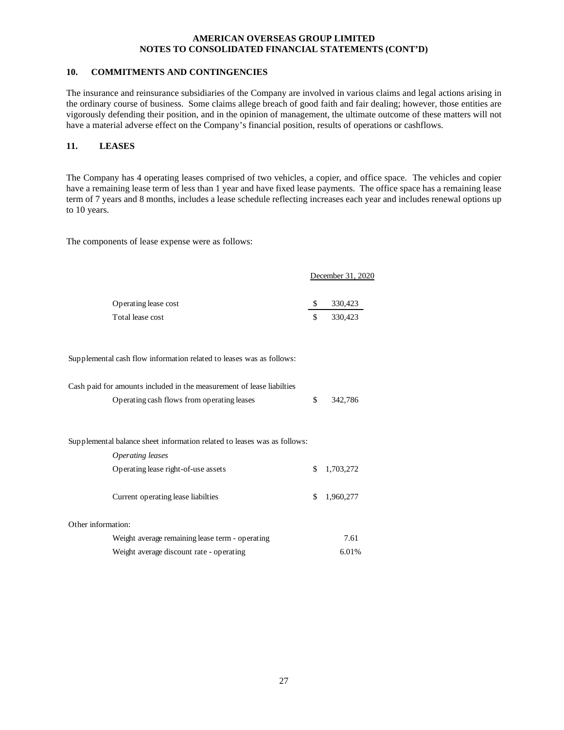## 10. COMMITMENTS AND CONTINGENCIES

The insurance and reinsurance subsidiaries of the Company are involved in various claims and legal actions arising in the ordinary course of business. Some claims allege breach of good faith and fair dealing; however, those entities are vigorously defending their position, and in the opinion of management, the ultimate outcome of these matters will not have a material adverse effect on the Company's financial position, results of operations or cashflows.

## 11. LEASES

The Company has 4 operating leases comprised of two vehicles, a copier, and office space. The vehicles and copier have a remaining lease term of less than 1 year and have fixed lease payments. The office space has a remaining lease term of 7 years and 8 months, includes a lease schedule reflecting increases each year and includes renewal options up to 10 years.

The components of lease expense were as follows:

| | December 31, 2020 |
|---|---|
| Operating lease cost | $ 330,423 |
| Total lease cost | $ 330,423 |

Supplemental cash flow information related to leases was as follows:

| | |
|---|---|
| Cash paid for amounts included in the measurement of lease liabilties | |
| Operating cash flows from operating leases | $ 342,786 |

Supplemental balance sheet information related to leases was as follows:

| | |
|---|---|
| *Operating leases* | |
| Operating lease right-of-use assets | $ 1,703,272 |
| Current operating lease liabilties | $ 1,960,277 |

Other information:

| | |
|---|---|
| Weight average remaining lease term - operating | 7.61 |
| Weight average discount rate - operating | 6.01% |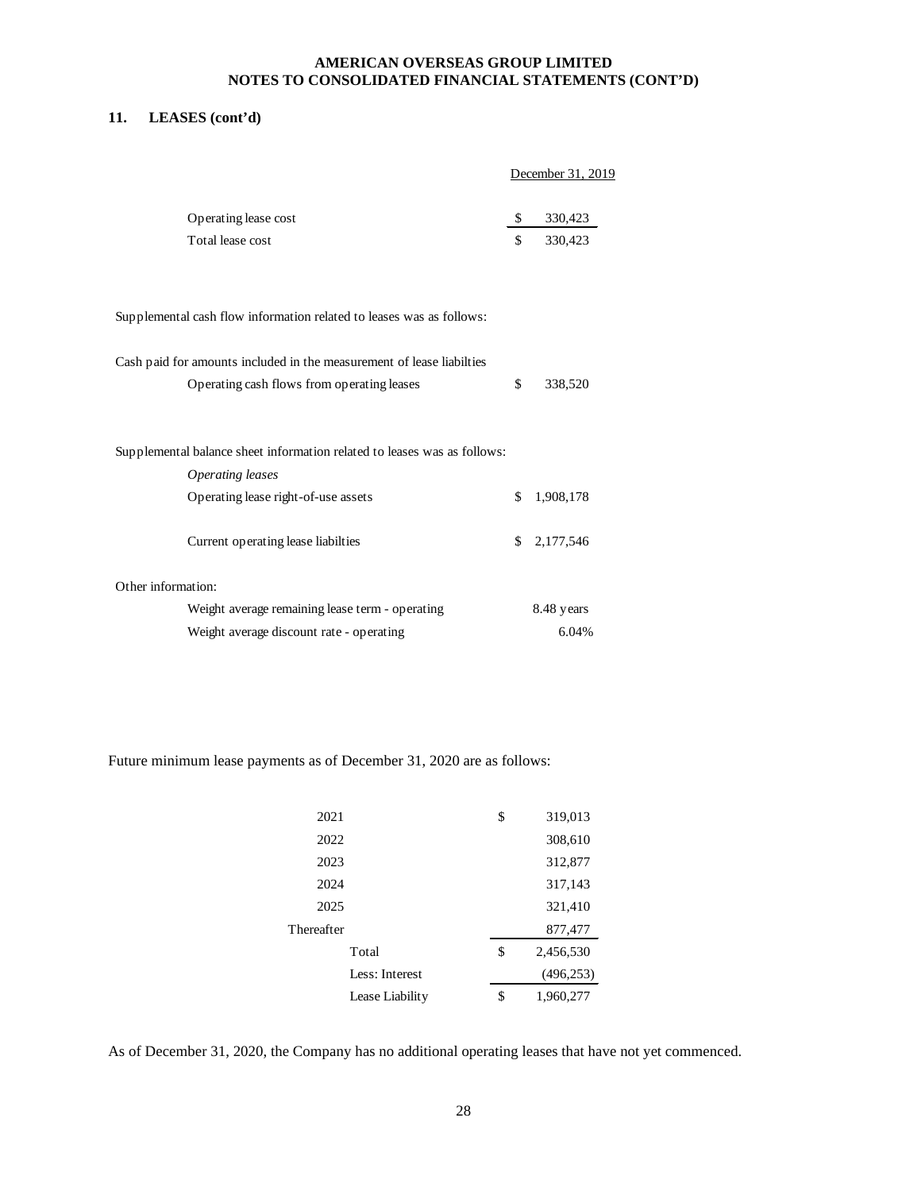## 11. LEASES (cont'd)

| | December 31, 2019 |
|---|---|
| Operating lease cost | $ 330,423 |
| Total lease cost | $ 330,423 |

Supplemental cash flow information related to leases was as follows:

| | |
|---|---|
| Cash paid for amounts included in the measurement of lease liabilties | |
| Operating cash flows from operating leases | $ 338,520 |

Supplemental balance sheet information related to leases was as follows:

| | |
|---|---|
| *Operating leases* | |
| Operating lease right-of-use assets | $ 1,908,178 |
| Current operating lease liabilties | $ 2,177,546 |

Other information:

| | |
|---|---|
| Weight average remaining lease term - operating | 8.48 years |
| Weight average discount rate - operating | 6.04% |

Future minimum lease payments as of December 31, 2020 are as follows:

| | |
|---|---|
| 2021 | $ 319,013 |
| 2022 | 308,610 |
| 2023 | 312,877 |
| 2024 | 317,143 |
| 2025 | 321,410 |
| Thereafter | 877,477 |
| Total | $ 2,456,530 |
| Less: Interest | (496,253) |
| Lease Liability | $ 1,960,277 |

As of December 31, 2020, the Company has no additional operating leases that have not yet commenced.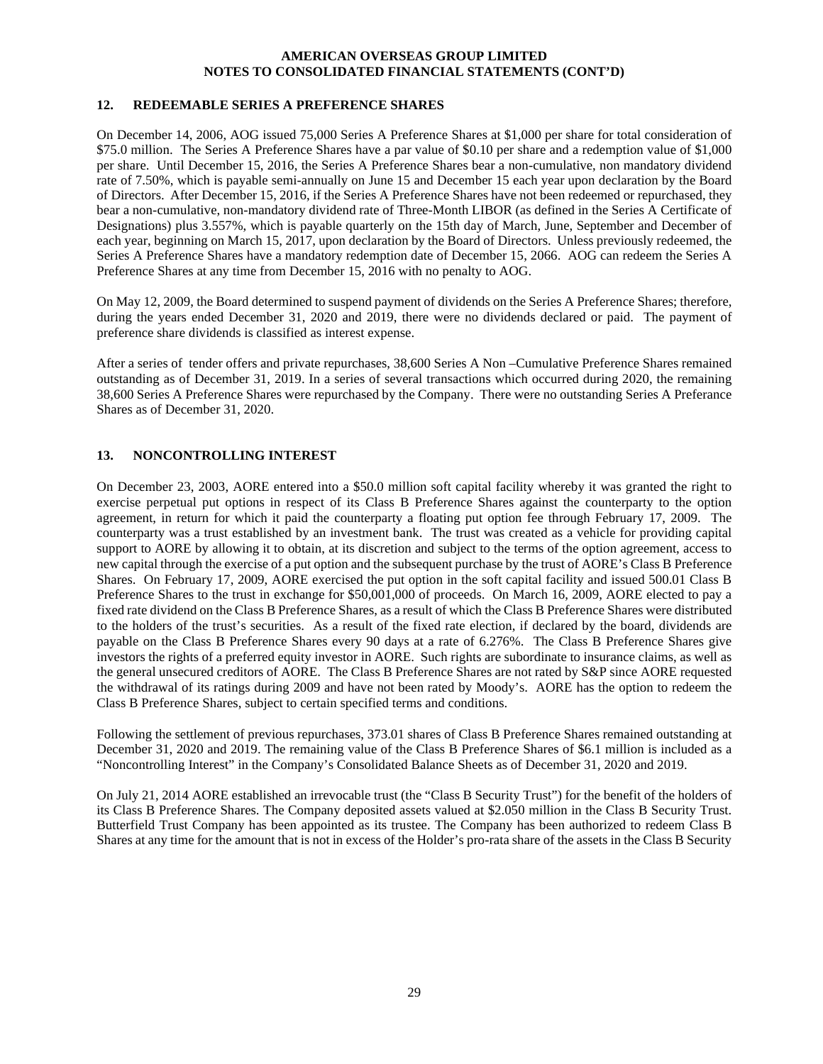## 12. REDEEMABLE SERIES A PREFERENCE SHARES

On December 14, 2006, AOG issued 75,000 Series A Preference Shares at $1,000 per share for total consideration of $75.0 million. The Series A Preference Shares have a par value of $0.10 per share and a redemption value of $1,000 per share. Until December 15, 2016, the Series A Preference Shares bear a non-cumulative, non mandatory dividend rate of 7.50%, which is payable semi-annually on June 15 and December 15 each year upon declaration by the Board of Directors. After December 15, 2016, if the Series A Preference Shares have not been redeemed or repurchased, they bear a non-cumulative, non-mandatory dividend rate of Three-Month LIBOR (as defined in the Series A Certificate of Designations) plus 3.557%, which is payable quarterly on the 15th day of March, June, September and December of each year, beginning on March 15, 2017, upon declaration by the Board of Directors. Unless previously redeemed, the Series A Preference Shares have a mandatory redemption date of December 15, 2066. AOG can redeem the Series A Preference Shares at any time from December 15, 2016 with no penalty to AOG.

On May 12, 2009, the Board determined to suspend payment of dividends on the Series A Preference Shares; therefore, during the years ended December 31, 2020 and 2019, there were no dividends declared or paid. The payment of preference share dividends is classified as interest expense.

After a series of tender offers and private repurchases, 38,600 Series A Non –Cumulative Preference Shares remained outstanding as of December 31, 2019. In a series of several transactions which occurred during 2020, the remaining 38,600 Series A Preference Shares were repurchased by the Company. There were no outstanding Series A Preferance Shares as of December 31, 2020.

## 13. NONCONTROLLING INTEREST

On December 23, 2003, AORE entered into a $50.0 million soft capital facility whereby it was granted the right to exercise perpetual put options in respect of its Class B Preference Shares against the counterparty to the option agreement, in return for which it paid the counterparty a floating put option fee through February 17, 2009. The counterparty was a trust established by an investment bank. The trust was created as a vehicle for providing capital support to AORE by allowing it to obtain, at its discretion and subject to the terms of the option agreement, access to new capital through the exercise of a put option and the subsequent purchase by the trust of AORE's Class B Preference Shares. On February 17, 2009, AORE exercised the put option in the soft capital facility and issued 500.01 Class B Preference Shares to the trust in exchange for $50,001,000 of proceeds. On March 16, 2009, AORE elected to pay a fixed rate dividend on the Class B Preference Shares, as a result of which the Class B Preference Shares were distributed to the holders of the trust's securities. As a result of the fixed rate election, if declared by the board, dividends are payable on the Class B Preference Shares every 90 days at a rate of 6.276%. The Class B Preference Shares give investors the rights of a preferred equity investor in AORE. Such rights are subordinate to insurance claims, as well as the general unsecured creditors of AORE. The Class B Preference Shares are not rated by S&P since AORE requested the withdrawal of its ratings during 2009 and have not been rated by Moody's. AORE has the option to redeem the Class B Preference Shares, subject to certain specified terms and conditions.

Following the settlement of previous repurchases, 373.01 shares of Class B Preference Shares remained outstanding at December 31, 2020 and 2019. The remaining value of the Class B Preference Shares of $6.1 million is included as a "Noncontrolling Interest" in the Company's Consolidated Balance Sheets as of December 31, 2020 and 2019.

On July 21, 2014 AORE established an irrevocable trust (the "Class B Security Trust") for the benefit of the holders of its Class B Preference Shares. The Company deposited assets valued at $2.050 million in the Class B Security Trust. Butterfield Trust Company has been appointed as its trustee. The Company has been authorized to redeem Class B Shares at any time for the amount that is not in excess of the Holder's pro-rata share of the assets in the Class B Security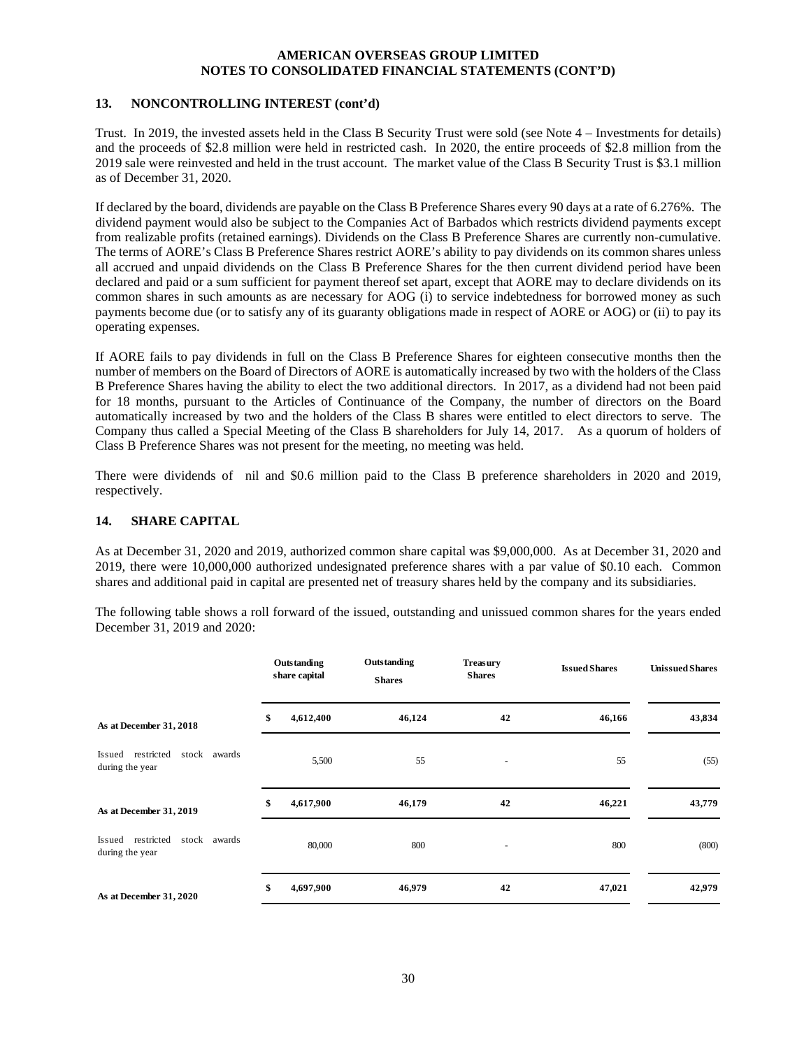## 13. NONCONTROLLING INTEREST (cont'd)

Trust. In 2019, the invested assets held in the Class B Security Trust were sold (see Note 4 – Investments for details) and the proceeds of $2.8 million were held in restricted cash. In 2020, the entire proceeds of $2.8 million from the 2019 sale were reinvested and held in the trust account. The market value of the Class B Security Trust is $3.1 million as of December 31, 2020.

If declared by the board, dividends are payable on the Class B Preference Shares every 90 days at a rate of 6.276%. The dividend payment would also be subject to the Companies Act of Barbados which restricts dividend payments except from realizable profits (retained earnings). Dividends on the Class B Preference Shares are currently non-cumulative. The terms of AORE's Class B Preference Shares restrict AORE's ability to pay dividends on its common shares unless all accrued and unpaid dividends on the Class B Preference Shares for the then current dividend period have been declared and paid or a sum sufficient for payment thereof set apart, except that AORE may to declare dividends on its common shares in such amounts as are necessary for AOG (i) to service indebtedness for borrowed money as such payments become due (or to satisfy any of its guaranty obligations made in respect of AORE or AOG) or (ii) to pay its operating expenses.

If AORE fails to pay dividends in full on the Class B Preference Shares for eighteen consecutive months then the number of members on the Board of Directors of AORE is automatically increased by two with the holders of the Class B Preference Shares having the ability to elect the two additional directors. In 2017, as a dividend had not been paid for 18 months, pursuant to the Articles of Continuance of the Company, the number of directors on the Board automatically increased by two and the holders of the Class B shares were entitled to elect directors to serve. The Company thus called a Special Meeting of the Class B shareholders for July 14, 2017. As a quorum of holders of Class B Preference Shares was not present for the meeting, no meeting was held.

There were dividends of nil and $0.6 million paid to the Class B preference shareholders in 2020 and 2019, respectively.

## 14. SHARE CAPITAL

As at December 31, 2020 and 2019, authorized common share capital was $9,000,000. As at December 31, 2020 and 2019, there were 10,000,000 authorized undesignated preference shares with a par value of $0.10 each. Common shares and additional paid in capital are presented net of treasury shares held by the company and its subsidiaries.

The following table shows a roll forward of the issued, outstanding and unissued common shares for the years ended December 31, 2019 and 2020:

| | Outstanding share capital | Outstanding Shares | Treasury Shares | Issued Shares | Unissued Shares |
|---|---|---|---|---|---|
| **As at December 31, 2018** | **$ 4,612,400** | **46,124** | **42** | **46,166** | **43,834** |
| Issued restricted stock awards during the year | 5,500 | 55 | - | 55 | (55) |
| **As at December 31, 2019** | **$ 4,617,900** | **46,179** | **42** | **46,221** | **43,779** |
| Issued restricted stock awards during the year | 80,000 | 800 | - | 800 | (800) |
| **As at December 31, 2020** | **$ 4,697,900** | **46,979** | **42** | **47,021** | **42,979** |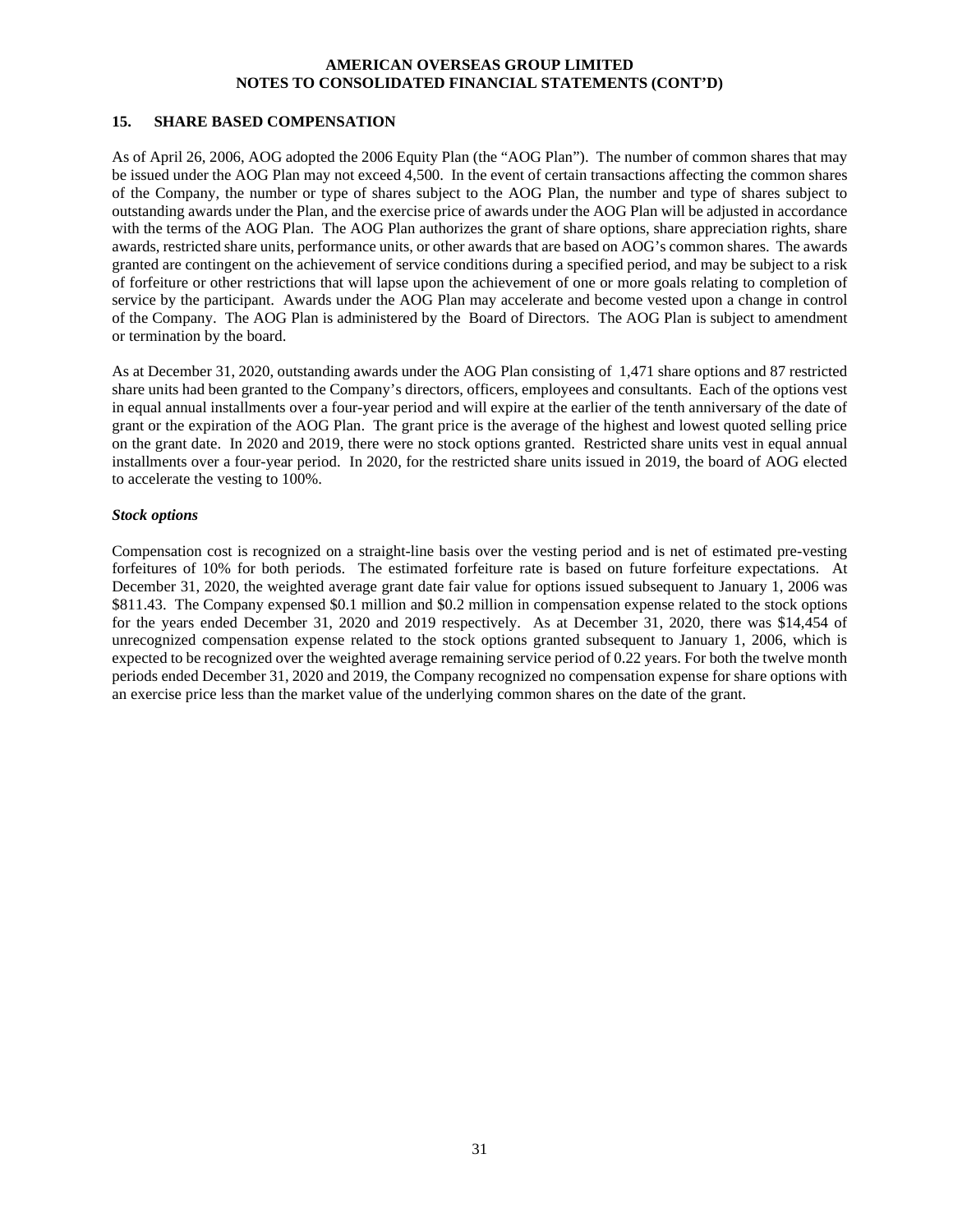## 15. SHARE BASED COMPENSATION

As of April 26, 2006, AOG adopted the 2006 Equity Plan (the "AOG Plan"). The number of common shares that may be issued under the AOG Plan may not exceed 4,500. In the event of certain transactions affecting the common shares of the Company, the number or type of shares subject to the AOG Plan, the number and type of shares subject to outstanding awards under the Plan, and the exercise price of awards under the AOG Plan will be adjusted in accordance with the terms of the AOG Plan. The AOG Plan authorizes the grant of share options, share appreciation rights, share awards, restricted share units, performance units, or other awards that are based on AOG's common shares. The awards granted are contingent on the achievement of service conditions during a specified period, and may be subject to a risk of forfeiture or other restrictions that will lapse upon the achievement of one or more goals relating to completion of service by the participant. Awards under the AOG Plan may accelerate and become vested upon a change in control of the Company. The AOG Plan is administered by the Board of Directors. The AOG Plan is subject to amendment or termination by the board.

As at December 31, 2020, outstanding awards under the AOG Plan consisting of 1,471 share options and 87 restricted share units had been granted to the Company's directors, officers, employees and consultants. Each of the options vest in equal annual installments over a four-year period and will expire at the earlier of the tenth anniversary of the date of grant or the expiration of the AOG Plan. The grant price is the average of the highest and lowest quoted selling price on the grant date. In 2020 and 2019, there were no stock options granted. Restricted share units vest in equal annual installments over a four-year period. In 2020, for the restricted share units issued in 2019, the board of AOG elected to accelerate the vesting to 100%.

***Stock options***

Compensation cost is recognized on a straight-line basis over the vesting period and is net of estimated pre-vesting forfeitures of 10% for both periods. The estimated forfeiture rate is based on future forfeiture expectations. At December 31, 2020, the weighted average grant date fair value for options issued subsequent to January 1, 2006 was $811.43. The Company expensed $0.1 million and $0.2 million in compensation expense related to the stock options for the years ended December 31, 2020 and 2019 respectively. As at December 31, 2020, there was $14,454 of unrecognized compensation expense related to the stock options granted subsequent to January 1, 2006, which is expected to be recognized over the weighted average remaining service period of 0.22 years. For both the twelve month periods ended December 31, 2020 and 2019, the Company recognized no compensation expense for share options with an exercise price less than the market value of the underlying common shares on the date of the grant.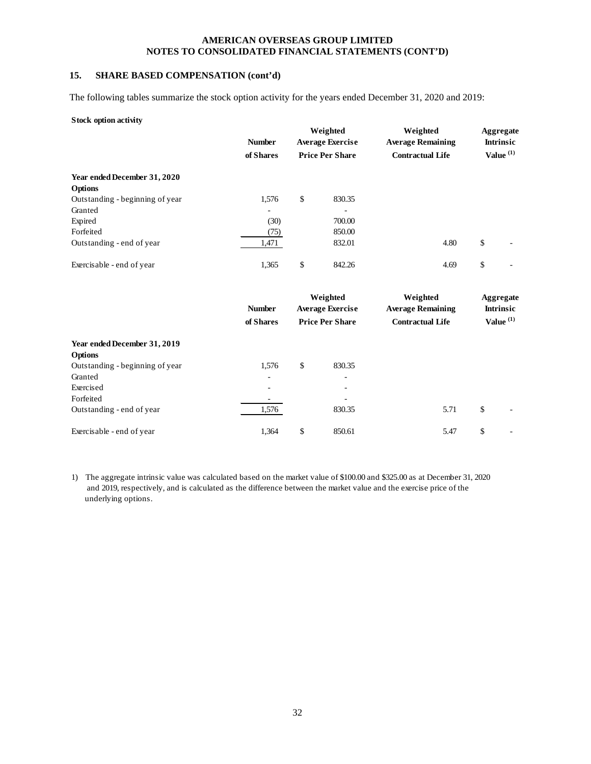## 15. SHARE BASED COMPENSATION (cont'd)

The following tables summarize the stock option activity for the years ended December 31, 2020 and 2019:

**Stock option activity**

| | Number of Shares | Weighted Average Exercise Price Per Share | Weighted Average Remaining Contractual Life | Aggregate Intrinsic Value [(1)] |
|---|---|---|---|---|
| **Year ended December 31, 2020** | | | | |
| **Options** | | | | |
| Outstanding - beginning of year | 1,576 | $ 830.35 | | |
| Granted | - | - | | |
| Expired | (30) | 700.00 | | |
| Forfeited | (75) | 850.00 | | |
| Outstanding - end of year | 1,471 | 832.01 | 4.80 | $ - |
| Exercisable - end of year | 1,365 | $ 842.26 | 4.69 | $ - |

| | Number of Shares | Weighted Average Exercise Price Per Share | Weighted Average Remaining Contractual Life | Aggregate Intrinsic Value [(1)] |
|---|---|---|---|---|
| **Year ended December 31, 2019** | | | | |
| **Options** | | | | |
| Outstanding - beginning of year | 1,576 | $ 830.35 | | |
| Granted | - | - | | |
| Exercised | - | - | | |
| Forfeited | - | - | | |
| Outstanding - end of year | 1,576 | 830.35 | 5.71 | $ - |
| Exercisable - end of year | 1,364 | $ 850.61 | 5.47 | $ - |

1) The aggregate intrinsic value was calculated based on the market value of $100.00 and $325.00 as at December 31, 2020 and 2019, respectively, and is calculated as the difference between the market value and the exercise price of the underlying options.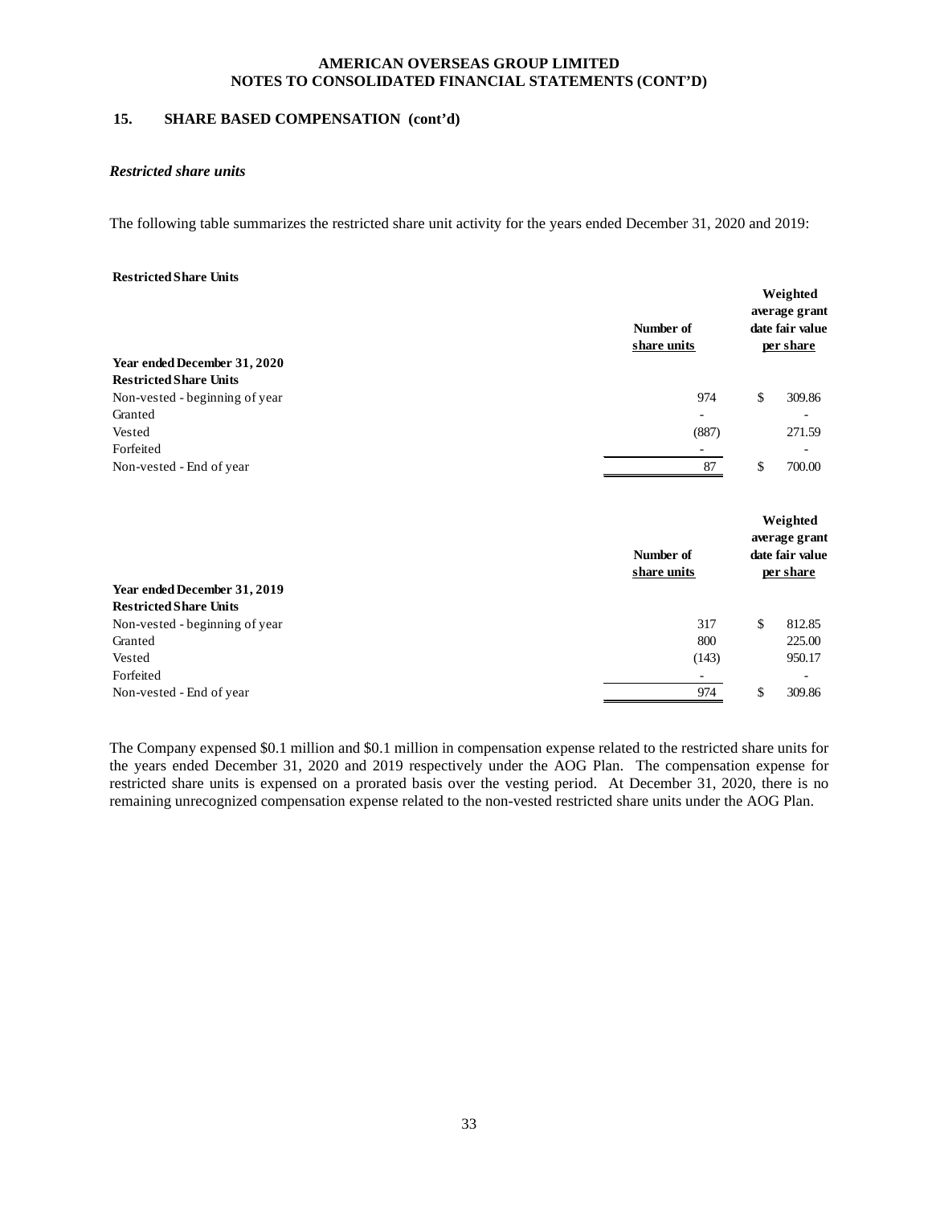## 15. SHARE BASED COMPENSATION (cont'd)

### *Restricted share units*

The following table summarizes the restricted share unit activity for the years ended December 31, 2020 and 2019:

**Restricted Share Units**

| | Number of share units | Weighted average grant date fair value per share |
|---|---|---|
| **Year ended December 31, 2020** | | |
| **Restricted Share Units** | | |
| Non-vested - beginning of year | 974 | $ 309.86 |
| Granted | - | - |
| Vested | (887) | 271.59 |
| Forfeited | - | - |
| Non-vested - End of year | 87 | $ 700.00 |

| | Number of share units | Weighted average grant date fair value per share |
|---|---|---|
| **Year ended December 31, 2019** | | |
| **Restricted Share Units** | | |
| Non-vested - beginning of year | 317 | $ 812.85 |
| Granted | 800 | 225.00 |
| Vested | (143) | 950.17 |
| Forfeited | - | - |
| Non-vested - End of year | 974 | $ 309.86 |

The Company expensed $0.1 million and $0.1 million in compensation expense related to the restricted share units for the years ended December 31, 2020 and 2019 respectively under the AOG Plan. The compensation expense for restricted share units is expensed on a prorated basis over the vesting period. At December 31, 2020, there is no remaining unrecognized compensation expense related to the non-vested restricted share units under the AOG Plan.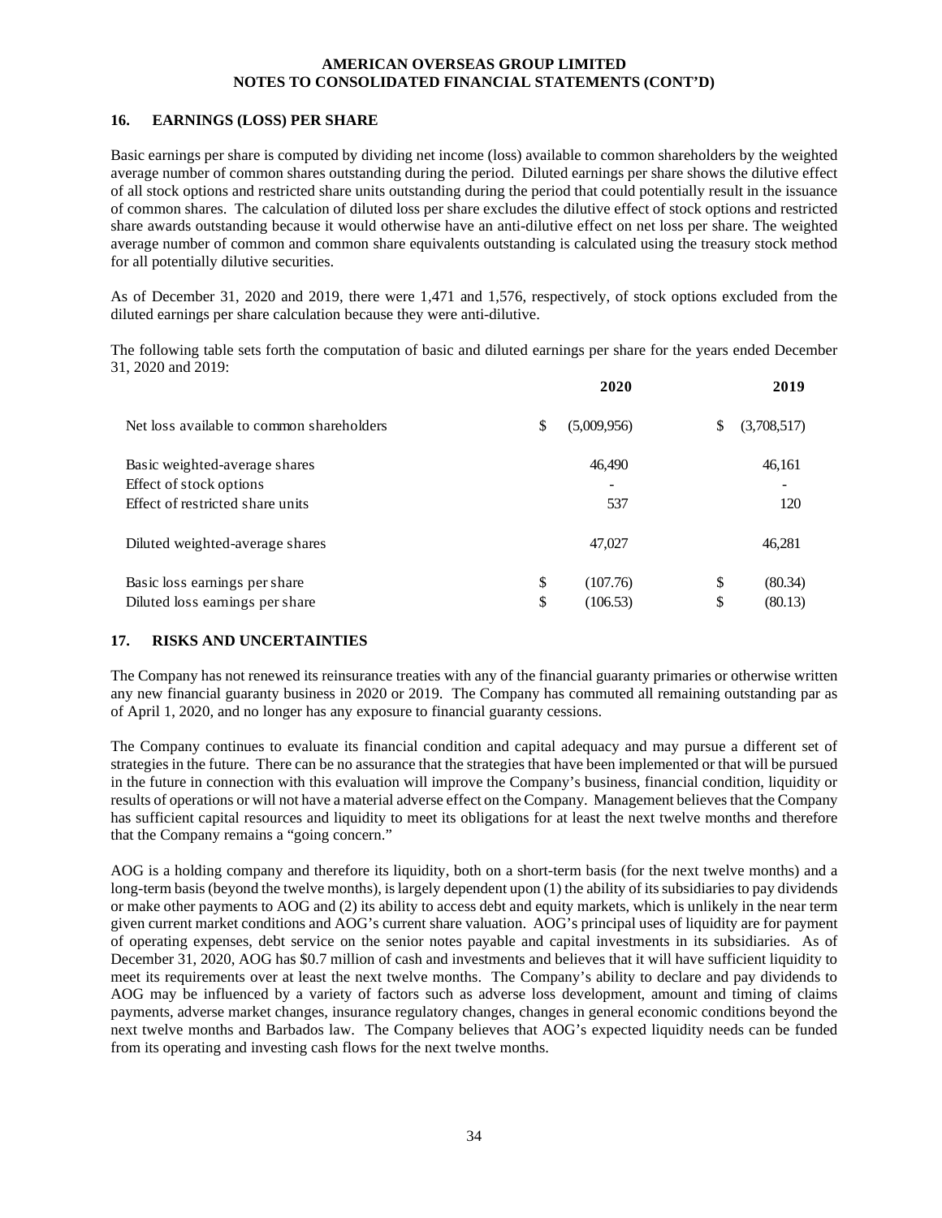## 16. EARNINGS (LOSS) PER SHARE

Basic earnings per share is computed by dividing net income (loss) available to common shareholders by the weighted average number of common shares outstanding during the period. Diluted earnings per share shows the dilutive effect of all stock options and restricted share units outstanding during the period that could potentially result in the issuance of common shares. The calculation of diluted loss per share excludes the dilutive effect of stock options and restricted share awards outstanding because it would otherwise have an anti-dilutive effect on net loss per share. The weighted average number of common and common share equivalents outstanding is calculated using the treasury stock method for all potentially dilutive securities.

As of December 31, 2020 and 2019, there were 1,471 and 1,576, respectively, of stock options excluded from the diluted earnings per share calculation because they were anti-dilutive.

The following table sets forth the computation of basic and diluted earnings per share for the years ended December 31, 2020 and 2019:

| | 2020 | 2019 |
|---|---|---|
| Net loss available to common shareholders | $ (5,009,956) | $ (3,708,517) |
| Basic weighted-average shares | 46,490 | 46,161 |
| Effect of stock options | - | - |
| Effect of restricted share units | 537 | 120 |
| Diluted weighted-average shares | 47,027 | 46,281 |
| Basic loss earnings per share | $ (107.76) | $ (80.34) |
| Diluted loss earnings per share | $ (106.53) | $ (80.13) |

## 17. RISKS AND UNCERTAINTIES

The Company has not renewed its reinsurance treaties with any of the financial guaranty primaries or otherwise written any new financial guaranty business in 2020 or 2019. The Company has commuted all remaining outstanding par as of April 1, 2020, and no longer has any exposure to financial guaranty cessions.

The Company continues to evaluate its financial condition and capital adequacy and may pursue a different set of strategies in the future. There can be no assurance that the strategies that have been implemented or that will be pursued in the future in connection with this evaluation will improve the Company's business, financial condition, liquidity or results of operations or will not have a material adverse effect on the Company. Management believes that the Company has sufficient capital resources and liquidity to meet its obligations for at least the next twelve months and therefore that the Company remains a "going concern."

AOG is a holding company and therefore its liquidity, both on a short-term basis (for the next twelve months) and a long-term basis (beyond the twelve months), is largely dependent upon (1) the ability of its subsidiaries to pay dividends or make other payments to AOG and (2) its ability to access debt and equity markets, which is unlikely in the near term given current market conditions and AOG's current share valuation. AOG's principal uses of liquidity are for payment of operating expenses, debt service on the senior notes payable and capital investments in its subsidiaries. As of December 31, 2020, AOG has $0.7 million of cash and investments and believes that it will have sufficient liquidity to meet its requirements over at least the next twelve months. The Company's ability to declare and pay dividends to AOG may be influenced by a variety of factors such as adverse loss development, amount and timing of claims payments, adverse market changes, insurance regulatory changes, changes in general economic conditions beyond the next twelve months and Barbados law. The Company believes that AOG's expected liquidity needs can be funded from its operating and investing cash flows for the next twelve months.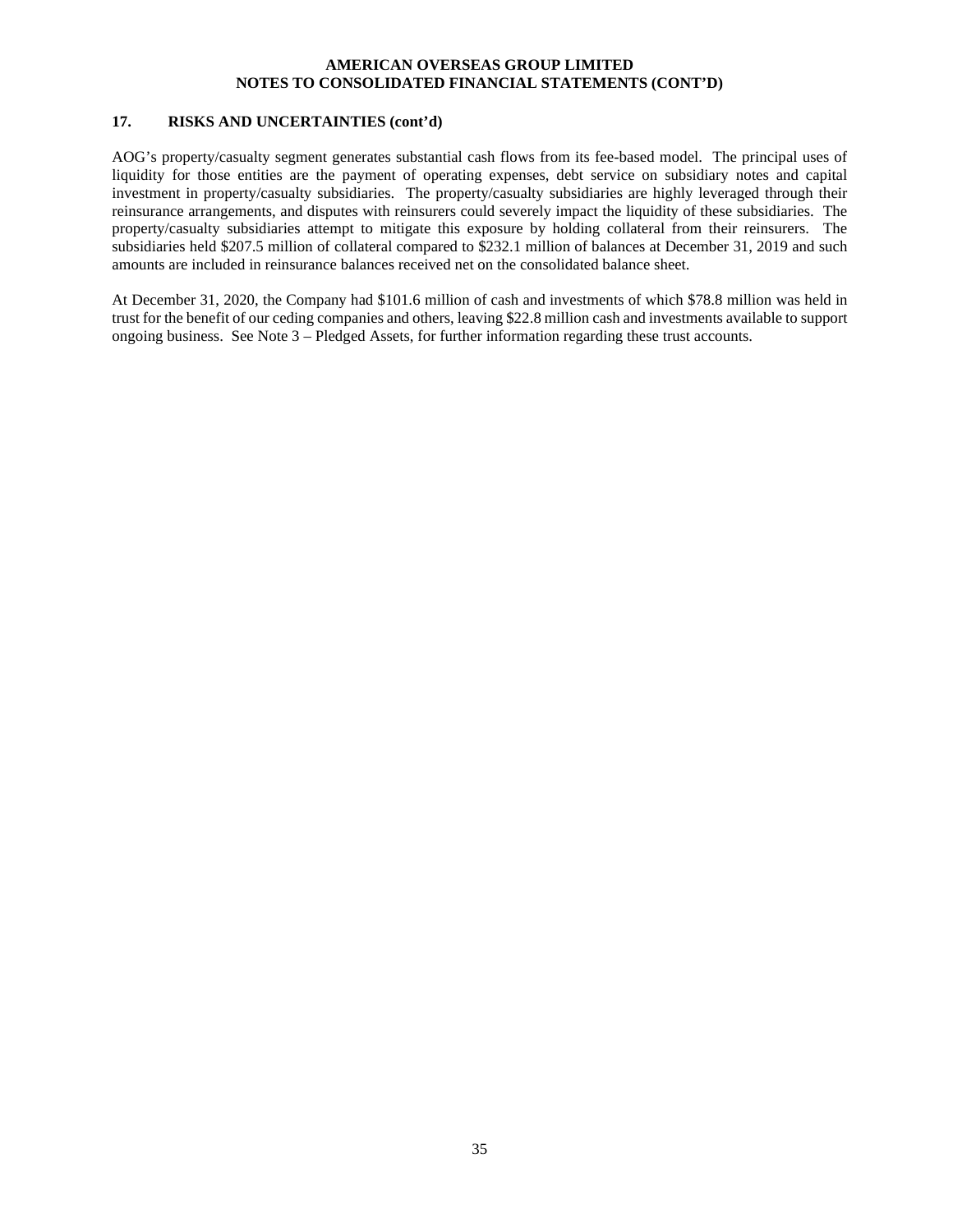### 17. RISKS AND UNCERTAINTIES (cont'd)

AOG's property/casualty segment generates substantial cash flows from its fee-based model. The principal uses of liquidity for those entities are the payment of operating expenses, debt service on subsidiary notes and capital investment in property/casualty subsidiaries. The property/casualty subsidiaries are highly leveraged through their reinsurance arrangements, and disputes with reinsurers could severely impact the liquidity of these subsidiaries. The property/casualty subsidiaries attempt to mitigate this exposure by holding collateral from their reinsurers. The subsidiaries held \$207.5 million of collateral compared to \$232.1 million of balances at December 31, 2019 and such amounts are included in reinsurance balances received net on the consolidated balance sheet.

At December 31, 2020, the Company had \$101.6 million of cash and investments of which \$78.8 million was held in trust for the benefit of our ceding companies and others, leaving \$22.8 million cash and investments available to support ongoing business. See Note 3 – Pledged Assets, for further information regarding these trust accounts.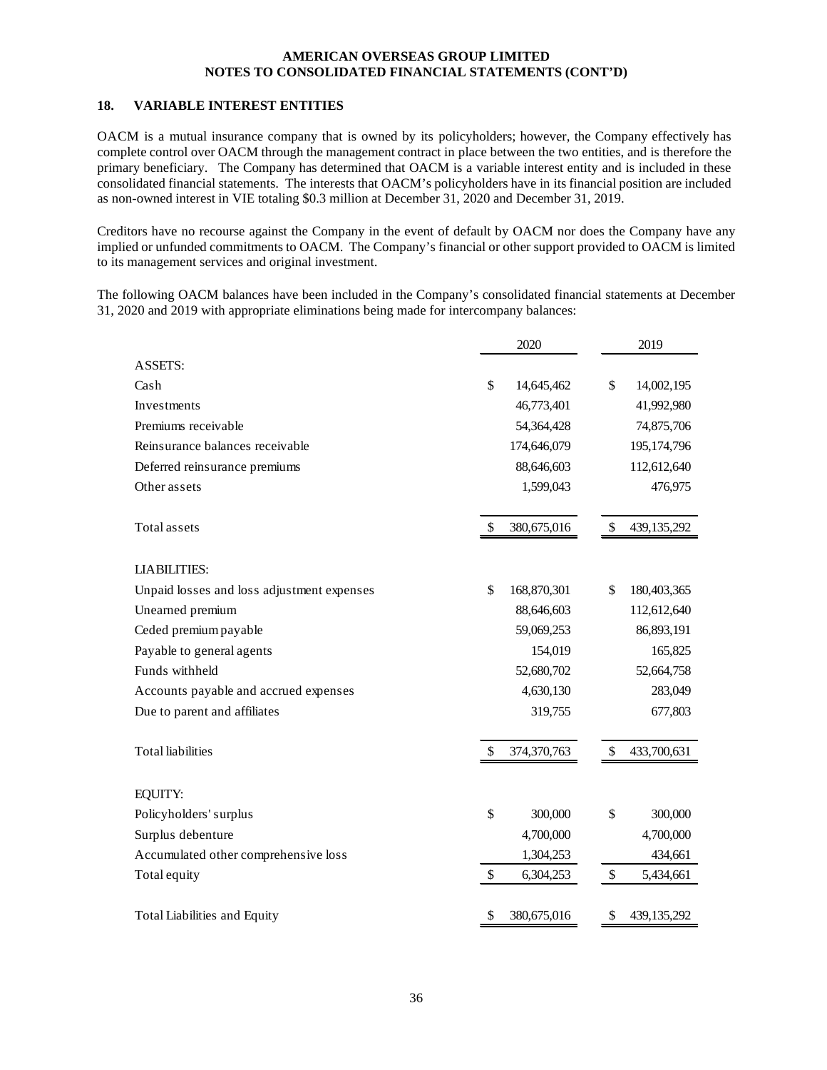**AMERICAN OVERSEAS GROUP LIMITED**
**NOTES TO CONSOLIDATED FINANCIAL STATEMENTS (CONT'D)**

## 18. VARIABLE INTEREST ENTITIES

OACM is a mutual insurance company that is owned by its policyholders; however, the Company effectively has complete control over OACM through the management contract in place between the two entities, and is therefore the primary beneficiary. The Company has determined that OACM is a variable interest entity and is included in these consolidated financial statements. The interests that OACM's policyholders have in its financial position are included as non-owned interest in VIE totaling $0.3 million at December 31, 2020 and December 31, 2019.

Creditors have no recourse against the Company in the event of default by OACM nor does the Company have any implied or unfunded commitments to OACM. The Company's financial or other support provided to OACM is limited to its management services and original investment.

The following OACM balances have been included in the Company's consolidated financial statements at December 31, 2020 and 2019 with appropriate eliminations being made for intercompany balances:

| | 2020 | 2019 |
|---|---|---|
| ASSETS: | | |
| Cash | $ 14,645,462 | $ 14,002,195 |
| Investments | 46,773,401 | 41,992,980 |
| Premiums receivable | 54,364,428 | 74,875,706 |
| Reinsurance balances receivable | 174,646,079 | 195,174,796 |
| Deferred reinsurance premiums | 88,646,603 | 112,612,640 |
| Other assets | 1,599,043 | 476,975 |
| Total assets | $ 380,675,016 | $ 439,135,292 |
| LIABILITIES: | | |
| Unpaid losses and loss adjustment expenses | $ 168,870,301 | $ 180,403,365 |
| Unearned premium | 88,646,603 | 112,612,640 |
| Ceded premium payable | 59,069,253 | 86,893,191 |
| Payable to general agents | 154,019 | 165,825 |
| Funds withheld | 52,680,702 | 52,664,758 |
| Accounts payable and accrued expenses | 4,630,130 | 283,049 |
| Due to parent and affiliates | 319,755 | 677,803 |
| Total liabilities | $ 374,370,763 | $ 433,700,631 |
| EQUITY: | | |
| Policyholders' surplus | $ 300,000 | $ 300,000 |
| Surplus debenture | 4,700,000 | 4,700,000 |
| Accumulated other comprehensive loss | 1,304,253 | 434,661 |
| Total equity | $ 6,304,253 | $ 5,434,661 |
| Total Liabilities and Equity | $ 380,675,016 | $ 439,135,292 |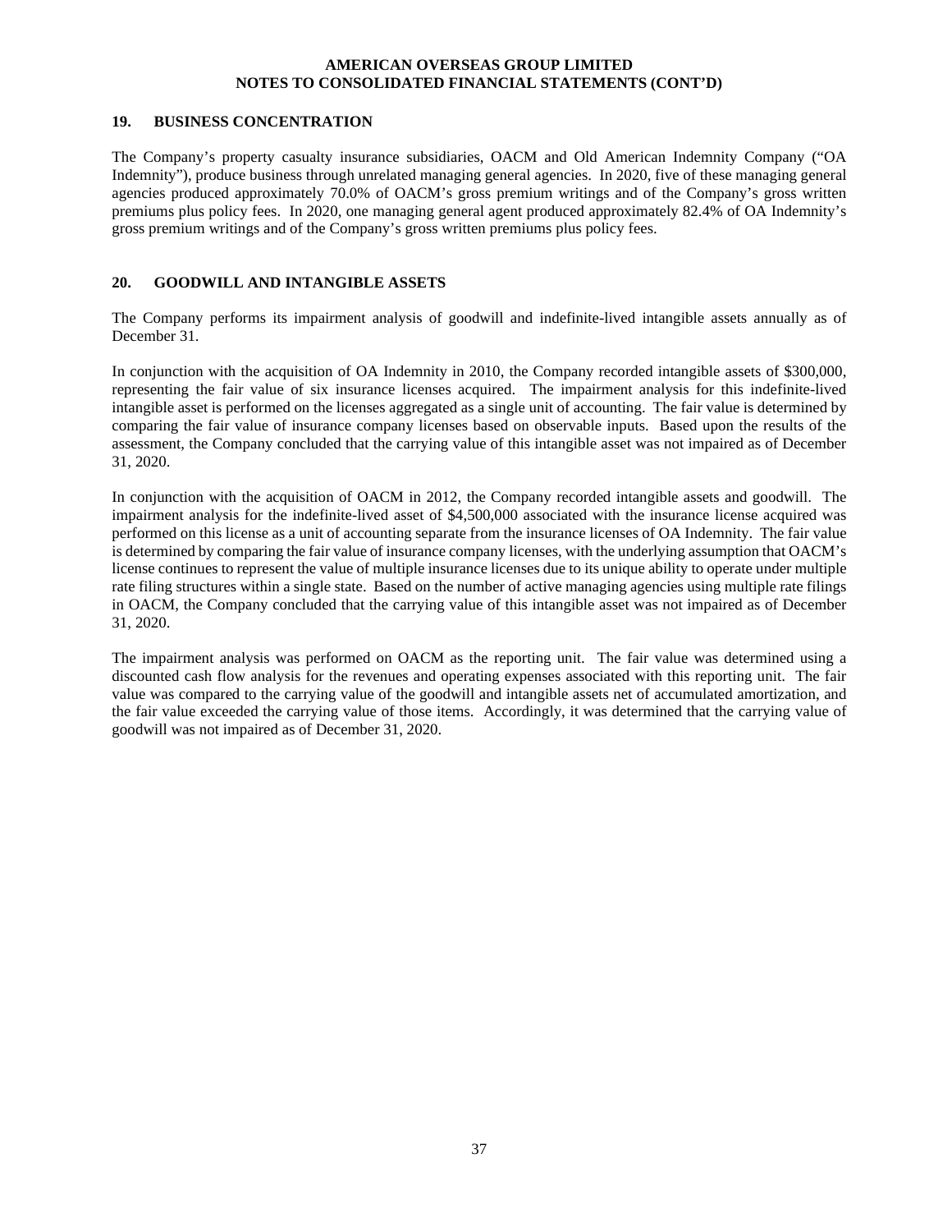## 19. BUSINESS CONCENTRATION

The Company's property casualty insurance subsidiaries, OACM and Old American Indemnity Company ("OA Indemnity"), produce business through unrelated managing general agencies. In 2020, five of these managing general agencies produced approximately 70.0% of OACM's gross premium writings and of the Company's gross written premiums plus policy fees. In 2020, one managing general agent produced approximately 82.4% of OA Indemnity's gross premium writings and of the Company's gross written premiums plus policy fees.

## 20. GOODWILL AND INTANGIBLE ASSETS

The Company performs its impairment analysis of goodwill and indefinite-lived intangible assets annually as of December 31.

In conjunction with the acquisition of OA Indemnity in 2010, the Company recorded intangible assets of $300,000, representing the fair value of six insurance licenses acquired. The impairment analysis for this indefinite-lived intangible asset is performed on the licenses aggregated as a single unit of accounting. The fair value is determined by comparing the fair value of insurance company licenses based on observable inputs. Based upon the results of the assessment, the Company concluded that the carrying value of this intangible asset was not impaired as of December 31, 2020.

In conjunction with the acquisition of OACM in 2012, the Company recorded intangible assets and goodwill. The impairment analysis for the indefinite-lived asset of $4,500,000 associated with the insurance license acquired was performed on this license as a unit of accounting separate from the insurance licenses of OA Indemnity. The fair value is determined by comparing the fair value of insurance company licenses, with the underlying assumption that OACM's license continues to represent the value of multiple insurance licenses due to its unique ability to operate under multiple rate filing structures within a single state. Based on the number of active managing agencies using multiple rate filings in OACM, the Company concluded that the carrying value of this intangible asset was not impaired as of December 31, 2020.

The impairment analysis was performed on OACM as the reporting unit. The fair value was determined using a discounted cash flow analysis for the revenues and operating expenses associated with this reporting unit. The fair value was compared to the carrying value of the goodwill and intangible assets net of accumulated amortization, and the fair value exceeded the carrying value of those items. Accordingly, it was determined that the carrying value of goodwill was not impaired as of December 31, 2020.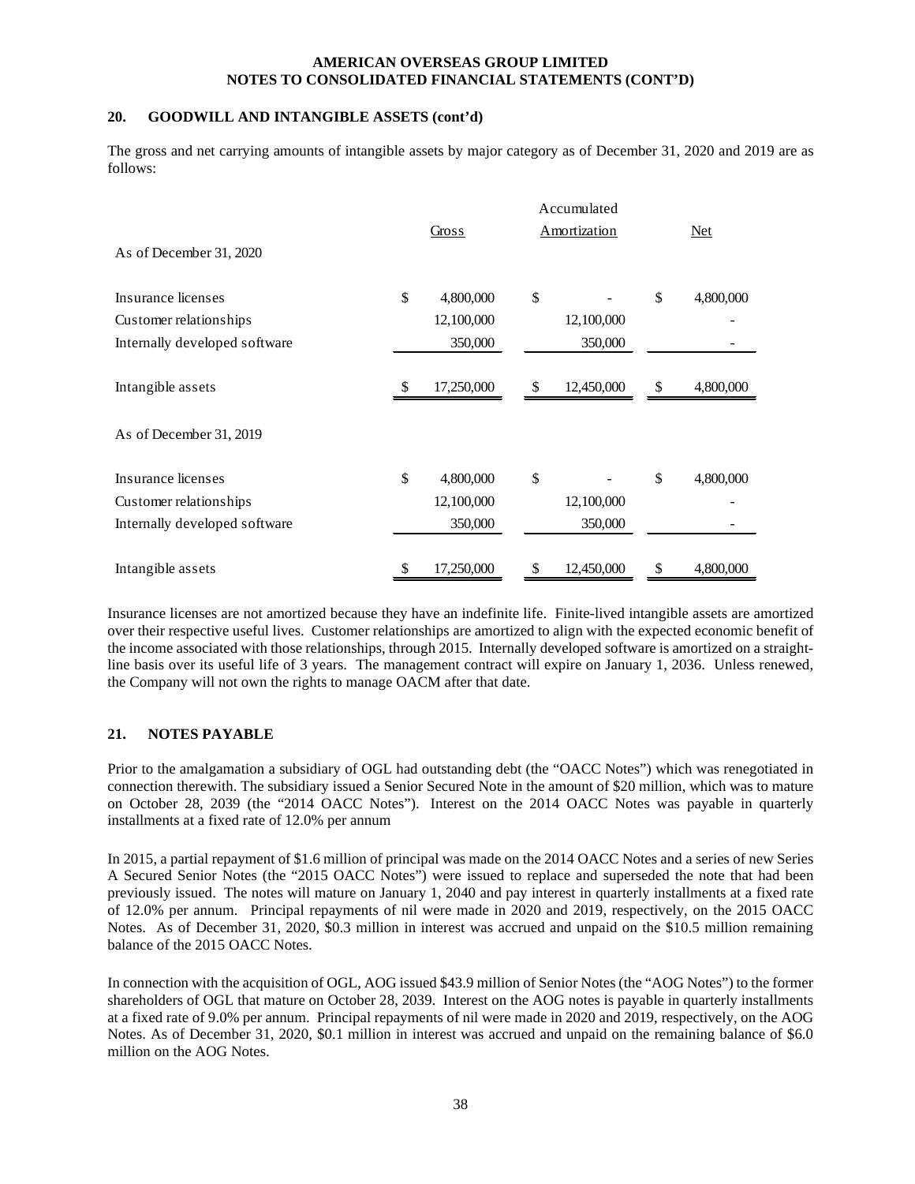## 20. GOODWILL AND INTANGIBLE ASSETS (cont'd)

The gross and net carrying amounts of intangible assets by major category as of December 31, 2020 and 2019 are as follows:

| | Gross | Accumulated Amortization | Net |
|---|---|---|---|
| **As of December 31, 2020** | | | |
| Insurance licenses | $ 4,800,000 | $ - | $ 4,800,000 |
| Customer relationships | 12,100,000 | 12,100,000 | - |
| Internally developed software | 350,000 | 350,000 | - |
| Intangible assets | $ 17,250,000 | $ 12,450,000 | $ 4,800,000 |
| **As of December 31, 2019** | | | |
| Insurance licenses | $ 4,800,000 | $ - | $ 4,800,000 |
| Customer relationships | 12,100,000 | 12,100,000 | - |
| Internally developed software | 350,000 | 350,000 | - |
| Intangible assets | $ 17,250,000 | $ 12,450,000 | $ 4,800,000 |

Insurance licenses are not amortized because they have an indefinite life. Finite-lived intangible assets are amortized over their respective useful lives. Customer relationships are amortized to align with the expected economic benefit of the income associated with those relationships, through 2015. Internally developed software is amortized on a straight-line basis over its useful life of 3 years. The management contract will expire on January 1, 2036. Unless renewed, the Company will not own the rights to manage OACM after that date.

## 21. NOTES PAYABLE

Prior to the amalgamation a subsidiary of OGL had outstanding debt (the "OACC Notes") which was renegotiated in connection therewith. The subsidiary issued a Senior Secured Note in the amount of $20 million, which was to mature on October 28, 2039 (the "2014 OACC Notes"). Interest on the 2014 OACC Notes was payable in quarterly installments at a fixed rate of 12.0% per annum

In 2015, a partial repayment of $1.6 million of principal was made on the 2014 OACC Notes and a series of new Series A Secured Senior Notes (the "2015 OACC Notes") were issued to replace and superseded the note that had been previously issued. The notes will mature on January 1, 2040 and pay interest in quarterly installments at a fixed rate of 12.0% per annum. Principal repayments of nil were made in 2020 and 2019, respectively, on the 2015 OACC Notes. As of December 31, 2020, $0.3 million in interest was accrued and unpaid on the $10.5 million remaining balance of the 2015 OACC Notes.

In connection with the acquisition of OGL, AOG issued $43.9 million of Senior Notes (the "AOG Notes") to the former shareholders of OGL that mature on October 28, 2039. Interest on the AOG notes is payable in quarterly installments at a fixed rate of 9.0% per annum. Principal repayments of nil were made in 2020 and 2019, respectively, on the AOG Notes. As of December 31, 2020, $0.1 million in interest was accrued and unpaid on the remaining balance of $6.0 million on the AOG Notes.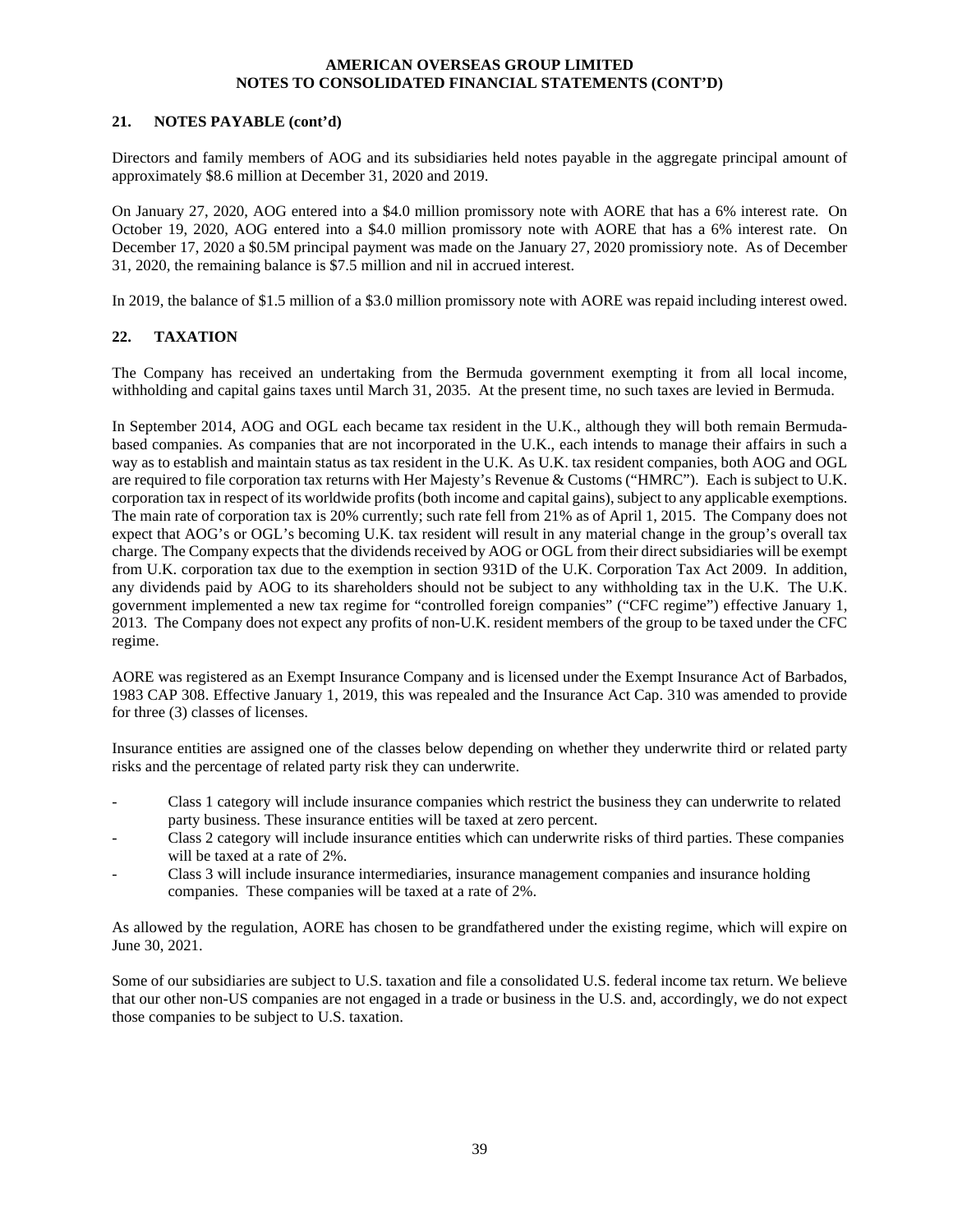## 21. NOTES PAYABLE (cont'd)

Directors and family members of AOG and its subsidiaries held notes payable in the aggregate principal amount of approximately $8.6 million at December 31, 2020 and 2019.

On January 27, 2020, AOG entered into a $4.0 million promissory note with AORE that has a 6% interest rate. On October 19, 2020, AOG entered into a $4.0 million promissory note with AORE that has a 6% interest rate. On December 17, 2020 a $0.5M principal payment was made on the January 27, 2020 promissiory note. As of December 31, 2020, the remaining balance is $7.5 million and nil in accrued interest.

In 2019, the balance of $1.5 million of a $3.0 million promissory note with AORE was repaid including interest owed.

## 22. TAXATION

The Company has received an undertaking from the Bermuda government exempting it from all local income, withholding and capital gains taxes until March 31, 2035. At the present time, no such taxes are levied in Bermuda.

In September 2014, AOG and OGL each became tax resident in the U.K., although they will both remain Bermuda-based companies. As companies that are not incorporated in the U.K., each intends to manage their affairs in such a way as to establish and maintain status as tax resident in the U.K. As U.K. tax resident companies, both AOG and OGL are required to file corporation tax returns with Her Majesty's Revenue & Customs ("HMRC"). Each is subject to U.K. corporation tax in respect of its worldwide profits (both income and capital gains), subject to any applicable exemptions. The main rate of corporation tax is 20% currently; such rate fell from 21% as of April 1, 2015. The Company does not expect that AOG's or OGL's becoming U.K. tax resident will result in any material change in the group's overall tax charge. The Company expects that the dividends received by AOG or OGL from their direct subsidiaries will be exempt from U.K. corporation tax due to the exemption in section 931D of the U.K. Corporation Tax Act 2009. In addition, any dividends paid by AOG to its shareholders should not be subject to any withholding tax in the U.K. The U.K. government implemented a new tax regime for "controlled foreign companies" ("CFC regime") effective January 1, 2013. The Company does not expect any profits of non-U.K. resident members of the group to be taxed under the CFC regime.

AORE was registered as an Exempt Insurance Company and is licensed under the Exempt Insurance Act of Barbados, 1983 CAP 308. Effective January 1, 2019, this was repealed and the Insurance Act Cap. 310 was amended to provide for three (3) classes of licenses.

Insurance entities are assigned one of the classes below depending on whether they underwrite third or related party risks and the percentage of related party risk they can underwrite.

- Class 1 category will include insurance companies which restrict the business they can underwrite to related party business. These insurance entities will be taxed at zero percent.
- Class 2 category will include insurance entities which can underwrite risks of third parties. These companies will be taxed at a rate of 2%.
- Class 3 will include insurance intermediaries, insurance management companies and insurance holding companies. These companies will be taxed at a rate of 2%.

As allowed by the regulation, AORE has chosen to be grandfathered under the existing regime, which will expire on June 30, 2021.

Some of our subsidiaries are subject to U.S. taxation and file a consolidated U.S. federal income tax return. We believe that our other non-US companies are not engaged in a trade or business in the U.S. and, accordingly, we do not expect those companies to be subject to U.S. taxation.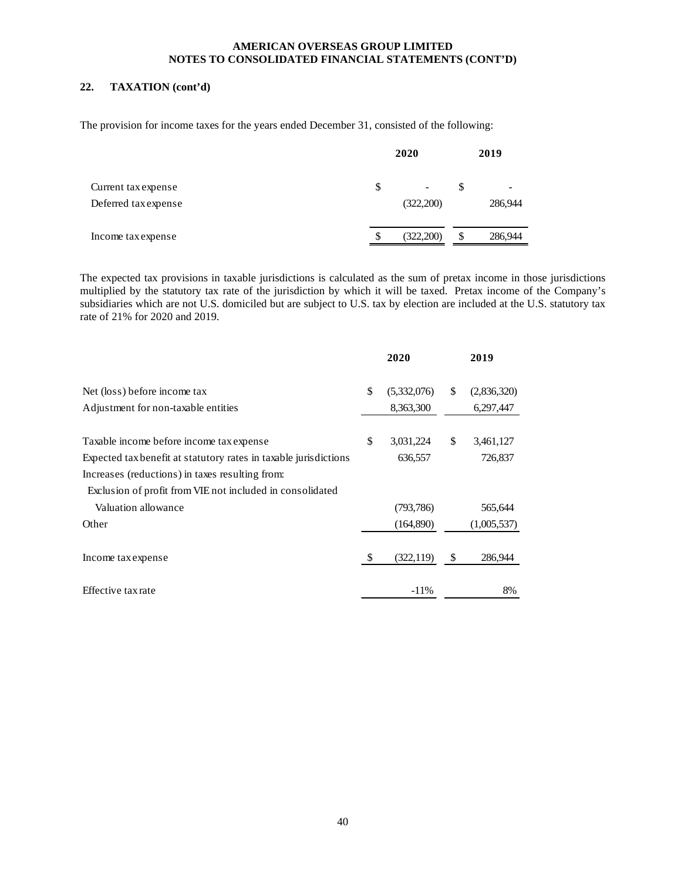**AMERICAN OVERSEAS GROUP LIMITED**
**NOTES TO CONSOLIDATED FINANCIAL STATEMENTS (CONT'D)**

## 22. TAXATION (cont'd)

The provision for income taxes for the years ended December 31, consisted of the following:

| | 2020 | 2019 |
|---|---|---|
| Current tax expense | $ - | $ - |
| Deferred tax expense | (322,200) | 286,944 |
| Income tax expense | $ (322,200) | $ 286,944 |

The expected tax provisions in taxable jurisdictions is calculated as the sum of pretax income in those jurisdictions multiplied by the statutory tax rate of the jurisdiction by which it will be taxed. Pretax income of the Company's subsidiaries which are not U.S. domiciled but are subject to U.S. tax by election are included at the U.S. statutory tax rate of 21% for 2020 and 2019.

| | 2020 | 2019 |
|---|---|---|
| Net (loss) before income tax | $ (5,332,076) | $ (2,836,320) |
| Adjustment for non-taxable entities | 8,363,300 | 6,297,447 |
| Taxable income before income tax expense | $ 3,031,224 | $ 3,461,127 |
| Expected tax benefit at statutory rates in taxable jurisdictions | 636,557 | 726,837 |
| Increases (reductions) in taxes resulting from: | | |
| Exclusion of profit from VIE not included in consolidated | | |
| Valuation allowance | (793,786) | 565,644 |
| Other | (164,890) | (1,005,537) |
| Income tax expense | $ (322,119) | $ 286,944 |
| Effective tax rate | -11% | 8% |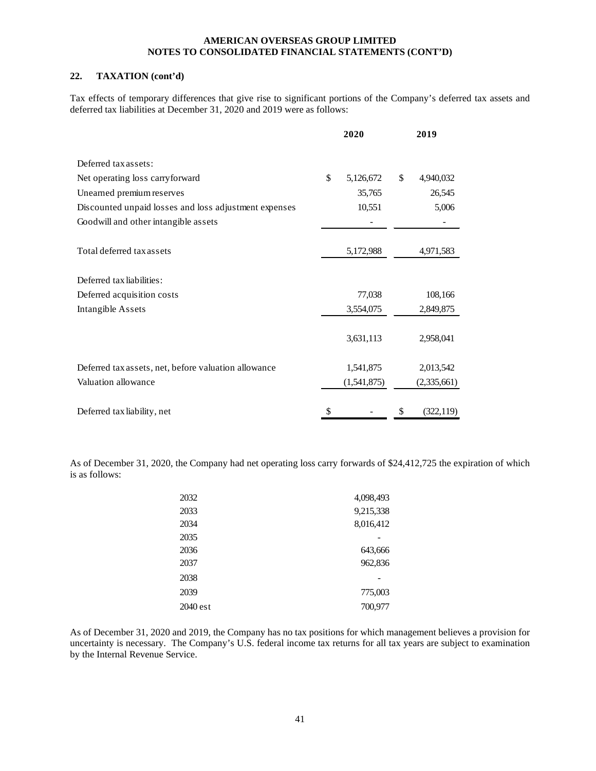**AMERICAN OVERSEAS GROUP LIMITED**
**NOTES TO CONSOLIDATED FINANCIAL STATEMENTS (CONT'D)**

## 22. TAXATION (cont'd)

Tax effects of temporary differences that give rise to significant portions of the Company's deferred tax assets and deferred tax liabilities at December 31, 2020 and 2019 were as follows:

| | 2020 | 2019 |
|---|---|---|
| Deferred tax assets: | | |
| Net operating loss carryforward | $ 5,126,672 | $ 4,940,032 |
| Unearned premium reserves | 35,765 | 26,545 |
| Discounted unpaid losses and loss adjustment expenses | 10,551 | 5,006 |
| Goodwill and other intangible assets | - | - |
| Total deferred tax assets | 5,172,988 | 4,971,583 |
| Deferred tax liabilities: | | |
| Deferred acquisition costs | 77,038 | 108,166 |
| Intangible Assets | 3,554,075 | 2,849,875 |
| | 3,631,113 | 2,958,041 |
| Deferred tax assets, net, before valuation allowance | 1,541,875 | 2,013,542 |
| Valuation allowance | (1,541,875) | (2,335,661) |
| Deferred tax liability, net | $ - | $ (322,119) |

As of December 31, 2020, the Company had net operating loss carry forwards of $24,412,725 the expiration of which is as follows:

| | |
|---|---|
| 2032 | 4,098,493 |
| 2033 | 9,215,338 |
| 2034 | 8,016,412 |
| 2035 | - |
| 2036 | 643,666 |
| 2037 | 962,836 |
| 2038 | - |
| 2039 | 775,003 |
| 2040 est | 700,977 |

As of December 31, 2020 and 2019, the Company has no tax positions for which management believes a provision for uncertainty is necessary. The Company's U.S. federal income tax returns for all tax years are subject to examination by the Internal Revenue Service.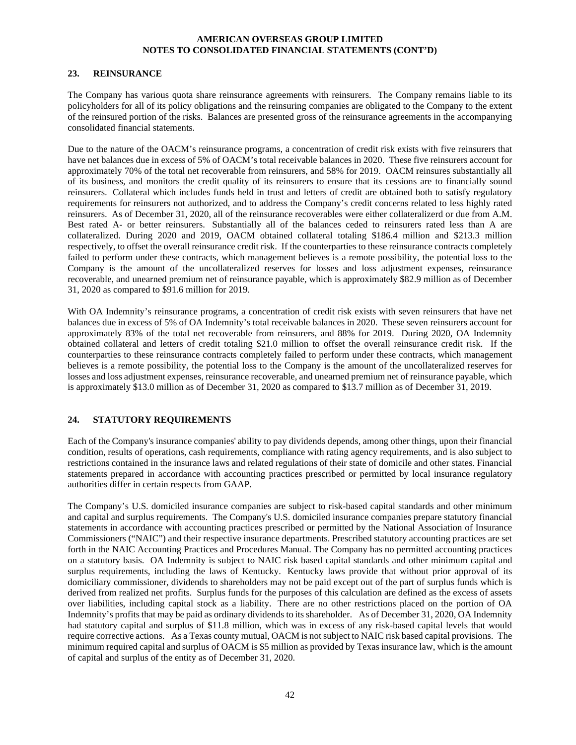## 23. REINSURANCE

The Company has various quota share reinsurance agreements with reinsurers. The Company remains liable to its policyholders for all of its policy obligations and the reinsuring companies are obligated to the Company to the extent of the reinsured portion of the risks. Balances are presented gross of the reinsurance agreements in the accompanying consolidated financial statements.

Due to the nature of the OACM's reinsurance programs, a concentration of credit risk exists with five reinsurers that have net balances due in excess of 5% of OACM's total receivable balances in 2020. These five reinsurers account for approximately 70% of the total net recoverable from reinsurers, and 58% for 2019. OACM reinsures substantially all of its business, and monitors the credit quality of its reinsurers to ensure that its cessions are to financially sound reinsurers. Collateral which includes funds held in trust and letters of credit are obtained both to satisfy regulatory requirements for reinsurers not authorized, and to address the Company's credit concerns related to less highly rated reinsurers. As of December 31, 2020, all of the reinsurance recoverables were either collateralizerd or due from A.M. Best rated A- or better reinsurers. Substantially all of the balances ceded to reinsurers rated less than A are collateralized. During 2020 and 2019, OACM obtained collateral totaling $186.4 million and $213.3 million respectively, to offset the overall reinsurance credit risk. If the counterparties to these reinsurance contracts completely failed to perform under these contracts, which management believes is a remote possibility, the potential loss to the Company is the amount of the uncollateralized reserves for losses and loss adjustment expenses, reinsurance recoverable, and unearned premium net of reinsurance payable, which is approximately $82.9 million as of December 31, 2020 as compared to $91.6 million for 2019.

With OA Indemnity's reinsurance programs, a concentration of credit risk exists with seven reinsurers that have net balances due in excess of 5% of OA Indemnity's total receivable balances in 2020. These seven reinsurers account for approximately 83% of the total net recoverable from reinsurers, and 88% for 2019. During 2020, OA Indemnity obtained collateral and letters of credit totaling $21.0 million to offset the overall reinsurance credit risk. If the counterparties to these reinsurance contracts completely failed to perform under these contracts, which management believes is a remote possibility, the potential loss to the Company is the amount of the uncollateralized reserves for losses and loss adjustment expenses, reinsurance recoverable, and unearned premium net of reinsurance payable, which is approximately $13.0 million as of December 31, 2020 as compared to $13.7 million as of December 31, 2019.

## 24. STATUTORY REQUIREMENTS

Each of the Company's insurance companies' ability to pay dividends depends, among other things, upon their financial condition, results of operations, cash requirements, compliance with rating agency requirements, and is also subject to restrictions contained in the insurance laws and related regulations of their state of domicile and other states. Financial statements prepared in accordance with accounting practices prescribed or permitted by local insurance regulatory authorities differ in certain respects from GAAP.

The Company's U.S. domiciled insurance companies are subject to risk-based capital standards and other minimum and capital and surplus requirements. The Company's U.S. domiciled insurance companies prepare statutory financial statements in accordance with accounting practices prescribed or permitted by the National Association of Insurance Commissioners ("NAIC") and their respective insurance departments. Prescribed statutory accounting practices are set forth in the NAIC Accounting Practices and Procedures Manual. The Company has no permitted accounting practices on a statutory basis. OA Indemnity is subject to NAIC risk based capital standards and other minimum capital and surplus requirements, including the laws of Kentucky. Kentucky laws provide that without prior approval of its domiciliary commissioner, dividends to shareholders may not be paid except out of the part of surplus funds which is derived from realized net profits. Surplus funds for the purposes of this calculation are defined as the excess of assets over liabilities, including capital stock as a liability. There are no other restrictions placed on the portion of OA Indemnity's profits that may be paid as ordinary dividends to its shareholder. As of December 31, 2020, OA Indemnity had statutory capital and surplus of $11.8 million, which was in excess of any risk-based capital levels that would require corrective actions. As a Texas county mutual, OACM is not subject to NAIC risk based capital provisions. The minimum required capital and surplus of OACM is $5 million as provided by Texas insurance law, which is the amount of capital and surplus of the entity as of December 31, 2020.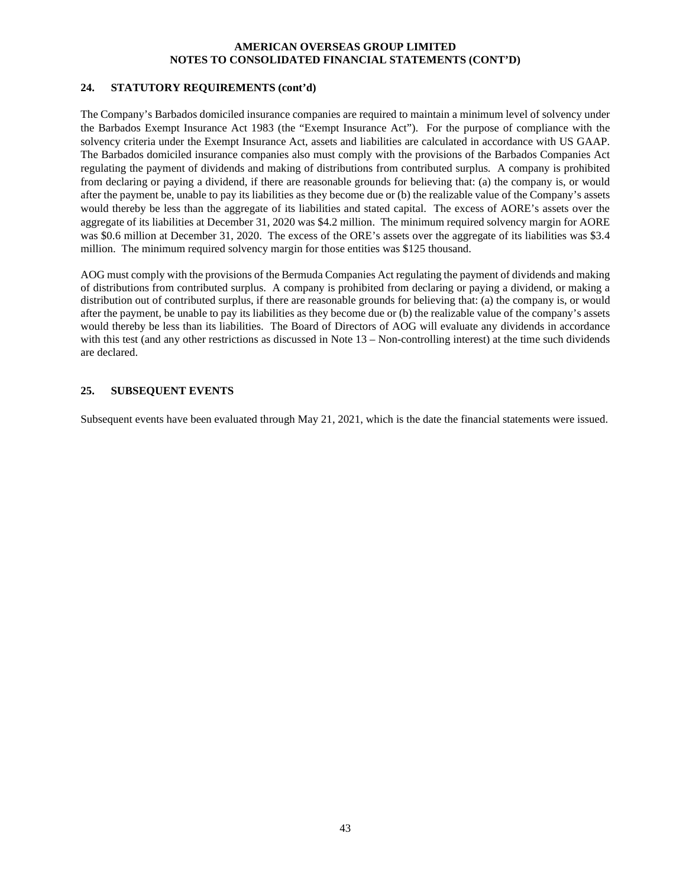## 24. STATUTORY REQUIREMENTS (cont'd)

The Company's Barbados domiciled insurance companies are required to maintain a minimum level of solvency under the Barbados Exempt Insurance Act 1983 (the "Exempt Insurance Act"). For the purpose of compliance with the solvency criteria under the Exempt Insurance Act, assets and liabilities are calculated in accordance with US GAAP. The Barbados domiciled insurance companies also must comply with the provisions of the Barbados Companies Act regulating the payment of dividends and making of distributions from contributed surplus. A company is prohibited from declaring or paying a dividend, if there are reasonable grounds for believing that: (a) the company is, or would after the payment be, unable to pay its liabilities as they become due or (b) the realizable value of the Company's assets would thereby be less than the aggregate of its liabilities and stated capital. The excess of AORE's assets over the aggregate of its liabilities at December 31, 2020 was $4.2 million. The minimum required solvency margin for AORE was $0.6 million at December 31, 2020. The excess of the ORE's assets over the aggregate of its liabilities was $3.4 million. The minimum required solvency margin for those entities was $125 thousand.

AOG must comply with the provisions of the Bermuda Companies Act regulating the payment of dividends and making of distributions from contributed surplus. A company is prohibited from declaring or paying a dividend, or making a distribution out of contributed surplus, if there are reasonable grounds for believing that: (a) the company is, or would after the payment, be unable to pay its liabilities as they become due or (b) the realizable value of the company's assets would thereby be less than its liabilities. The Board of Directors of AOG will evaluate any dividends in accordance with this test (and any other restrictions as discussed in Note 13 – Non-controlling interest) at the time such dividends are declared.

## 25. SUBSEQUENT EVENTS

Subsequent events have been evaluated through May 21, 2021, which is the date the financial statements were issued.